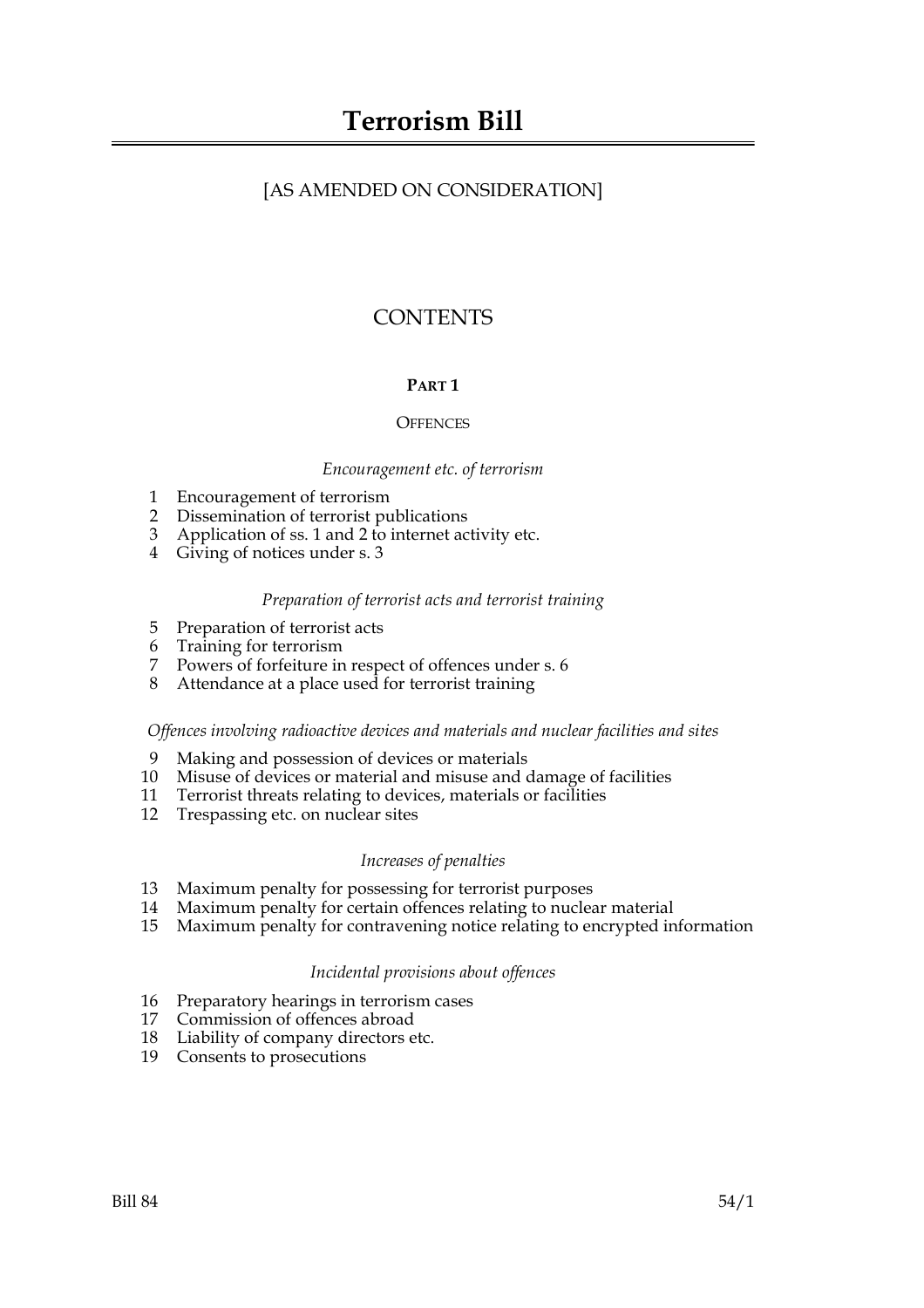# Terrorism Bill

[AS AMENDED ON CONSIDERATION]

## CONTENTS

### PART 1

### OFFENCES

*Encouragement etc. of terrorism*

1 Encouragement of terrorism
2 Dissemination of terrorist publications
3 Application of ss. 1 and 2 to internet activity etc.
4 Giving of notices under s. 3

*Preparation of terrorist acts and terrorist training*

5 Preparation of terrorist acts
6 Training for terrorism
7 Powers of forfeiture in respect of offences under s. 6
8 Attendance at a place used for terrorist training

*Offences involving radioactive devices and materials and nuclear facilities and sites*

9 Making and possession of devices or materials
10 Misuse of devices or material and misuse and damage of facilities
11 Terrorist threats relating to devices, materials or facilities
12 Trespassing etc. on nuclear sites

*Increases of penalties*

13 Maximum penalty for possessing for terrorist purposes
14 Maximum penalty for certain offences relating to nuclear material
15 Maximum penalty for contravening notice relating to encrypted information

*Incidental provisions about offences*

16 Preparatory hearings in terrorism cases
17 Commission of offences abroad
18 Liability of company directors etc.
19 Consents to prosecutions

Bill 84 54/1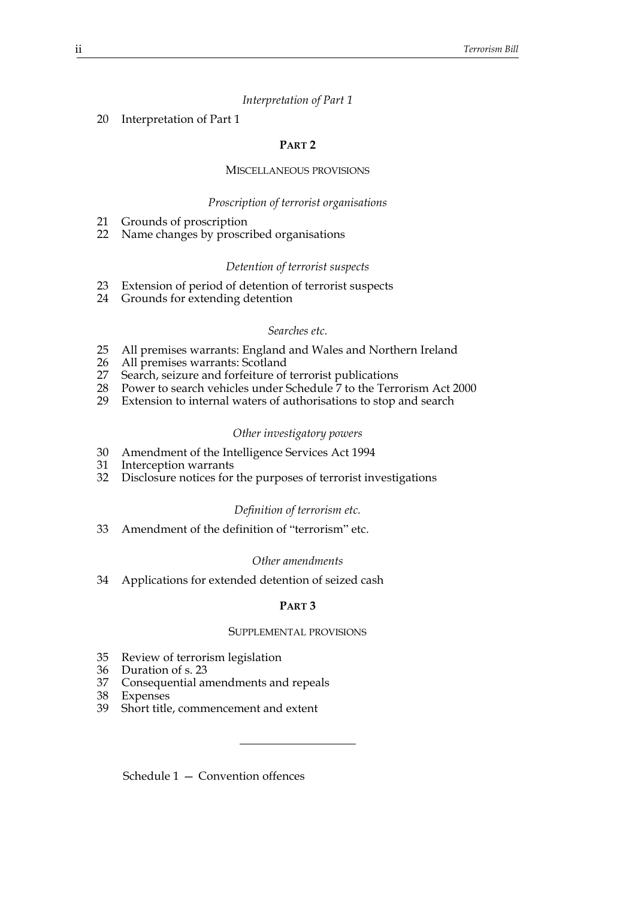*Interpretation of Part 1*

20 Interpretation of Part 1

## PART 2

### MISCELLANEOUS PROVISIONS

*Proscription of terrorist organisations*

21 Grounds of proscription
22 Name changes by proscribed organisations

*Detention of terrorist suspects*

23 Extension of period of detention of terrorist suspects
24 Grounds for extending detention

*Searches etc.*

25 All premises warrants: England and Wales and Northern Ireland
26 All premises warrants: Scotland
27 Search, seizure and forfeiture of terrorist publications
28 Power to search vehicles under Schedule 7 to the Terrorism Act 2000
29 Extension to internal waters of authorisations to stop and search

*Other investigatory powers*

30 Amendment of the Intelligence Services Act 1994
31 Interception warrants
32 Disclosure notices for the purposes of terrorist investigations

*Definition of terrorism etc.*

33 Amendment of the definition of "terrorism" etc.

*Other amendments*

34 Applications for extended detention of seized cash

## PART 3

### SUPPLEMENTAL PROVISIONS

35 Review of terrorism legislation
36 Duration of s. 23
37 Consequential amendments and repeals
38 Expenses
39 Short title, commencement and extent

---

Schedule 1 — Convention offences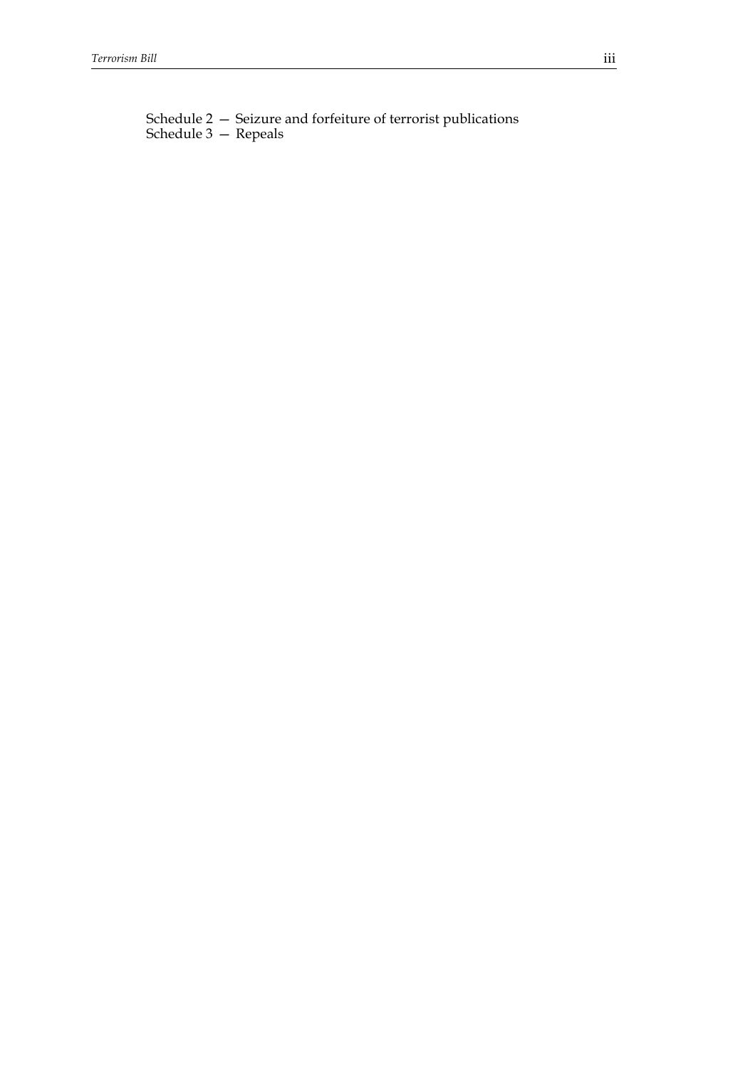Schedule 2 — Seizure and forfeiture of terrorist publications
Schedule 3 — Repeals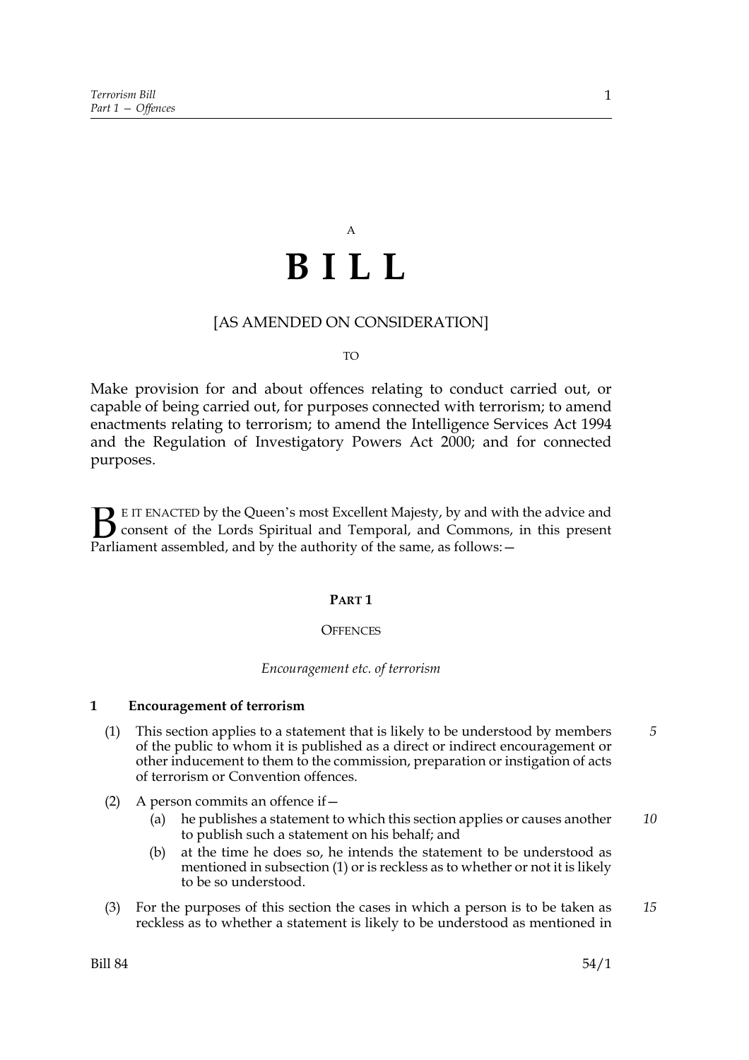A

# B I L L

[AS AMENDED ON CONSIDERATION]

TO

Make provision for and about offences relating to conduct carried out, or capable of being carried out, for purposes connected with terrorism; to amend enactments relating to terrorism; to amend the Intelligence Services Act 1994 and the Regulation of Investigatory Powers Act 2000; and for connected purposes.

BE IT ENACTED by the Queen's most Excellent Majesty, by and with the advice and consent of the Lords Spiritual and Temporal, and Commons, in this present Parliament assembled, and by the authority of the same, as follows:—

## PART 1

### OFFENCES

*Encouragement etc. of terrorism*

**1 Encouragement of terrorism**

(1) This section applies to a statement that is likely to be understood by members of the public to whom it is published as a direct or indirect encouragement or other inducement to them to the commission, preparation or instigation of acts of terrorism or Convention offences.

(2) A person commits an offence if—

(a) he publishes a statement to which this section applies or causes another to publish such a statement on his behalf; and

(b) at the time he does so, he intends the statement to be understood as mentioned in subsection (1) or is reckless as to whether or not it is likely to be so understood.

(3) For the purposes of this section the cases in which a person is to be taken as reckless as to whether a statement is likely to be understood as mentioned in

Bill 84 54/1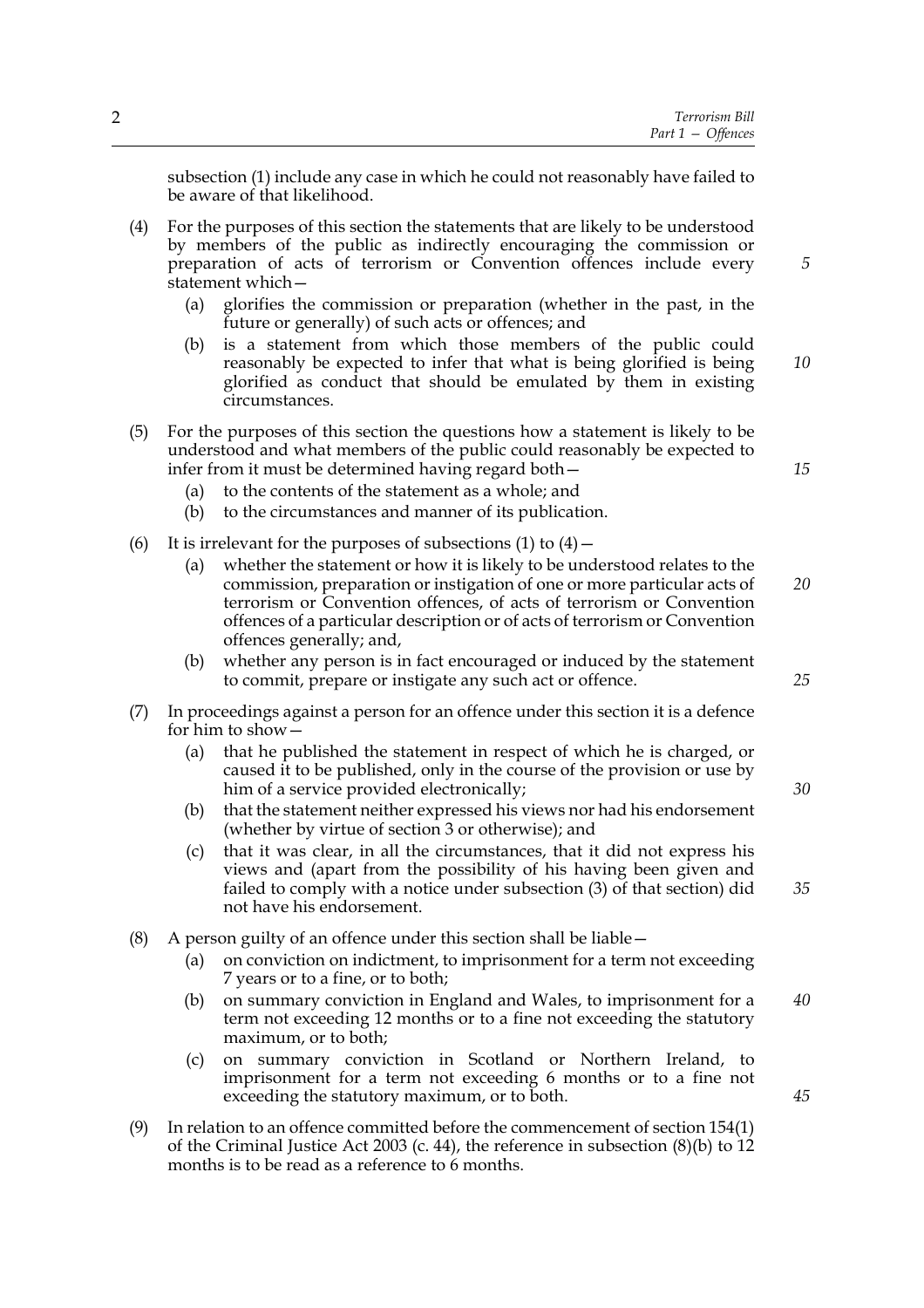subsection (1) include any case in which he could not reasonably have failed to be aware of that likelihood.

(4) For the purposes of this section the statements that are likely to be understood by members of the public as indirectly encouraging the commission or preparation of acts of terrorism or Convention offences include every statement which—

(a) glorifies the commission or preparation (whether in the past, in the future or generally) of such acts or offences; and

(b) is a statement from which those members of the public could reasonably be expected to infer that what is being glorified is being glorified as conduct that should be emulated by them in existing circumstances.

(5) For the purposes of this section the questions how a statement is likely to be understood and what members of the public could reasonably be expected to infer from it must be determined having regard both—

(a) to the contents of the statement as a whole; and

(b) to the circumstances and manner of its publication.

(6) It is irrelevant for the purposes of subsections (1) to (4)—

(a) whether the statement or how it is likely to be understood relates to the commission, preparation or instigation of one or more particular acts of terrorism or Convention offences, of acts of terrorism or Convention offences of a particular description or of acts of terrorism or Convention offences generally; and,

(b) whether any person is in fact encouraged or induced by the statement to commit, prepare or instigate any such act or offence.

(7) In proceedings against a person for an offence under this section it is a defence for him to show—

(a) that he published the statement in respect of which he is charged, or caused it to be published, only in the course of the provision or use by him of a service provided electronically;

(b) that the statement neither expressed his views nor had his endorsement (whether by virtue of section 3 or otherwise); and

(c) that it was clear, in all the circumstances, that it did not express his views and (apart from the possibility of his having been given and failed to comply with a notice under subsection (3) of that section) did not have his endorsement.

(8) A person guilty of an offence under this section shall be liable—

(a) on conviction on indictment, to imprisonment for a term not exceeding 7 years or to a fine, or to both;

(b) on summary conviction in England and Wales, to imprisonment for a term not exceeding 12 months or to a fine not exceeding the statutory maximum, or to both;

(c) on summary conviction in Scotland or Northern Ireland, to imprisonment for a term not exceeding 6 months or to a fine not exceeding the statutory maximum, or to both.

(9) In relation to an offence committed before the commencement of section 154(1) of the Criminal Justice Act 2003 (c. 44), the reference in subsection (8)(b) to 12 months is to be read as a reference to 6 months.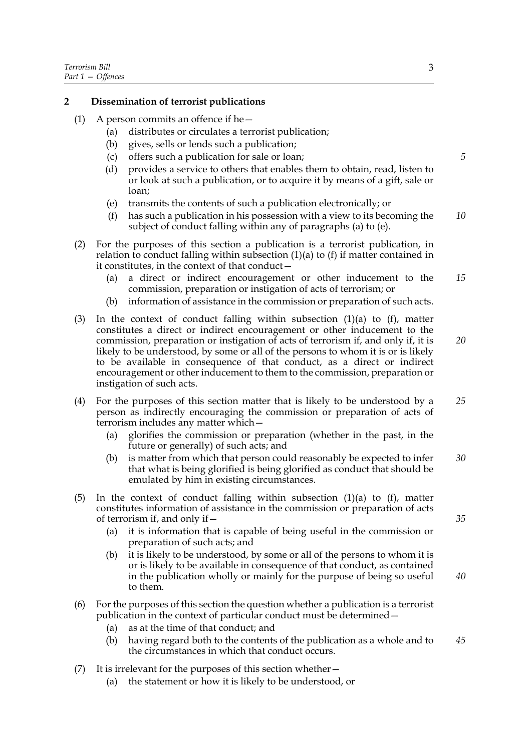## 2 Dissemination of terrorist publications

(1) A person commits an offence if he—

- (a) distributes or circulates a terrorist publication;
- (b) gives, sells or lends such a publication;
- (c) offers such a publication for sale or loan;
- (d) provides a service to others that enables them to obtain, read, listen to or look at such a publication, or to acquire it by means of a gift, sale or loan;
- (e) transmits the contents of such a publication electronically; or
- (f) has such a publication in his possession with a view to its becoming the subject of conduct falling within any of paragraphs (a) to (e).

(2) For the purposes of this section a publication is a terrorist publication, in relation to conduct falling within subsection (1)(a) to (f) if matter contained in it constitutes, in the context of that conduct—

- (a) a direct or indirect encouragement or other inducement to the commission, preparation or instigation of acts of terrorism; or
- (b) information of assistance in the commission or preparation of such acts.

(3) In the context of conduct falling within subsection (1)(a) to (f), matter constitutes a direct or indirect encouragement or other inducement to the commission, preparation or instigation of acts of terrorism if, and only if, it is likely to be understood, by some or all of the persons to whom it is or is likely to be available in consequence of that conduct, as a direct or indirect encouragement or other inducement to them to the commission, preparation or instigation of such acts.

(4) For the purposes of this section matter that is likely to be understood by a person as indirectly encouraging the commission or preparation of acts of terrorism includes any matter which—

- (a) glorifies the commission or preparation (whether in the past, in the future or generally) of such acts; and
- (b) is matter from which that person could reasonably be expected to infer that what is being glorified is being glorified as conduct that should be emulated by him in existing circumstances.

(5) In the context of conduct falling within subsection (1)(a) to (f), matter constitutes information of assistance in the commission or preparation of acts of terrorism if, and only if—

- (a) it is information that is capable of being useful in the commission or preparation of such acts; and
- (b) it is likely to be understood, by some or all of the persons to whom it is or is likely to be available in consequence of that conduct, as contained in the publication wholly or mainly for the purpose of being so useful to them.

(6) For the purposes of this section the question whether a publication is a terrorist publication in the context of particular conduct must be determined—

- (a) as at the time of that conduct; and
- (b) having regard both to the contents of the publication as a whole and to the circumstances in which that conduct occurs.

(7) It is irrelevant for the purposes of this section whether—

- (a) the statement or how it is likely to be understood, or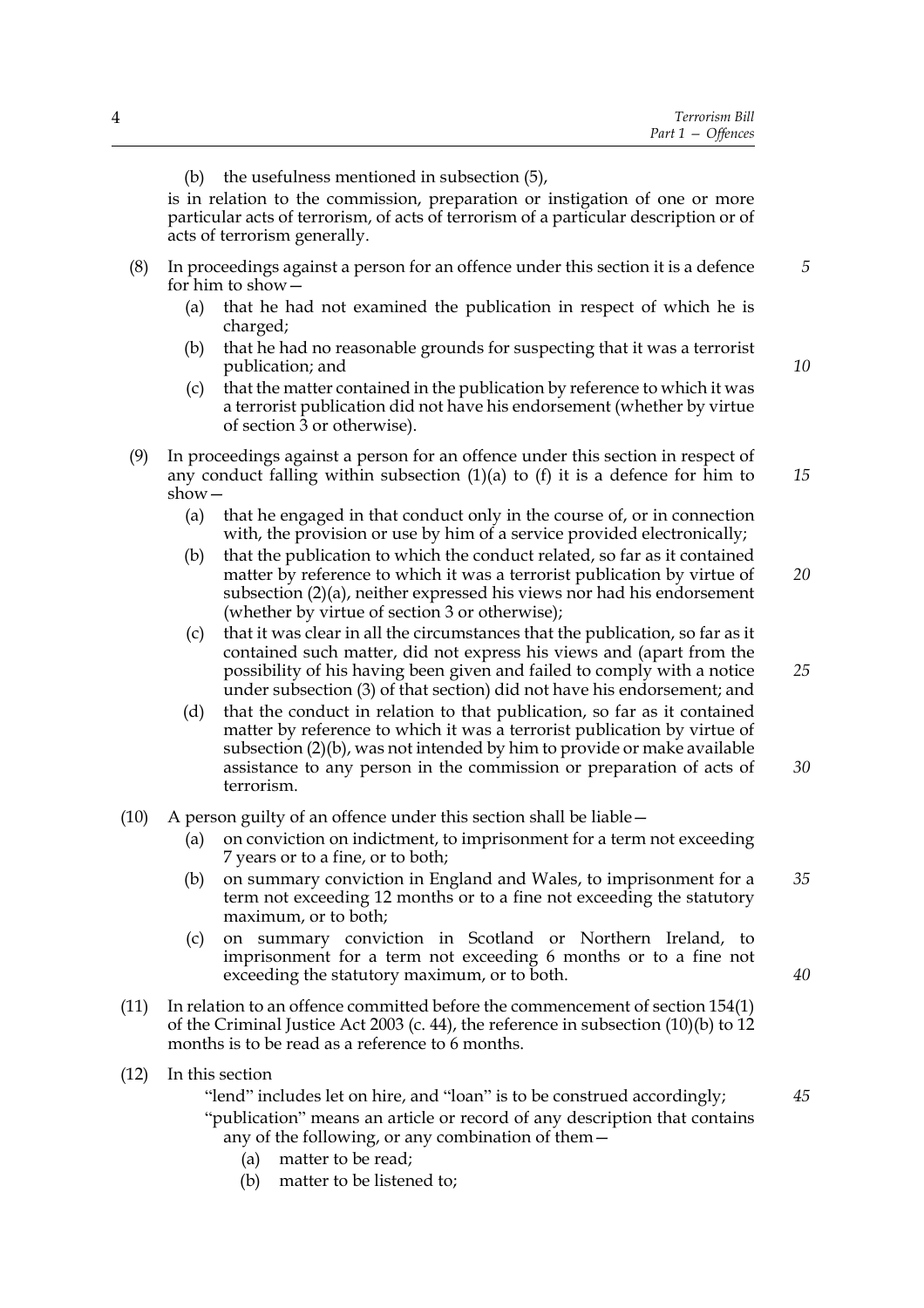(b) the usefulness mentioned in subsection (5),

is in relation to the commission, preparation or instigation of one or more particular acts of terrorism, of acts of terrorism of a particular description or of acts of terrorism generally.

(8) In proceedings against a person for an offence under this section it is a defence for him to show—

(a) that he had not examined the publication in respect of which he is charged;

(b) that he had no reasonable grounds for suspecting that it was a terrorist publication; and

(c) that the matter contained in the publication by reference to which it was a terrorist publication did not have his endorsement (whether by virtue of section 3 or otherwise).

(9) In proceedings against a person for an offence under this section in respect of any conduct falling within subsection (1)(a) to (f) it is a defence for him to show—

(a) that he engaged in that conduct only in the course of, or in connection with, the provision or use by him of a service provided electronically;

(b) that the publication to which the conduct related, so far as it contained matter by reference to which it was a terrorist publication by virtue of subsection (2)(a), neither expressed his views nor had his endorsement (whether by virtue of section 3 or otherwise);

(c) that it was clear in all the circumstances that the publication, so far as it contained such matter, did not express his views and (apart from the possibility of his having been given and failed to comply with a notice under subsection (3) of that section) did not have his endorsement; and

(d) that the conduct in relation to that publication, so far as it contained matter by reference to which it was a terrorist publication by virtue of subsection (2)(b), was not intended by him to provide or make available assistance to any person in the commission or preparation of acts of terrorism.

(10) A person guilty of an offence under this section shall be liable—

(a) on conviction on indictment, to imprisonment for a term not exceeding 7 years or to a fine, or to both;

(b) on summary conviction in England and Wales, to imprisonment for a term not exceeding 12 months or to a fine not exceeding the statutory maximum, or to both;

(c) on summary conviction in Scotland or Northern Ireland, to imprisonment for a term not exceeding 6 months or to a fine not exceeding the statutory maximum, or to both.

(11) In relation to an offence committed before the commencement of section 154(1) of the Criminal Justice Act 2003 (c. 44), the reference in subsection (10)(b) to 12 months is to be read as a reference to 6 months.

(12) In this section

"lend" includes let on hire, and "loan" is to be construed accordingly;

"publication" means an article or record of any description that contains any of the following, or any combination of them—

(a) matter to be read;

(b) matter to be listened to;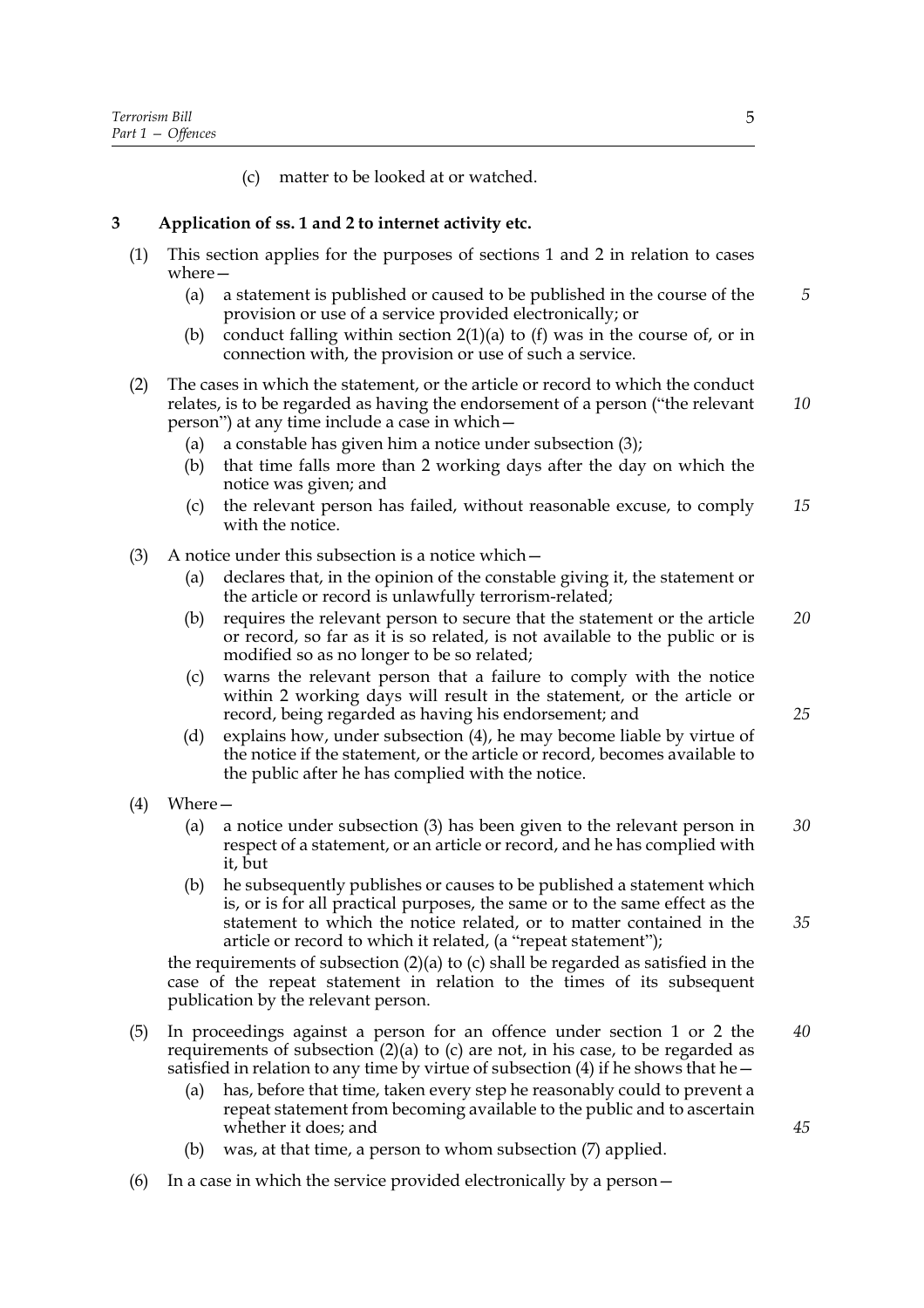(c) matter to be looked at or watched.

**3 Application of ss. 1 and 2 to internet activity etc.**

(1) This section applies for the purposes of sections 1 and 2 in relation to cases where—

(a) a statement is published or caused to be published in the course of the provision or use of a service provided electronically; or

(b) conduct falling within section 2(1)(a) to (f) was in the course of, or in connection with, the provision or use of such a service.

(2) The cases in which the statement, or the article or record to which the conduct relates, is to be regarded as having the endorsement of a person ("the relevant person") at any time include a case in which—

(a) a constable has given him a notice under subsection (3);

(b) that time falls more than 2 working days after the day on which the notice was given; and

(c) the relevant person has failed, without reasonable excuse, to comply with the notice.

(3) A notice under this subsection is a notice which—

(a) declares that, in the opinion of the constable giving it, the statement or the article or record is unlawfully terrorism-related;

(b) requires the relevant person to secure that the statement or the article or record, so far as it is so related, is not available to the public or is modified so as no longer to be so related;

(c) warns the relevant person that a failure to comply with the notice within 2 working days will result in the statement, or the article or record, being regarded as having his endorsement; and

(d) explains how, under subsection (4), he may become liable by virtue of the notice if the statement, or the article or record, becomes available to the public after he has complied with the notice.

(4) Where—

(a) a notice under subsection (3) has been given to the relevant person in respect of a statement, or an article or record, and he has complied with it, but

(b) he subsequently publishes or causes to be published a statement which is, or is for all practical purposes, the same or to the same effect as the statement to which the notice related, or to matter contained in the article or record to which it related, (a "repeat statement");

the requirements of subsection (2)(a) to (c) shall be regarded as satisfied in the case of the repeat statement in relation to the times of its subsequent publication by the relevant person.

(5) In proceedings against a person for an offence under section 1 or 2 the requirements of subsection (2)(a) to (c) are not, in his case, to be regarded as satisfied in relation to any time by virtue of subsection (4) if he shows that he—

(a) has, before that time, taken every step he reasonably could to prevent a repeat statement from becoming available to the public and to ascertain whether it does; and

(b) was, at that time, a person to whom subsection (7) applied.

(6) In a case in which the service provided electronically by a person—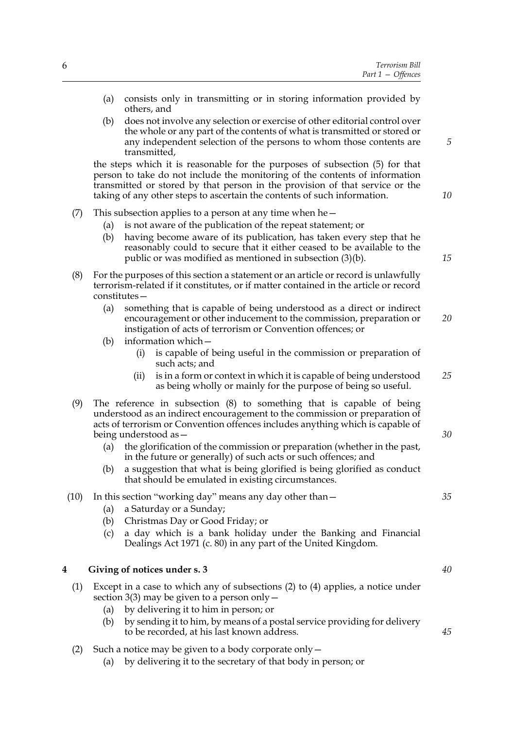(a) consists only in transmitting or in storing information provided by others, and

(b) does not involve any selection or exercise of other editorial control over the whole or any part of the contents of what is transmitted or stored or any independent selection of the persons to whom those contents are transmitted,

the steps which it is reasonable for the purposes of subsection (5) for that person to take do not include the monitoring of the contents of information transmitted or stored by that person in the provision of that service or the taking of any other steps to ascertain the contents of such information.

(7) This subsection applies to a person at any time when he—

(a) is not aware of the publication of the repeat statement; or

(b) having become aware of its publication, has taken every step that he reasonably could to secure that it either ceased to be available to the public or was modified as mentioned in subsection (3)(b).

(8) For the purposes of this section a statement or an article or record is unlawfully terrorism-related if it constitutes, or if matter contained in the article or record constitutes—

(a) something that is capable of being understood as a direct or indirect encouragement or other inducement to the commission, preparation or instigation of acts of terrorism or Convention offences; or

(b) information which—

(i) is capable of being useful in the commission or preparation of such acts; and

(ii) is in a form or context in which it is capable of being understood as being wholly or mainly for the purpose of being so useful.

(9) The reference in subsection (8) to something that is capable of being understood as an indirect encouragement to the commission or preparation of acts of terrorism or Convention offences includes anything which is capable of being understood as—

(a) the glorification of the commission or preparation (whether in the past, in the future or generally) of such acts or such offences; and

(b) a suggestion that what is being glorified is being glorified as conduct that should be emulated in existing circumstances.

(10) In this section "working day" means any day other than—

(a) a Saturday or a Sunday;

(b) Christmas Day or Good Friday; or

(c) a day which is a bank holiday under the Banking and Financial Dealings Act 1971 (c. 80) in any part of the United Kingdom.

### 4 Giving of notices under s. 3

(1) Except in a case to which any of subsections (2) to (4) applies, a notice under section 3(3) may be given to a person only—

(a) by delivering it to him in person; or

(b) by sending it to him, by means of a postal service providing for delivery to be recorded, at his last known address.

(2) Such a notice may be given to a body corporate only—

(a) by delivering it to the secretary of that body in person; or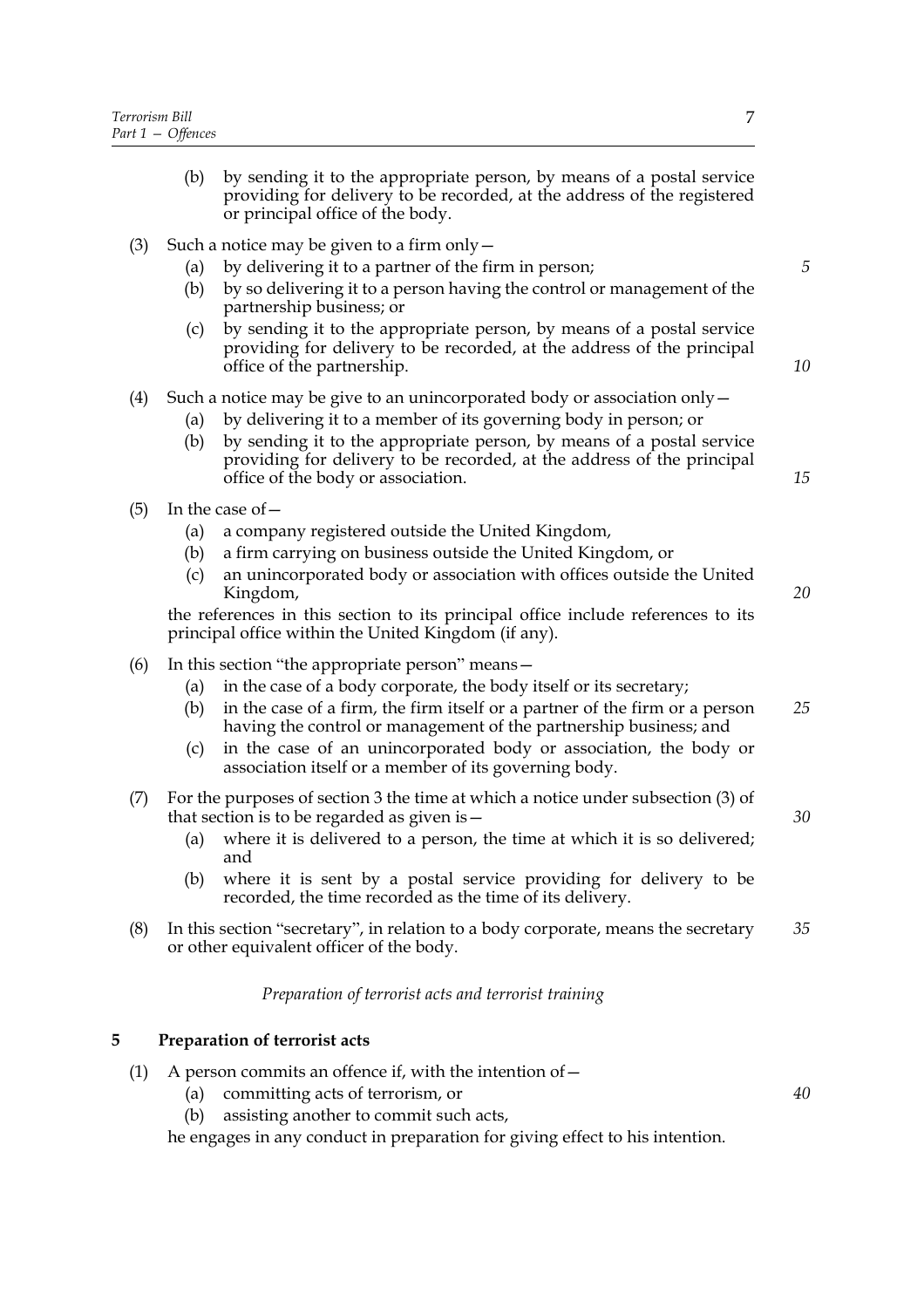(b) by sending it to the appropriate person, by means of a postal service providing for delivery to be recorded, at the address of the registered or principal office of the body.

(3) Such a notice may be given to a firm only—

(a) by delivering it to a partner of the firm in person;

(b) by so delivering it to a person having the control or management of the partnership business; or

(c) by sending it to the appropriate person, by means of a postal service providing for delivery to be recorded, at the address of the principal office of the partnership.

(4) Such a notice may be give to an unincorporated body or association only—

(a) by delivering it to a member of its governing body in person; or

(b) by sending it to the appropriate person, by means of a postal service providing for delivery to be recorded, at the address of the principal office of the body or association.

(5) In the case of—

(a) a company registered outside the United Kingdom,

(b) a firm carrying on business outside the United Kingdom, or

(c) an unincorporated body or association with offices outside the United Kingdom,

the references in this section to its principal office include references to its principal office within the United Kingdom (if any).

(6) In this section "the appropriate person" means—

(a) in the case of a body corporate, the body itself or its secretary;

(b) in the case of a firm, the firm itself or a partner of the firm or a person having the control or management of the partnership business; and

(c) in the case of an unincorporated body or association, the body or association itself or a member of its governing body.

(7) For the purposes of section 3 the time at which a notice under subsection (3) of that section is to be regarded as given is—

(a) where it is delivered to a person, the time at which it is so delivered; and

(b) where it is sent by a postal service providing for delivery to be recorded, the time recorded as the time of its delivery.

(8) In this section "secretary", in relation to a body corporate, means the secretary or other equivalent officer of the body.

*Preparation of terrorist acts and terrorist training*

## 5 Preparation of terrorist acts

(1) A person commits an offence if, with the intention of—

(a) committing acts of terrorism, or

(b) assisting another to commit such acts,

he engages in any conduct in preparation for giving effect to his intention.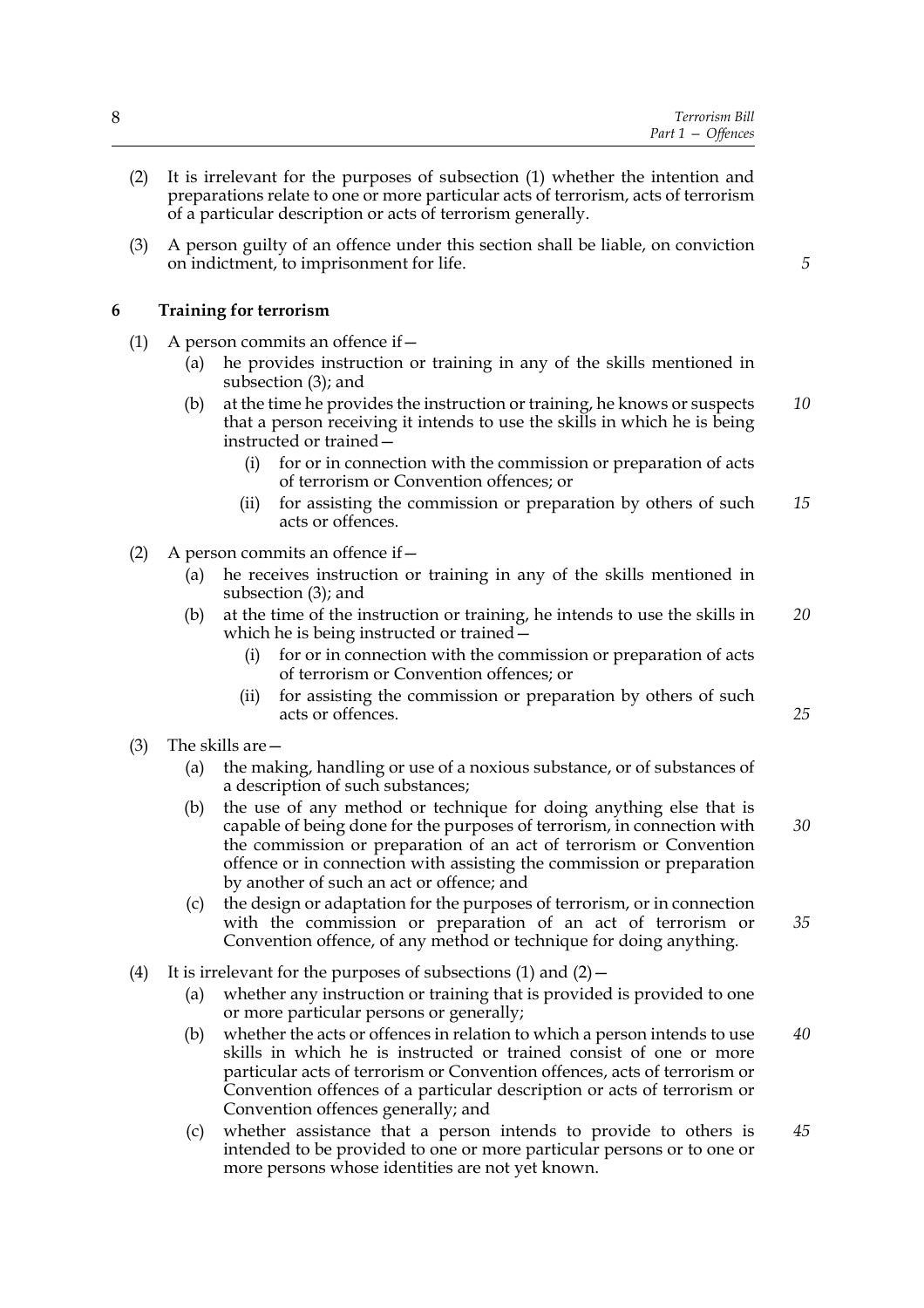(2) It is irrelevant for the purposes of subsection (1) whether the intention and preparations relate to one or more particular acts of terrorism, acts of terrorism of a particular description or acts of terrorism generally.

(3) A person guilty of an offence under this section shall be liable, on conviction on indictment, to imprisonment for life.

### 6 Training for terrorism

(1) A person commits an offence if—

   (a) he provides instruction or training in any of the skills mentioned in subsection (3); and

   (b) at the time he provides the instruction or training, he knows or suspects that a person receiving it intends to use the skills in which he is being instructed or trained—

      (i) for or in connection with the commission or preparation of acts of terrorism or Convention offences; or

      (ii) for assisting the commission or preparation by others of such acts or offences.

(2) A person commits an offence if—

   (a) he receives instruction or training in any of the skills mentioned in subsection (3); and

   (b) at the time of the instruction or training, he intends to use the skills in which he is being instructed or trained—

      (i) for or in connection with the commission or preparation of acts of terrorism or Convention offences; or

      (ii) for assisting the commission or preparation by others of such acts or offences.

(3) The skills are—

   (a) the making, handling or use of a noxious substance, or of substances of a description of such substances;

   (b) the use of any method or technique for doing anything else that is capable of being done for the purposes of terrorism, in connection with the commission or preparation of an act of terrorism or Convention offence or in connection with assisting the commission or preparation by another of such an act or offence; and

   (c) the design or adaptation for the purposes of terrorism, or in connection with the commission or preparation of an act of terrorism or Convention offence, of any method or technique for doing anything.

(4) It is irrelevant for the purposes of subsections (1) and (2)—

   (a) whether any instruction or training that is provided is provided to one or more particular persons or generally;

   (b) whether the acts or offences in relation to which a person intends to use skills in which he is instructed or trained consist of one or more particular acts of terrorism or Convention offences, acts of terrorism or Convention offences of a particular description or acts of terrorism or Convention offences generally; and

   (c) whether assistance that a person intends to provide to others is intended to be provided to one or more particular persons or to one or more persons whose identities are not yet known.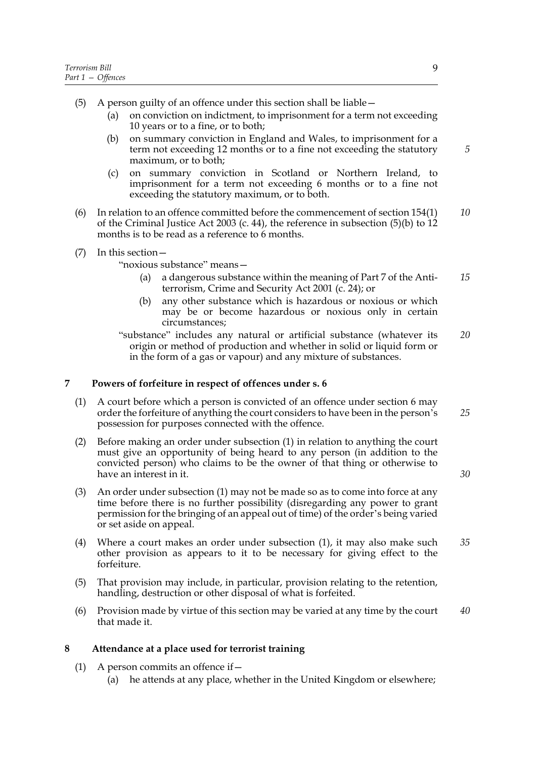(5) A person guilty of an offence under this section shall be liable—

(a) on conviction on indictment, to imprisonment for a term not exceeding 10 years or to a fine, or to both;

(b) on summary conviction in England and Wales, to imprisonment for a term not exceeding 12 months or to a fine not exceeding the statutory maximum, or to both;

(c) on summary conviction in Scotland or Northern Ireland, to imprisonment for a term not exceeding 6 months or to a fine not exceeding the statutory maximum, or to both.

(6) In relation to an offence committed before the commencement of section 154(1) of the Criminal Justice Act 2003 (c. 44), the reference in subsection (5)(b) to 12 months is to be read as a reference to 6 months.

(7) In this section—

"noxious substance" means—

(a) a dangerous substance within the meaning of Part 7 of the Anti-terrorism, Crime and Security Act 2001 (c. 24); or

(b) any other substance which is hazardous or noxious or which may be or become hazardous or noxious only in certain circumstances;

"substance" includes any natural or artificial substance (whatever its origin or method of production and whether in solid or liquid form or in the form of a gas or vapour) and any mixture of substances.

## 7 Powers of forfeiture in respect of offences under s. 6

(1) A court before which a person is convicted of an offence under section 6 may order the forfeiture of anything the court considers to have been in the person's possession for purposes connected with the offence.

(2) Before making an order under subsection (1) in relation to anything the court must give an opportunity of being heard to any person (in addition to the convicted person) who claims to be the owner of that thing or otherwise to have an interest in it.

(3) An order under subsection (1) may not be made so as to come into force at any time before there is no further possibility (disregarding any power to grant permission for the bringing of an appeal out of time) of the order's being varied or set aside on appeal.

(4) Where a court makes an order under subsection (1), it may also make such other provision as appears to it to be necessary for giving effect to the forfeiture.

(5) That provision may include, in particular, provision relating to the retention, handling, destruction or other disposal of what is forfeited.

(6) Provision made by virtue of this section may be varied at any time by the court that made it.

## 8 Attendance at a place used for terrorist training

(1) A person commits an offence if—

(a) he attends at any place, whether in the United Kingdom or elsewhere;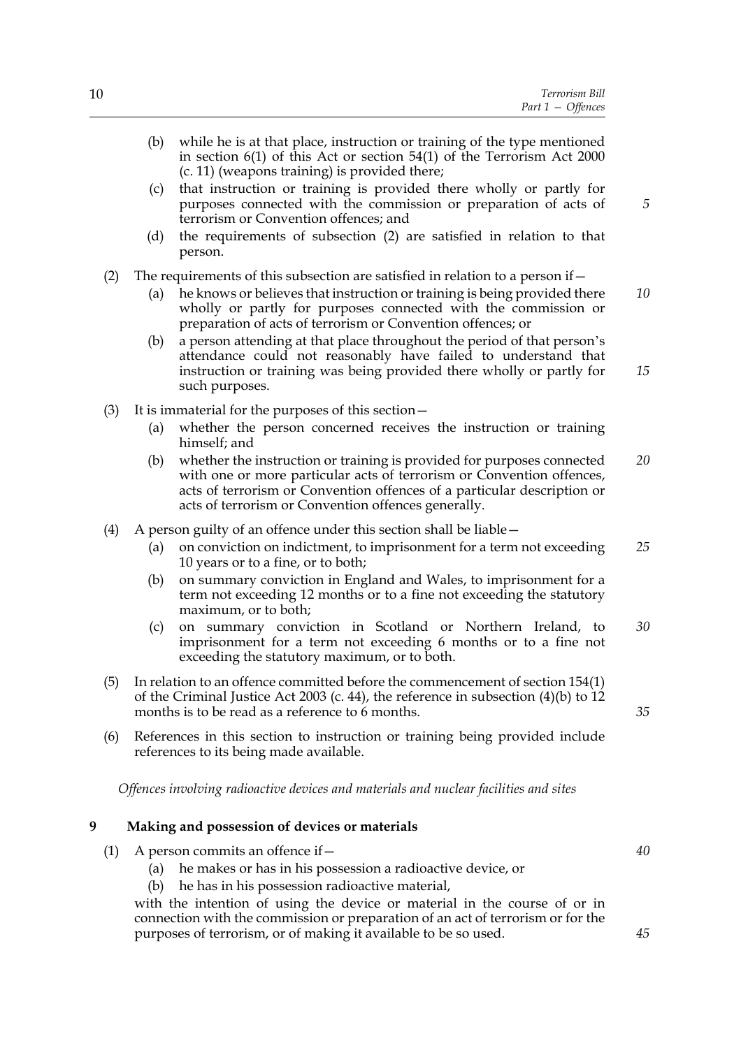(b) while he is at that place, instruction or training of the type mentioned in section 6(1) of this Act or section 54(1) of the Terrorism Act 2000 (c. 11) (weapons training) is provided there;

(c) that instruction or training is provided there wholly or partly for purposes connected with the commission or preparation of acts of terrorism or Convention offences; and

(d) the requirements of subsection (2) are satisfied in relation to that person.

(2) The requirements of this subsection are satisfied in relation to a person if—

(a) he knows or believes that instruction or training is being provided there wholly or partly for purposes connected with the commission or preparation of acts of terrorism or Convention offences; or

(b) a person attending at that place throughout the period of that person's attendance could not reasonably have failed to understand that instruction or training was being provided there wholly or partly for such purposes.

(3) It is immaterial for the purposes of this section—

(a) whether the person concerned receives the instruction or training himself; and

(b) whether the instruction or training is provided for purposes connected with one or more particular acts of terrorism or Convention offences, acts of terrorism or Convention offences of a particular description or acts of terrorism or Convention offences generally.

(4) A person guilty of an offence under this section shall be liable—

(a) on conviction on indictment, to imprisonment for a term not exceeding 10 years or to a fine, or to both;

(b) on summary conviction in England and Wales, to imprisonment for a term not exceeding 12 months or to a fine not exceeding the statutory maximum, or to both;

(c) on summary conviction in Scotland or Northern Ireland, to imprisonment for a term not exceeding 6 months or to a fine not exceeding the statutory maximum, or to both.

(5) In relation to an offence committed before the commencement of section 154(1) of the Criminal Justice Act 2003 (c. 44), the reference in subsection (4)(b) to 12 months is to be read as a reference to 6 months.

(6) References in this section to instruction or training being provided include references to its being made available.

*Offences involving radioactive devices and materials and nuclear facilities and sites*

## 9 Making and possession of devices or materials

(1) A person commits an offence if—

(a) he makes or has in his possession a radioactive device, or

(b) he has in his possession radioactive material,

with the intention of using the device or material in the course of or in connection with the commission or preparation of an act of terrorism or for the purposes of terrorism, or of making it available to be so used.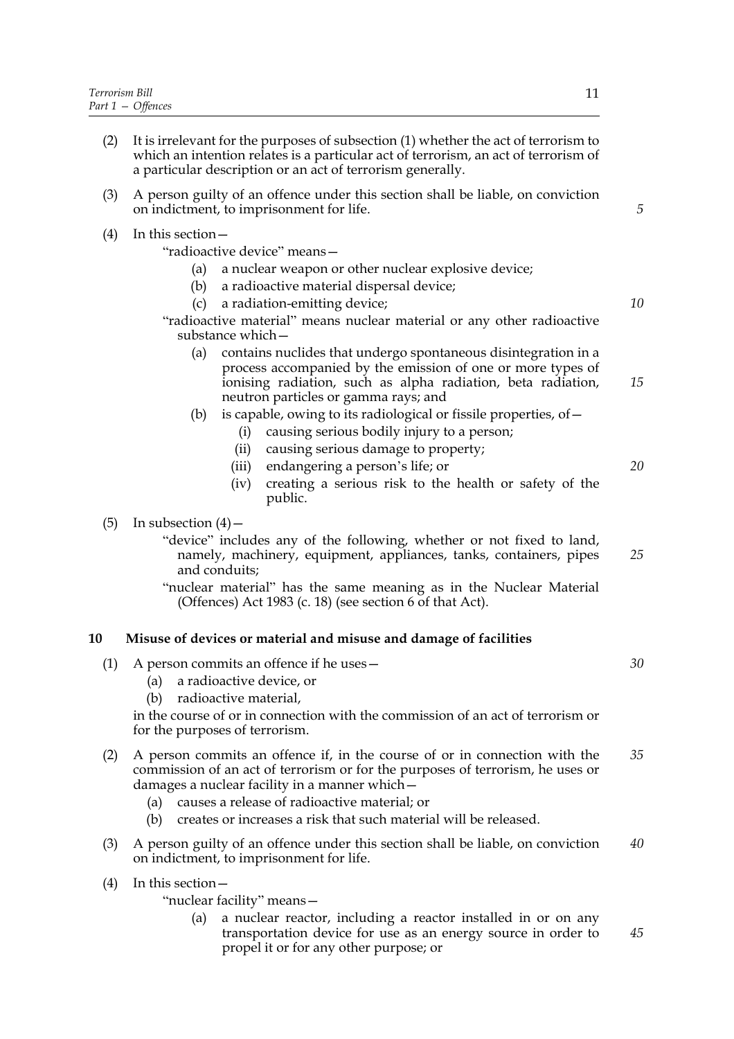(2) It is irrelevant for the purposes of subsection (1) whether the act of terrorism to which an intention relates is a particular act of terrorism, an act of terrorism of a particular description or an act of terrorism generally.

(3) A person guilty of an offence under this section shall be liable, on conviction on indictment, to imprisonment for life.

(4) In this section—

"radioactive device" means—

(a) a nuclear weapon or other nuclear explosive device;

(b) a radioactive material dispersal device;

(c) a radiation-emitting device;

"radioactive material" means nuclear material or any other radioactive substance which—

(a) contains nuclides that undergo spontaneous disintegration in a process accompanied by the emission of one or more types of ionising radiation, such as alpha radiation, beta radiation, neutron particles or gamma rays; and

(b) is capable, owing to its radiological or fissile properties, of—

(i) causing serious bodily injury to a person;

(ii) causing serious damage to property;

(iii) endangering a person's life; or

(iv) creating a serious risk to the health or safety of the public.

(5) In subsection (4)—

"device" includes any of the following, whether or not fixed to land, namely, machinery, equipment, appliances, tanks, containers, pipes and conduits;

"nuclear material" has the same meaning as in the Nuclear Material (Offences) Act 1983 (c. 18) (see section 6 of that Act).

## 10 Misuse of devices or material and misuse and damage of facilities

(1) A person commits an offence if he uses—

(a) a radioactive device, or

(b) radioactive material,

in the course of or in connection with the commission of an act of terrorism or for the purposes of terrorism.

(2) A person commits an offence if, in the course of or in connection with the commission of an act of terrorism or for the purposes of terrorism, he uses or damages a nuclear facility in a manner which—

(a) causes a release of radioactive material; or

(b) creates or increases a risk that such material will be released.

(3) A person guilty of an offence under this section shall be liable, on conviction on indictment, to imprisonment for life.

(4) In this section—

"nuclear facility" means—

(a) a nuclear reactor, including a reactor installed in or on any transportation device for use as an energy source in order to propel it or for any other purpose; or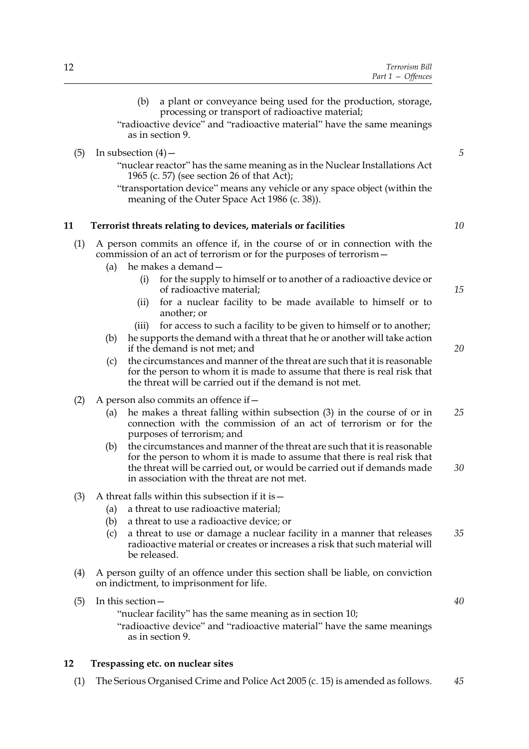(b) a plant or conveyance being used for the production, storage, processing or transport of radioactive material;

"radioactive device" and "radioactive material" have the same meanings as in section 9.

(5) In subsection (4)—

"nuclear reactor" has the same meaning as in the Nuclear Installations Act 1965 (c. 57) (see section 26 of that Act);

"transportation device" means any vehicle or any space object (within the meaning of the Outer Space Act 1986 (c. 38)).

## 11 Terrorist threats relating to devices, materials or facilities

(1) A person commits an offence if, in the course of or in connection with the commission of an act of terrorism or for the purposes of terrorism—

- (a) he makes a demand—
  - (i) for the supply to himself or to another of a radioactive device or of radioactive material;
  - (ii) for a nuclear facility to be made available to himself or to another; or
  - (iii) for access to such a facility to be given to himself or to another;
- (b) he supports the demand with a threat that he or another will take action if the demand is not met; and
- (c) the circumstances and manner of the threat are such that it is reasonable for the person to whom it is made to assume that there is real risk that the threat will be carried out if the demand is not met.

(2) A person also commits an offence if—

- (a) he makes a threat falling within subsection (3) in the course of or in connection with the commission of an act of terrorism or for the purposes of terrorism; and
- (b) the circumstances and manner of the threat are such that it is reasonable for the person to whom it is made to assume that there is real risk that the threat will be carried out, or would be carried out if demands made in association with the threat are not met.

(3) A threat falls within this subsection if it is—

- (a) a threat to use radioactive material;
- (b) a threat to use a radioactive device; or
- (c) a threat to use or damage a nuclear facility in a manner that releases radioactive material or creates or increases a risk that such material will be released.

(4) A person guilty of an offence under this section shall be liable, on conviction on indictment, to imprisonment for life.

(5) In this section—

"nuclear facility" has the same meaning as in section 10;

"radioactive device" and "radioactive material" have the same meanings as in section 9.

## 12 Trespassing etc. on nuclear sites

(1) The Serious Organised Crime and Police Act 2005 (c. 15) is amended as follows.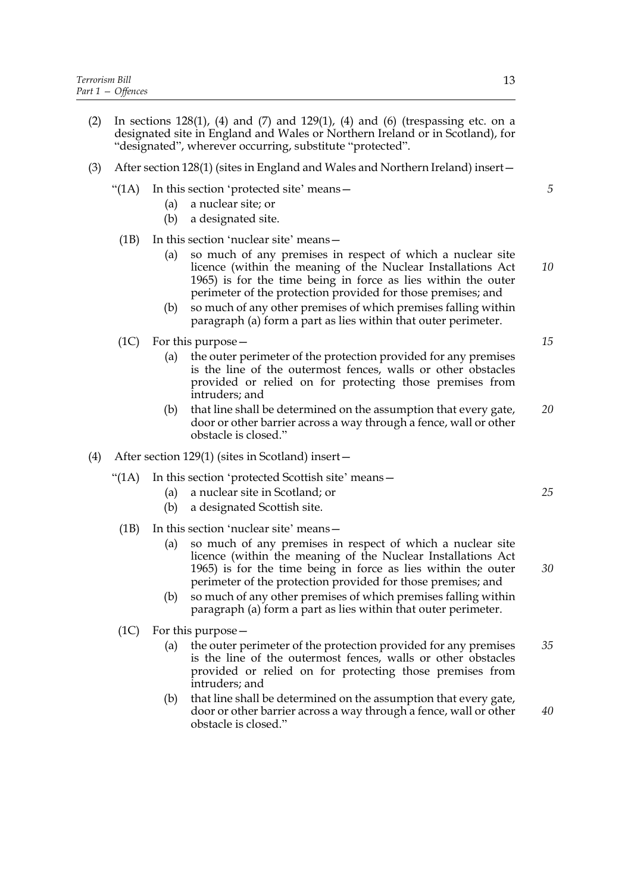(2) In sections 128(1), (4) and (7) and 129(1), (4) and (6) (trespassing etc. on a designated site in England and Wales or Northern Ireland or in Scotland), for "designated", wherever occurring, substitute "protected".

(3) After section 128(1) (sites in England and Wales and Northern Ireland) insert—

"(1A) In this section 'protected site' means—

(a) a nuclear site; or

(b) a designated site.

(1B) In this section 'nuclear site' means—

(a) so much of any premises in respect of which a nuclear site licence (within the meaning of the Nuclear Installations Act 1965) is for the time being in force as lies within the outer perimeter of the protection provided for those premises; and

(b) so much of any other premises of which premises falling within paragraph (a) form a part as lies within that outer perimeter.

(1C) For this purpose—

(a) the outer perimeter of the protection provided for any premises is the line of the outermost fences, walls or other obstacles provided or relied on for protecting those premises from intruders; and

(b) that line shall be determined on the assumption that every gate, door or other barrier across a way through a fence, wall or other obstacle is closed."

(4) After section 129(1) (sites in Scotland) insert—

"(1A) In this section 'protected Scottish site' means—

(a) a nuclear site in Scotland; or

(b) a designated Scottish site.

(1B) In this section 'nuclear site' means—

(a) so much of any premises in respect of which a nuclear site licence (within the meaning of the Nuclear Installations Act 1965) is for the time being in force as lies within the outer perimeter of the protection provided for those premises; and

(b) so much of any other premises of which premises falling within paragraph (a) form a part as lies within that outer perimeter.

(1C) For this purpose—

(a) the outer perimeter of the protection provided for any premises is the line of the outermost fences, walls or other obstacles provided or relied on for protecting those premises from intruders; and

(b) that line shall be determined on the assumption that every gate, door or other barrier across a way through a fence, wall or other obstacle is closed."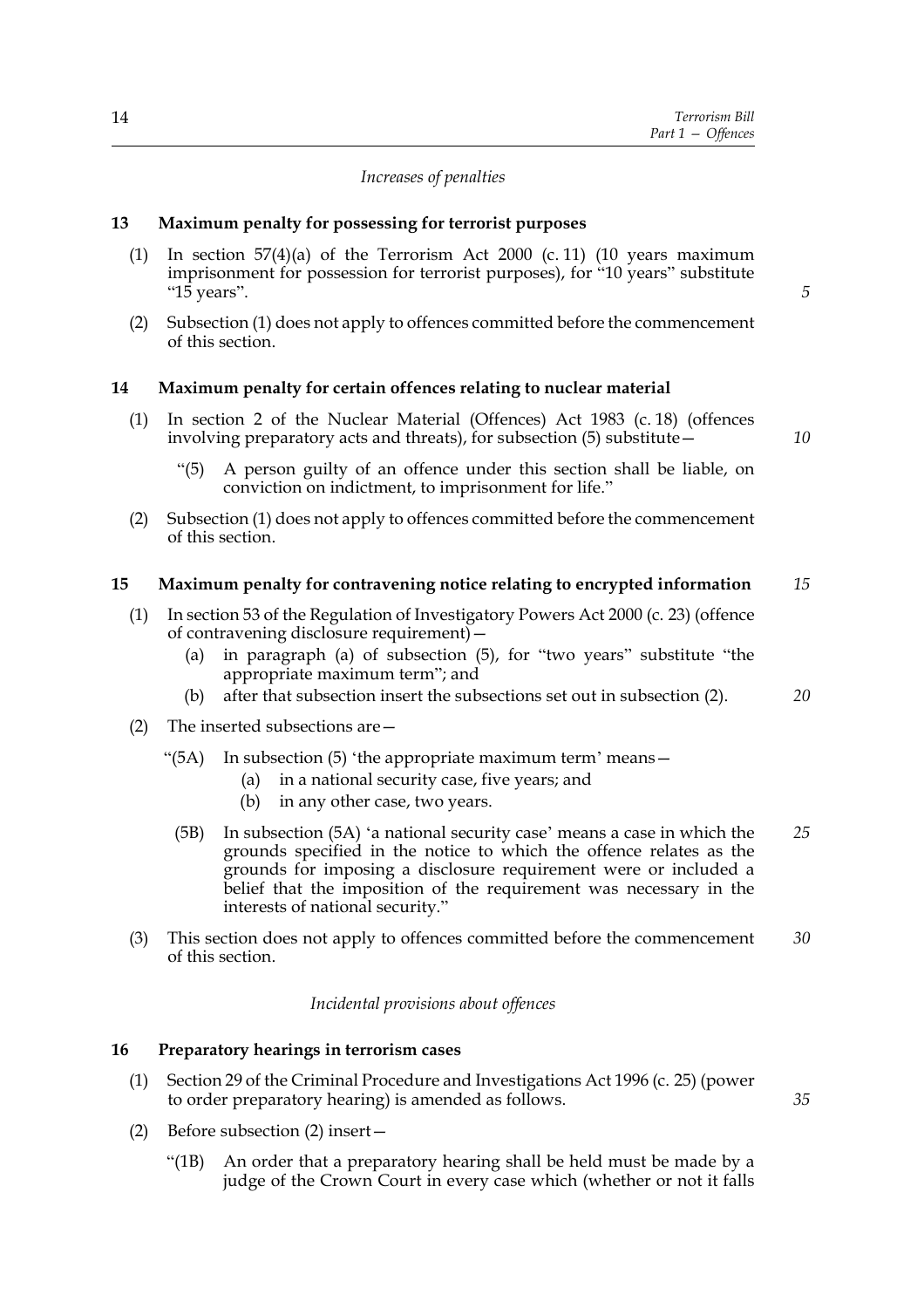*Increases of penalties*

**13 Maximum penalty for possessing for terrorist purposes**

(1) In section 57(4)(a) of the Terrorism Act 2000 (c. 11) (10 years maximum imprisonment for possession for terrorist purposes), for "10 years" substitute "15 years".

(2) Subsection (1) does not apply to offences committed before the commencement of this section.

**14 Maximum penalty for certain offences relating to nuclear material**

(1) In section 2 of the Nuclear Material (Offences) Act 1983 (c. 18) (offences involving preparatory acts and threats), for subsection (5) substitute—

> "(5) A person guilty of an offence under this section shall be liable, on conviction on indictment, to imprisonment for life."

(2) Subsection (1) does not apply to offences committed before the commencement of this section.

**15 Maximum penalty for contravening notice relating to encrypted information**

(1) In section 53 of the Regulation of Investigatory Powers Act 2000 (c. 23) (offence of contravening disclosure requirement)—
   (a) in paragraph (a) of subsection (5), for "two years" substitute "the appropriate maximum term"; and
   (b) after that subsection insert the subsections set out in subsection (2).

(2) The inserted subsections are—

> "(5A) In subsection (5) 'the appropriate maximum term' means—
>    (a) in a national security case, five years; and
>    (b) in any other case, two years.
>
> (5B) In subsection (5A) 'a national security case' means a case in which the grounds specified in the notice to which the offence relates as the grounds for imposing a disclosure requirement were or included a belief that the imposition of the requirement was necessary in the interests of national security."

(3) This section does not apply to offences committed before the commencement of this section.

*Incidental provisions about offences*

**16 Preparatory hearings in terrorism cases**

(1) Section 29 of the Criminal Procedure and Investigations Act 1996 (c. 25) (power to order preparatory hearing) is amended as follows.

(2) Before subsection (2) insert—

> "(1B) An order that a preparatory hearing shall be held must be made by a judge of the Crown Court in every case which (whether or not it falls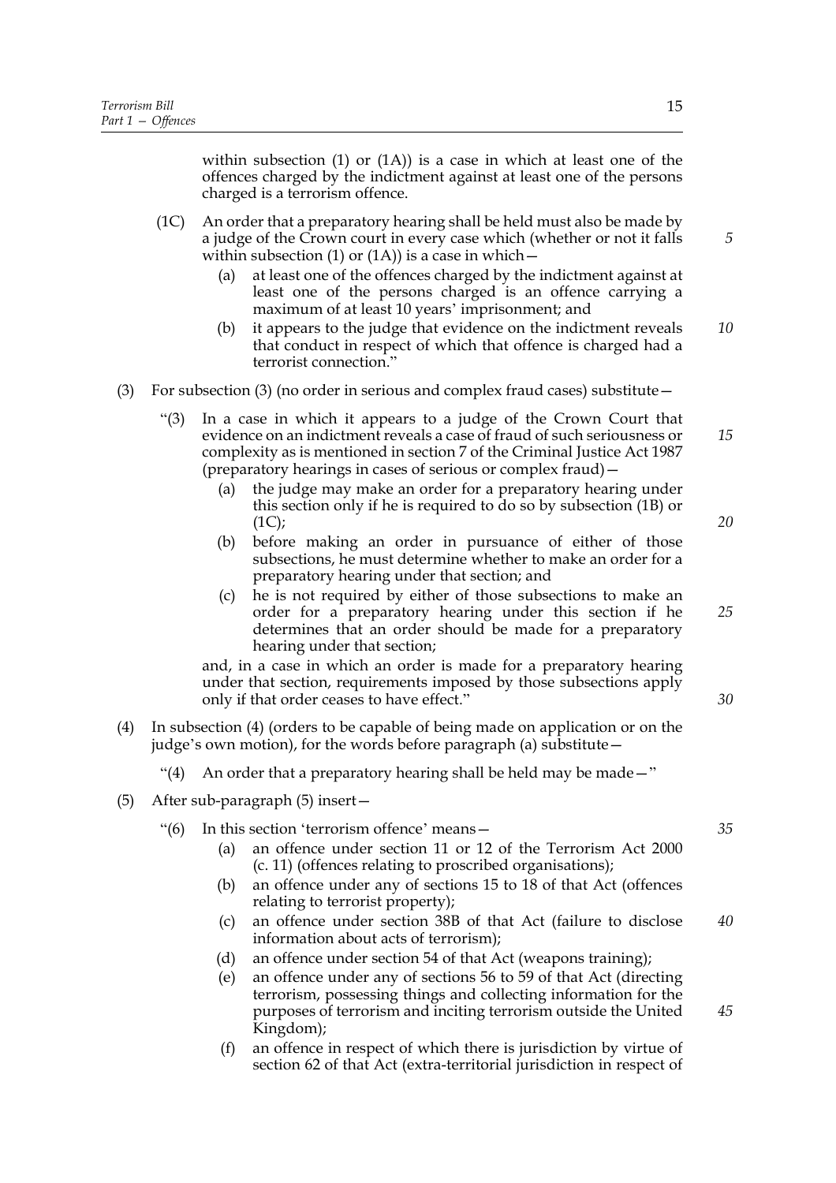within subsection (1) or (1A)) is a case in which at least one of the offences charged by the indictment against at least one of the persons charged is a terrorism offence.

(1C) An order that a preparatory hearing shall be held must also be made by a judge of the Crown court in every case which (whether or not it falls within subsection (1) or (1A)) is a case in which—

   (a) at least one of the offences charged by the indictment against at least one of the persons charged is an offence carrying a maximum of at least 10 years' imprisonment; and

   (b) it appears to the judge that evidence on the indictment reveals that conduct in respect of which that offence is charged had a terrorist connection."

(3) For subsection (3) (no order in serious and complex fraud cases) substitute—

"(3) In a case in which it appears to a judge of the Crown Court that evidence on an indictment reveals a case of fraud of such seriousness or complexity as is mentioned in section 7 of the Criminal Justice Act 1987 (preparatory hearings in cases of serious or complex fraud)—

   (a) the judge may make an order for a preparatory hearing under this section only if he is required to do so by subsection (1B) or (1C);

   (b) before making an order in pursuance of either of those subsections, he must determine whether to make an order for a preparatory hearing under that section; and

   (c) he is not required by either of those subsections to make an order for a preparatory hearing under this section if he determines that an order should be made for a preparatory hearing under that section;

and, in a case in which an order is made for a preparatory hearing under that section, requirements imposed by those subsections apply only if that order ceases to have effect."

(4) In subsection (4) (orders to be capable of being made on application or on the judge's own motion), for the words before paragraph (a) substitute—

"(4) An order that a preparatory hearing shall be held may be made—"

(5) After sub-paragraph (5) insert—

"(6) In this section 'terrorism offence' means—

   (a) an offence under section 11 or 12 of the Terrorism Act 2000 (c. 11) (offences relating to proscribed organisations);

   (b) an offence under any of sections 15 to 18 of that Act (offences relating to terrorist property);

   (c) an offence under section 38B of that Act (failure to disclose information about acts of terrorism);

   (d) an offence under section 54 of that Act (weapons training);

   (e) an offence under any of sections 56 to 59 of that Act (directing terrorism, possessing things and collecting information for the purposes of terrorism and inciting terrorism outside the United Kingdom);

   (f) an offence in respect of which there is jurisdiction by virtue of section 62 of that Act (extra-territorial jurisdiction in respect of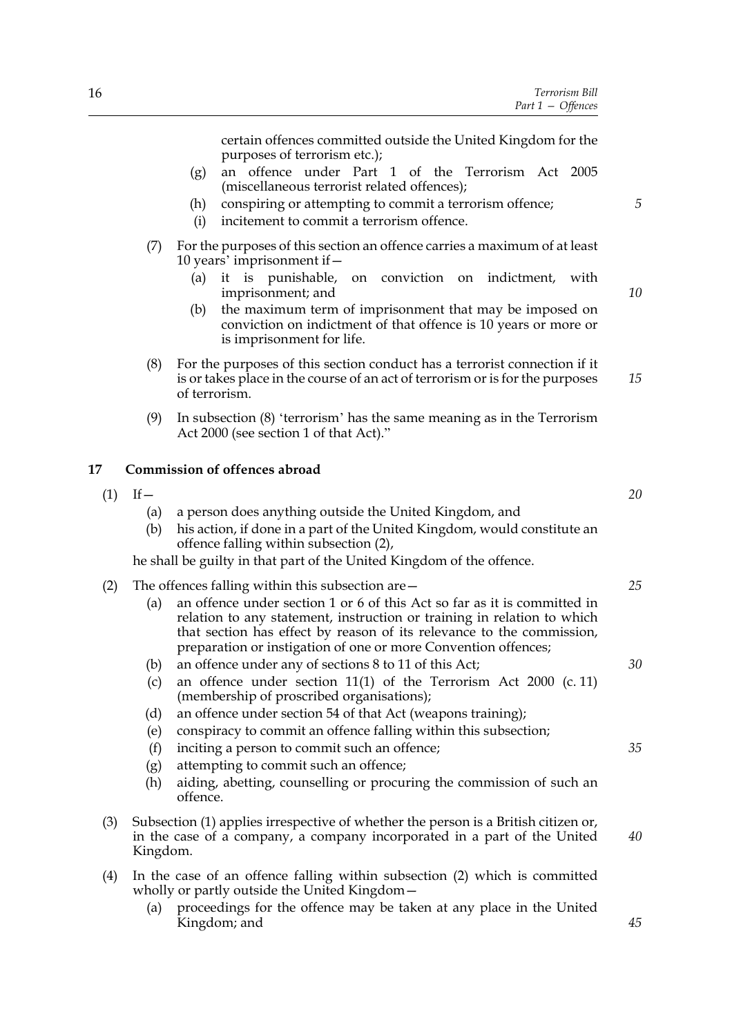certain offences committed outside the United Kingdom for the purposes of terrorism etc.);

(g) an offence under Part 1 of the Terrorism Act 2005 (miscellaneous terrorist related offences);

(h) conspiring or attempting to commit a terrorism offence;

(i) incitement to commit a terrorism offence.

(7) For the purposes of this section an offence carries a maximum of at least 10 years' imprisonment if—

(a) it is punishable, on conviction on indictment, with imprisonment; and

(b) the maximum term of imprisonment that may be imposed on conviction on indictment of that offence is 10 years or more or is imprisonment for life.

(8) For the purposes of this section conduct has a terrorist connection if it is or takes place in the course of an act of terrorism or is for the purposes of terrorism.

(9) In subsection (8) 'terrorism' has the same meaning as in the Terrorism Act 2000 (see section 1 of that Act)."

## 17 Commission of offences abroad

(1) If—

(a) a person does anything outside the United Kingdom, and

(b) his action, if done in a part of the United Kingdom, would constitute an offence falling within subsection (2),

he shall be guilty in that part of the United Kingdom of the offence.

(2) The offences falling within this subsection are—

(a) an offence under section 1 or 6 of this Act so far as it is committed in relation to any statement, instruction or training in relation to which that section has effect by reason of its relevance to the commission, preparation or instigation of one or more Convention offences;

(b) an offence under any of sections 8 to 11 of this Act;

(c) an offence under section 11(1) of the Terrorism Act 2000 (c. 11) (membership of proscribed organisations);

(d) an offence under section 54 of that Act (weapons training);

(e) conspiracy to commit an offence falling within this subsection;

(f) inciting a person to commit such an offence;

(g) attempting to commit such an offence;

(h) aiding, abetting, counselling or procuring the commission of such an offence.

(3) Subsection (1) applies irrespective of whether the person is a British citizen or, in the case of a company, a company incorporated in a part of the United Kingdom.

(4) In the case of an offence falling within subsection (2) which is committed wholly or partly outside the United Kingdom—

(a) proceedings for the offence may be taken at any place in the United Kingdom; and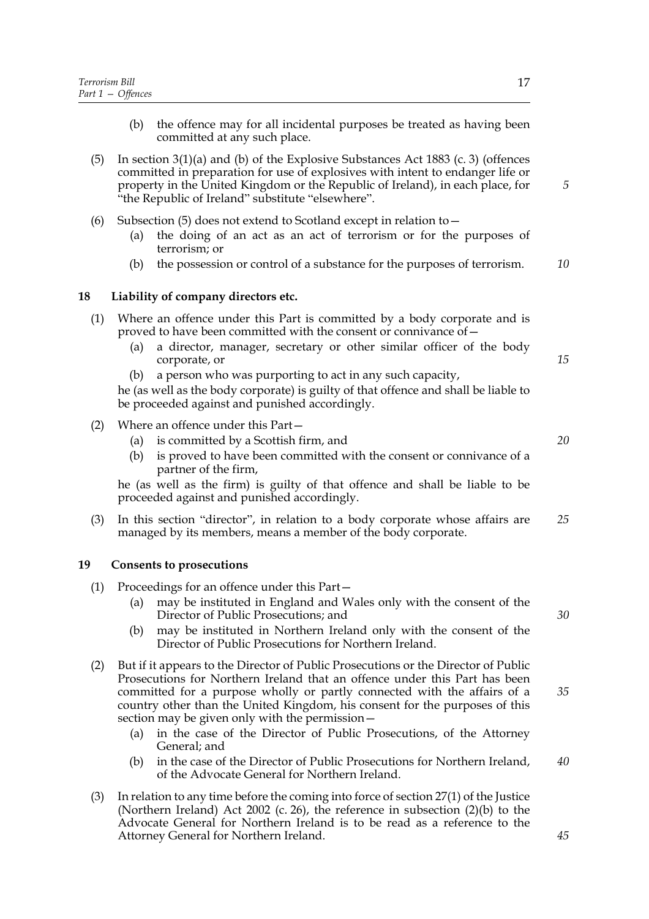(b) the offence may for all incidental purposes be treated as having been committed at any such place.

(5) In section 3(1)(a) and (b) of the Explosive Substances Act 1883 (c. 3) (offences committed in preparation for use of explosives with intent to endanger life or property in the United Kingdom or the Republic of Ireland), in each place, for "the Republic of Ireland" substitute "elsewhere".

(6) Subsection (5) does not extend to Scotland except in relation to—

(a) the doing of an act as an act of terrorism or for the purposes of terrorism; or

(b) the possession or control of a substance for the purposes of terrorism.

## 18 Liability of company directors etc.

(1) Where an offence under this Part is committed by a body corporate and is proved to have been committed with the consent or connivance of—

(a) a director, manager, secretary or other similar officer of the body corporate, or

(b) a person who was purporting to act in any such capacity,

he (as well as the body corporate) is guilty of that offence and shall be liable to be proceeded against and punished accordingly.

(2) Where an offence under this Part—

(a) is committed by a Scottish firm, and

(b) is proved to have been committed with the consent or connivance of a partner of the firm,

he (as well as the firm) is guilty of that offence and shall be liable to be proceeded against and punished accordingly.

(3) In this section "director", in relation to a body corporate whose affairs are managed by its members, means a member of the body corporate.

## 19 Consents to prosecutions

(1) Proceedings for an offence under this Part—

(a) may be instituted in England and Wales only with the consent of the Director of Public Prosecutions; and

(b) may be instituted in Northern Ireland only with the consent of the Director of Public Prosecutions for Northern Ireland.

(2) But if it appears to the Director of Public Prosecutions or the Director of Public Prosecutions for Northern Ireland that an offence under this Part has been committed for a purpose wholly or partly connected with the affairs of a country other than the United Kingdom, his consent for the purposes of this section may be given only with the permission—

(a) in the case of the Director of Public Prosecutions, of the Attorney General; and

(b) in the case of the Director of Public Prosecutions for Northern Ireland, of the Advocate General for Northern Ireland.

(3) In relation to any time before the coming into force of section 27(1) of the Justice (Northern Ireland) Act 2002 (c. 26), the reference in subsection (2)(b) to the Advocate General for Northern Ireland is to be read as a reference to the Attorney General for Northern Ireland.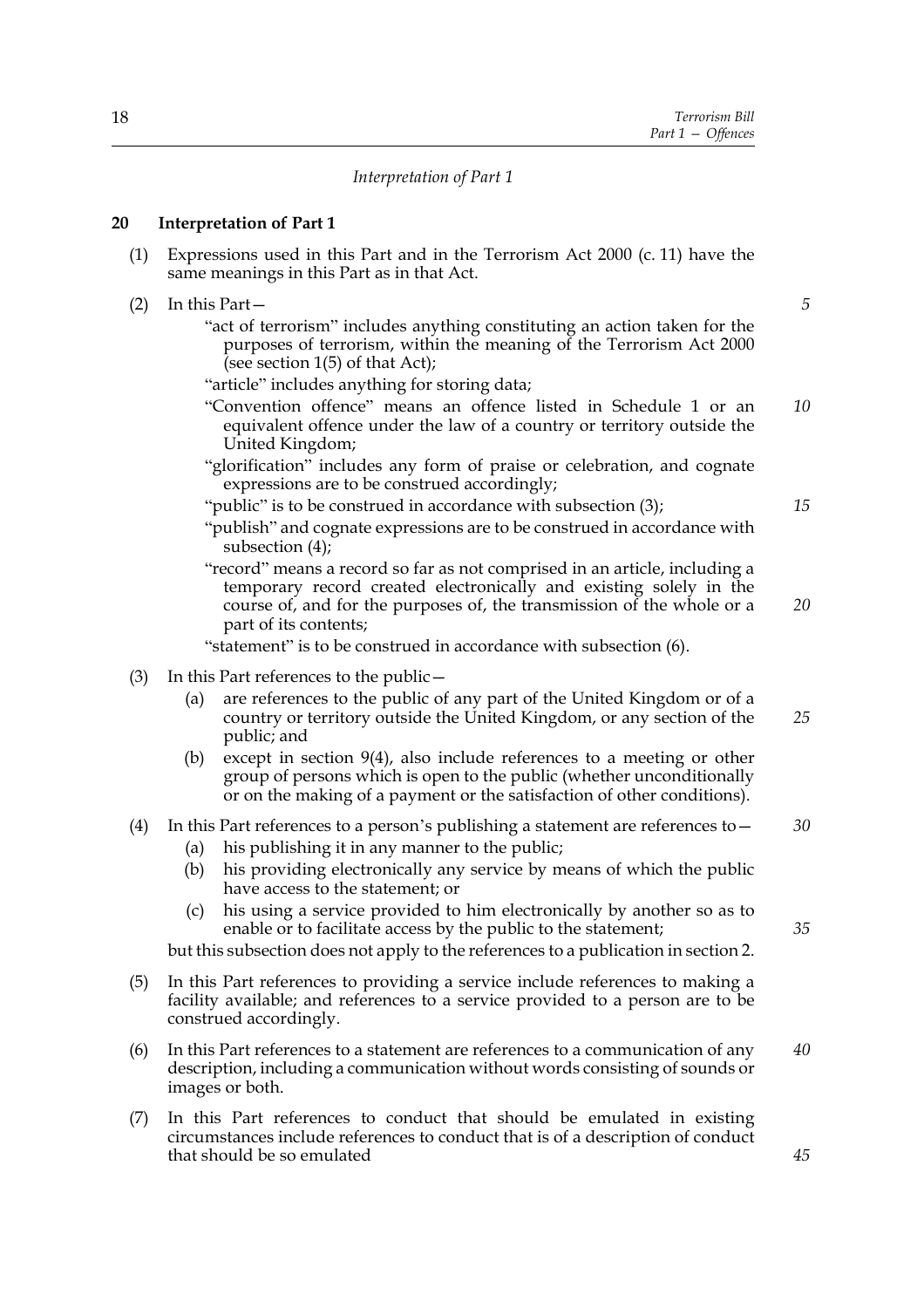*Interpretation of Part 1*

## 20 Interpretation of Part 1

(1) Expressions used in this Part and in the Terrorism Act 2000 (c. 11) have the same meanings in this Part as in that Act.

(2) In this Part—

"act of terrorism" includes anything constituting an action taken for the purposes of terrorism, within the meaning of the Terrorism Act 2000 (see section 1(5) of that Act);

"article" includes anything for storing data;

"Convention offence" means an offence listed in Schedule 1 or an equivalent offence under the law of a country or territory outside the United Kingdom;

"glorification" includes any form of praise or celebration, and cognate expressions are to be construed accordingly;

"public" is to be construed in accordance with subsection (3);

"publish" and cognate expressions are to be construed in accordance with subsection (4);

"record" means a record so far as not comprised in an article, including a temporary record created electronically and existing solely in the course of, and for the purposes of, the transmission of the whole or a part of its contents;

"statement" is to be construed in accordance with subsection (6).

(3) In this Part references to the public—

(a) are references to the public of any part of the United Kingdom or of a country or territory outside the United Kingdom, or any section of the public; and

(b) except in section 9(4), also include references to a meeting or other group of persons which is open to the public (whether unconditionally or on the making of a payment or the satisfaction of other conditions).

(4) In this Part references to a person's publishing a statement are references to—

(a) his publishing it in any manner to the public;

(b) his providing electronically any service by means of which the public have access to the statement; or

(c) his using a service provided to him electronically by another so as to enable or to facilitate access by the public to the statement;

but this subsection does not apply to the references to a publication in section 2.

(5) In this Part references to providing a service include references to making a facility available; and references to a service provided to a person are to be construed accordingly.

(6) In this Part references to a statement are references to a communication of any description, including a communication without words consisting of sounds or images or both.

(7) In this Part references to conduct that should be emulated in existing circumstances include references to conduct that is of a description of conduct that should be so emulated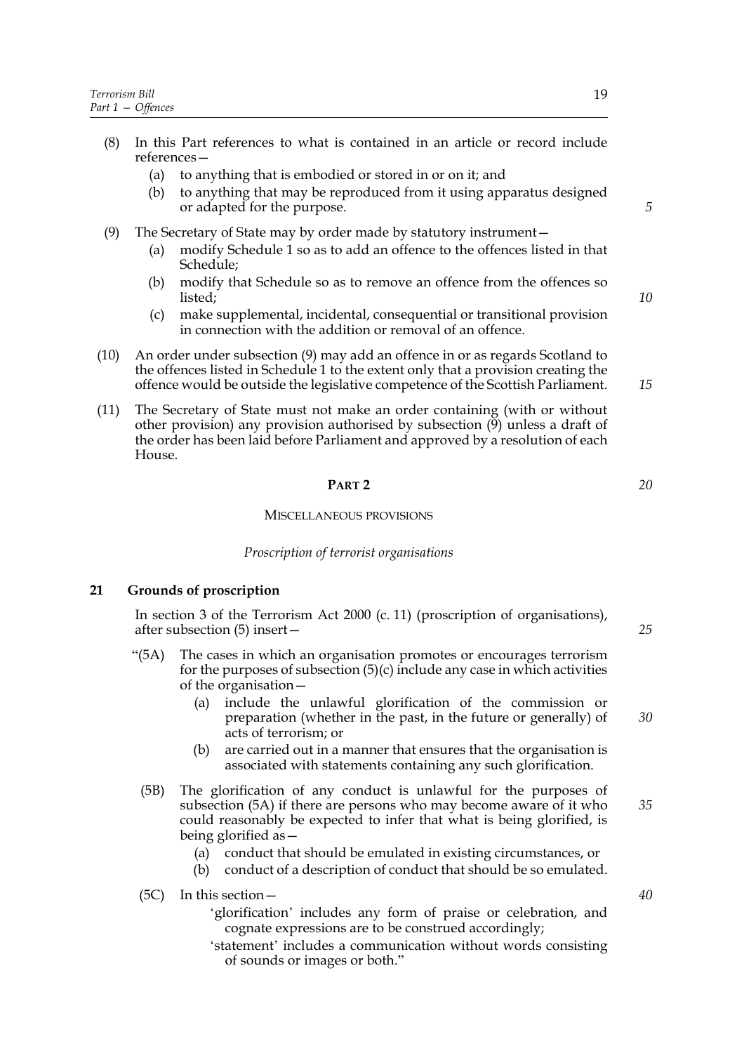(8) In this Part references to what is contained in an article or record include references—

  (a) to anything that is embodied or stored in or on it; and

  (b) to anything that may be reproduced from it using apparatus designed or adapted for the purpose.

(9) The Secretary of State may by order made by statutory instrument—

  (a) modify Schedule 1 so as to add an offence to the offences listed in that Schedule;

  (b) modify that Schedule so as to remove an offence from the offences so listed;

  (c) make supplemental, incidental, consequential or transitional provision in connection with the addition or removal of an offence.

(10) An order under subsection (9) may add an offence in or as regards Scotland to the offences listed in Schedule 1 to the extent only that a provision creating the offence would be outside the legislative competence of the Scottish Parliament.

(11) The Secretary of State must not make an order containing (with or without other provision) any provision authorised by subsection (9) unless a draft of the order has been laid before Parliament and approved by a resolution of each House.

## PART 2

### MISCELLANEOUS PROVISIONS

*Proscription of terrorist organisations*

### 21 Grounds of proscription

In section 3 of the Terrorism Act 2000 (c. 11) (proscription of organisations), after subsection (5) insert—

"(5A) The cases in which an organisation promotes or encourages terrorism for the purposes of subsection (5)(c) include any case in which activities of the organisation—

  (a) include the unlawful glorification of the commission or preparation (whether in the past, in the future or generally) of acts of terrorism; or

  (b) are carried out in a manner that ensures that the organisation is associated with statements containing any such glorification.

(5B) The glorification of any conduct is unlawful for the purposes of subsection (5A) if there are persons who may become aware of it who could reasonably be expected to infer that what is being glorified, is being glorified as—

  (a) conduct that should be emulated in existing circumstances, or

  (b) conduct of a description of conduct that should be so emulated.

(5C) In this section—

  'glorification' includes any form of praise or celebration, and cognate expressions are to be construed accordingly;

  'statement' includes a communication without words consisting of sounds or images or both."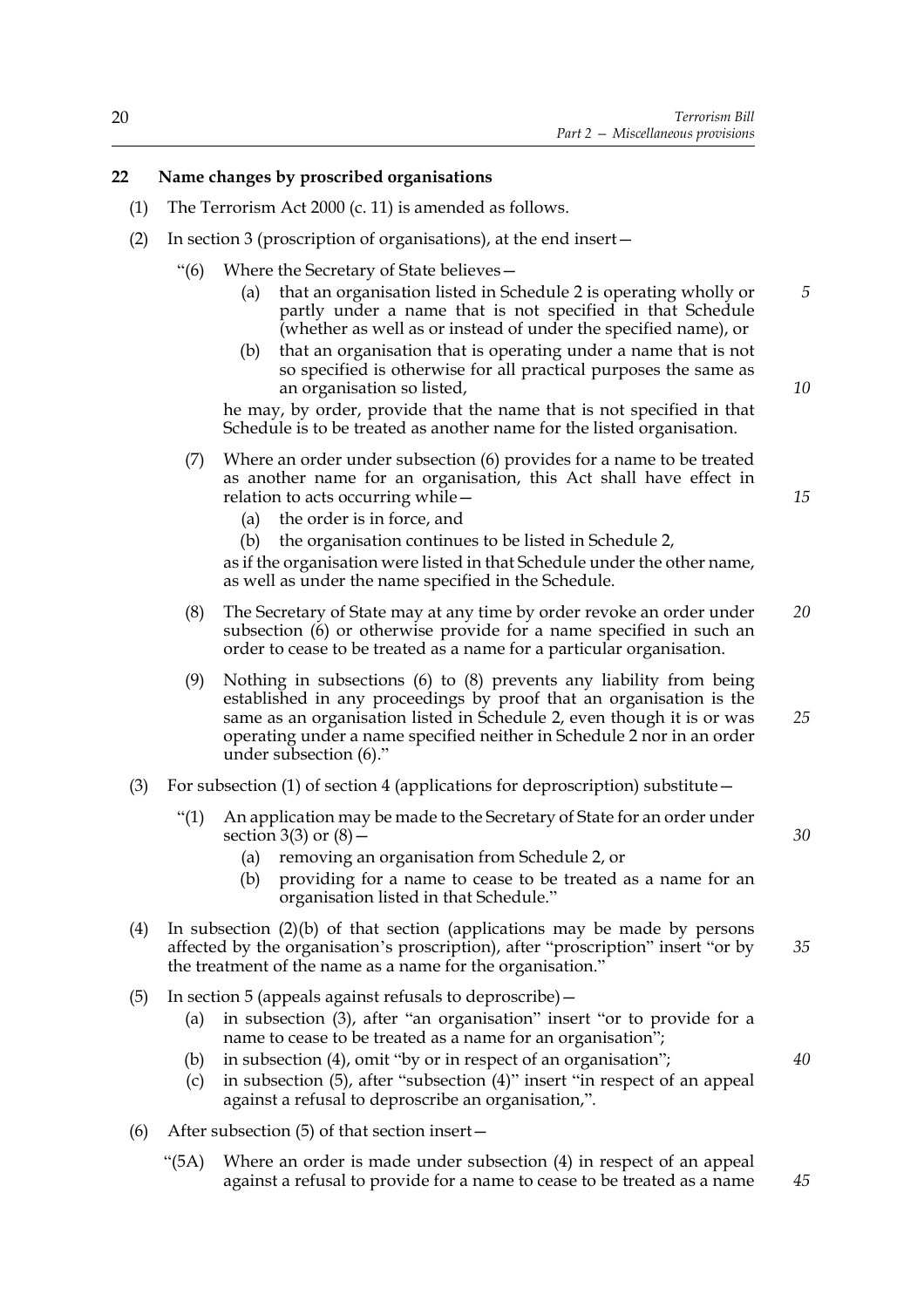### 22 Name changes by proscribed organisations

(1) The Terrorism Act 2000 (c. 11) is amended as follows.

(2) In section 3 (proscription of organisations), at the end insert—

> "(6) Where the Secretary of State believes—
>
> (a) that an organisation listed in Schedule 2 is operating wholly or partly under a name that is not specified in that Schedule (whether as well as or instead of under the specified name), or
>
> (b) that an organisation that is operating under a name that is not so specified is otherwise for all practical purposes the same as an organisation so listed,
>
> he may, by order, provide that the name that is not specified in that Schedule is to be treated as another name for the listed organisation.
>
> (7) Where an order under subsection (6) provides for a name to be treated as another name for an organisation, this Act shall have effect in relation to acts occurring while—
>
> (a) the order is in force, and
>
> (b) the organisation continues to be listed in Schedule 2,
>
> as if the organisation were listed in that Schedule under the other name, as well as under the name specified in the Schedule.
>
> (8) The Secretary of State may at any time by order revoke an order under subsection (6) or otherwise provide for a name specified in such an order to cease to be treated as a name for a particular organisation.
>
> (9) Nothing in subsections (6) to (8) prevents any liability from being established in any proceedings by proof that an organisation is the same as an organisation listed in Schedule 2, even though it is or was operating under a name specified neither in Schedule 2 nor in an order under subsection (6)."

(3) For subsection (1) of section 4 (applications for deproscription) substitute—

> "(1) An application may be made to the Secretary of State for an order under section 3(3) or (8)—
>
> (a) removing an organisation from Schedule 2, or
>
> (b) providing for a name to cease to be treated as a name for an organisation listed in that Schedule."

(4) In subsection (2)(b) of that section (applications may be made by persons affected by the organisation's proscription), after "proscription" insert "or by the treatment of the name as a name for the organisation."

(5) In section 5 (appeals against refusals to deproscribe)—

(a) in subsection (3), after "an organisation" insert "or to provide for a name to cease to be treated as a name for an organisation";

(b) in subsection (4), omit "by or in respect of an organisation";

(c) in subsection (5), after "subsection (4)" insert "in respect of an appeal against a refusal to deproscribe an organisation,".

(6) After subsection (5) of that section insert—

> "(5A) Where an order is made under subsection (4) in respect of an appeal against a refusal to provide for a name to cease to be treated as a name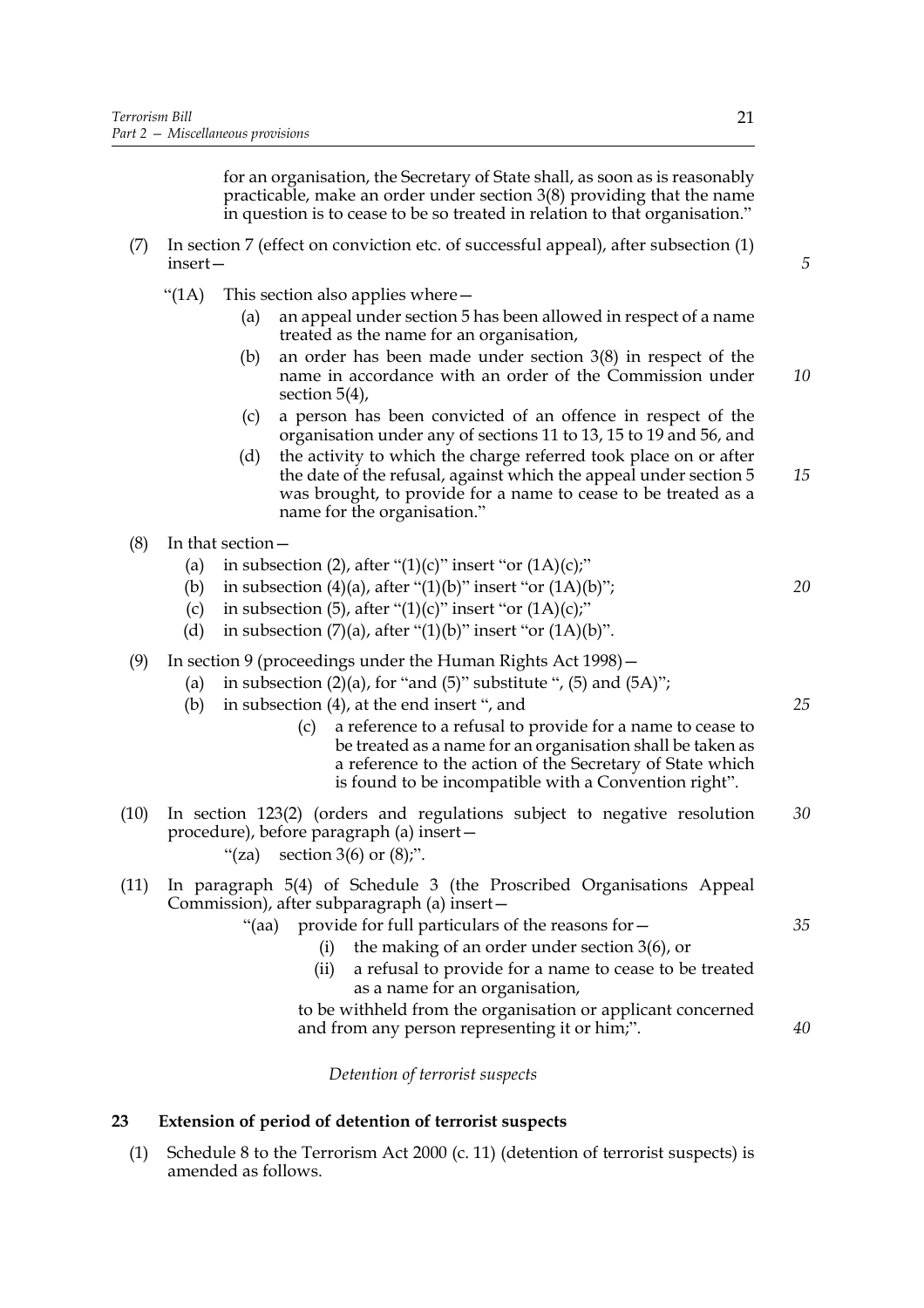for an organisation, the Secretary of State shall, as soon as is reasonably practicable, make an order under section 3(8) providing that the name in question is to cease to be so treated in relation to that organisation."

(7) In section 7 (effect on conviction etc. of successful appeal), after subsection (1) insert—

"(1A) This section also applies where—

(a) an appeal under section 5 has been allowed in respect of a name treated as the name for an organisation,

(b) an order has been made under section 3(8) in respect of the name in accordance with an order of the Commission under section 5(4),

(c) a person has been convicted of an offence in respect of the organisation under any of sections 11 to 13, 15 to 19 and 56, and

(d) the activity to which the charge referred took place on or after the date of the refusal, against which the appeal under section 5 was brought, to provide for a name to cease to be treated as a name for the organisation."

(8) In that section—

(a) in subsection (2), after "(1)(c)" insert "or (1A)(c);"

(b) in subsection (4)(a), after "(1)(b)" insert "or (1A)(b)";

(c) in subsection (5), after "(1)(c)" insert "or (1A)(c);"

(d) in subsection (7)(a), after "(1)(b)" insert "or (1A)(b)".

(9) In section 9 (proceedings under the Human Rights Act 1998)—

(a) in subsection (2)(a), for "and (5)" substitute ", (5) and (5A)";

(b) in subsection (4), at the end insert ", and

(c) a reference to a refusal to provide for a name to cease to be treated as a name for an organisation shall be taken as a reference to the action of the Secretary of State which is found to be incompatible with a Convention right".

(10) In section 123(2) (orders and regulations subject to negative resolution procedure), before paragraph (a) insert—

"(za) section 3(6) or (8);".

(11) In paragraph 5(4) of Schedule 3 (the Proscribed Organisations Appeal Commission), after subparagraph (a) insert—

"(aa) provide for full particulars of the reasons for—

(i) the making of an order under section 3(6), or

(ii) a refusal to provide for a name to cease to be treated as a name for an organisation,

to be withheld from the organisation or applicant concerned and from any person representing it or him;".

*Detention of terrorist suspects*

**23 Extension of period of detention of terrorist suspects**

(1) Schedule 8 to the Terrorism Act 2000 (c. 11) (detention of terrorist suspects) is amended as follows.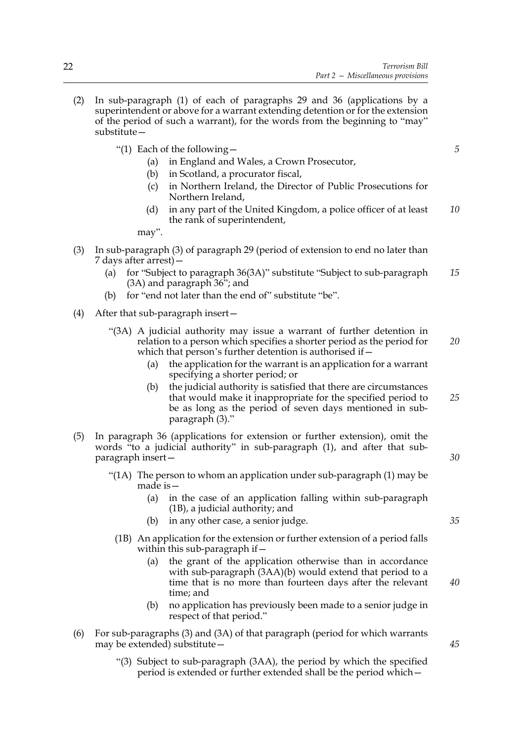(2) In sub-paragraph (1) of each of paragraphs 29 and 36 (applications by a superintendent or above for a warrant extending detention or for the extension of the period of such a warrant), for the words from the beginning to "may" substitute—

"(1) Each of the following—

(a) in England and Wales, a Crown Prosecutor,

(b) in Scotland, a procurator fiscal,

(c) in Northern Ireland, the Director of Public Prosecutions for Northern Ireland,

(d) in any part of the United Kingdom, a police officer of at least the rank of superintendent,

may".

(3) In sub-paragraph (3) of paragraph 29 (period of extension to end no later than 7 days after arrest)—

(a) for "Subject to paragraph 36(3A)" substitute "Subject to sub-paragraph (3A) and paragraph 36"; and

(b) for "end not later than the end of" substitute "be".

(4) After that sub-paragraph insert—

"(3A) A judicial authority may issue a warrant of further detention in relation to a person which specifies a shorter period as the period for which that person's further detention is authorised if—

(a) the application for the warrant is an application for a warrant specifying a shorter period; or

(b) the judicial authority is satisfied that there are circumstances that would make it inappropriate for the specified period to be as long as the period of seven days mentioned in sub-paragraph (3)."

(5) In paragraph 36 (applications for extension or further extension), omit the words "to a judicial authority" in sub-paragraph (1), and after that sub-paragraph insert—

"(1A) The person to whom an application under sub-paragraph (1) may be made is—

(a) in the case of an application falling within sub-paragraph (1B), a judicial authority; and

(b) in any other case, a senior judge.

(1B) An application for the extension or further extension of a period falls within this sub-paragraph if—

(a) the grant of the application otherwise than in accordance with sub-paragraph (3AA)(b) would extend that period to a time that is no more than fourteen days after the relevant time; and

(b) no application has previously been made to a senior judge in respect of that period."

(6) For sub-paragraphs (3) and (3A) of that paragraph (period for which warrants may be extended) substitute—

"(3) Subject to sub-paragraph (3AA), the period by which the specified period is extended or further extended shall be the period which—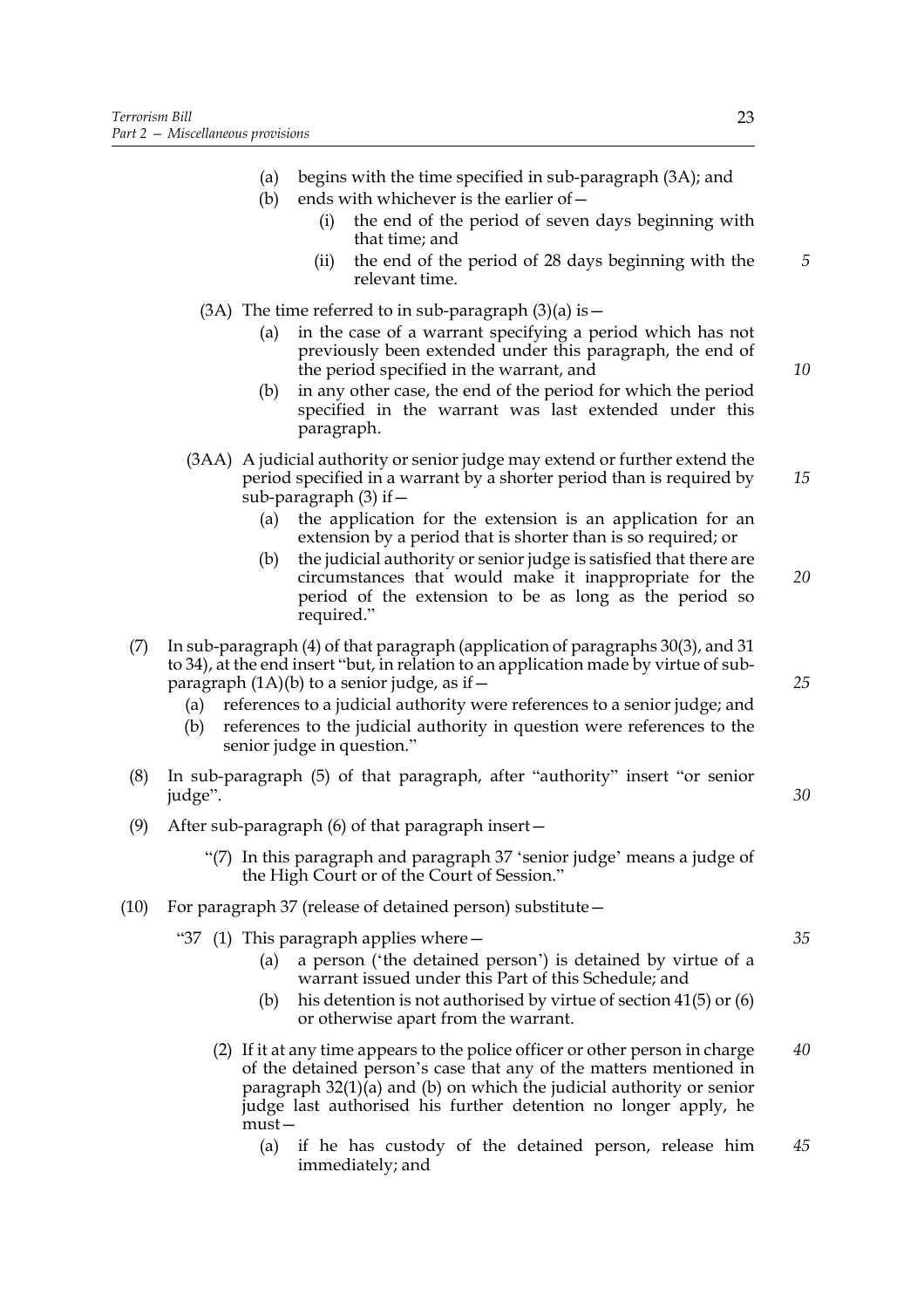(a) begins with the time specified in sub-paragraph (3A); and

(b) ends with whichever is the earlier of—

(i) the end of the period of seven days beginning with that time; and

(ii) the end of the period of 28 days beginning with the relevant time.

(3A) The time referred to in sub-paragraph (3)(a) is—

(a) in the case of a warrant specifying a period which has not previously been extended under this paragraph, the end of the period specified in the warrant, and

(b) in any other case, the end of the period for which the period specified in the warrant was last extended under this paragraph.

(3AA) A judicial authority or senior judge may extend or further extend the period specified in a warrant by a shorter period than is required by sub-paragraph (3) if—

(a) the application for the extension is an application for an extension by a period that is shorter than is so required; or

(b) the judicial authority or senior judge is satisfied that there are circumstances that would make it inappropriate for the period of the extension to be as long as the period so required."

(7) In sub-paragraph (4) of that paragraph (application of paragraphs 30(3), and 31 to 34), at the end insert "but, in relation to an application made by virtue of sub-paragraph (1A)(b) to a senior judge, as if—

(a) references to a judicial authority were references to a senior judge; and

(b) references to the judicial authority in question were references to the senior judge in question."

(8) In sub-paragraph (5) of that paragraph, after "authority" insert "or senior judge".

(9) After sub-paragraph (6) of that paragraph insert—

"(7) In this paragraph and paragraph 37 'senior judge' means a judge of the High Court or of the Court of Session."

(10) For paragraph 37 (release of detained person) substitute—

"37 (1) This paragraph applies where—

(a) a person ('the detained person') is detained by virtue of a warrant issued under this Part of this Schedule; and

(b) his detention is not authorised by virtue of section 41(5) or (6) or otherwise apart from the warrant.

(2) If it at any time appears to the police officer or other person in charge of the detained person's case that any of the matters mentioned in paragraph 32(1)(a) and (b) on which the judicial authority or senior judge last authorised his further detention no longer apply, he must—

(a) if he has custody of the detained person, release him immediately; and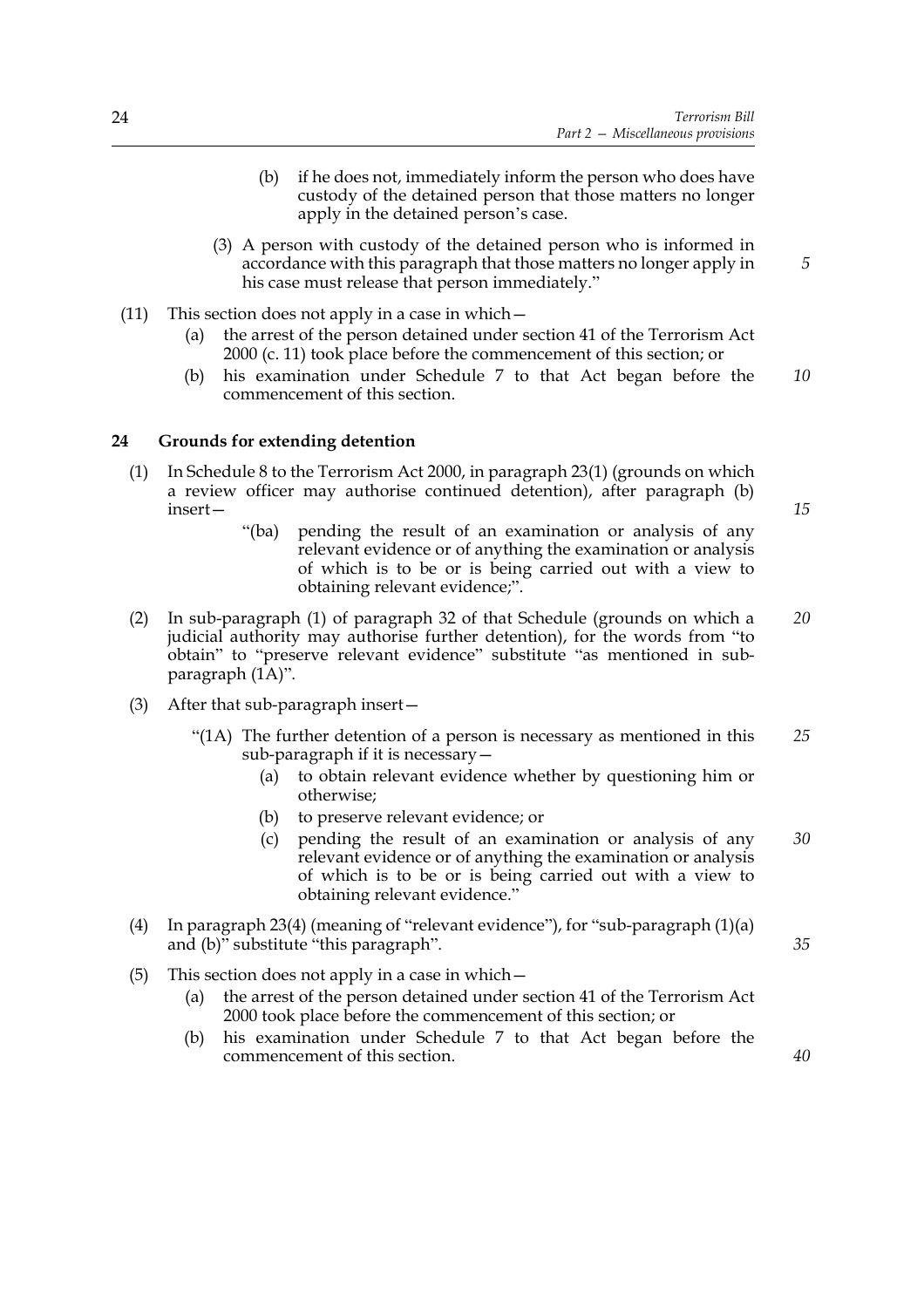(b) if he does not, immediately inform the person who does have custody of the detained person that those matters no longer apply in the detained person's case.

(3) A person with custody of the detained person who is informed in accordance with this paragraph that those matters no longer apply in his case must release that person immediately."

(11) This section does not apply in a case in which—

(a) the arrest of the person detained under section 41 of the Terrorism Act 2000 (c. 11) took place before the commencement of this section; or

(b) his examination under Schedule 7 to that Act began before the commencement of this section.

## 24 Grounds for extending detention

(1) In Schedule 8 to the Terrorism Act 2000, in paragraph 23(1) (grounds on which a review officer may authorise continued detention), after paragraph (b) insert—

"(ba) pending the result of an examination or analysis of any relevant evidence or of anything the examination or analysis of which is to be or is being carried out with a view to obtaining relevant evidence;".

(2) In sub-paragraph (1) of paragraph 32 of that Schedule (grounds on which a judicial authority may authorise further detention), for the words from "to obtain" to "preserve relevant evidence" substitute "as mentioned in sub-paragraph (1A)".

(3) After that sub-paragraph insert—

"(1A) The further detention of a person is necessary as mentioned in this sub-paragraph if it is necessary—

(a) to obtain relevant evidence whether by questioning him or otherwise;

(b) to preserve relevant evidence; or

(c) pending the result of an examination or analysis of any relevant evidence or of anything the examination or analysis of which is to be or is being carried out with a view to obtaining relevant evidence."

(4) In paragraph 23(4) (meaning of "relevant evidence"), for "sub-paragraph (1)(a) and (b)" substitute "this paragraph".

(5) This section does not apply in a case in which—

(a) the arrest of the person detained under section 41 of the Terrorism Act 2000 took place before the commencement of this section; or

(b) his examination under Schedule 7 to that Act began before the commencement of this section.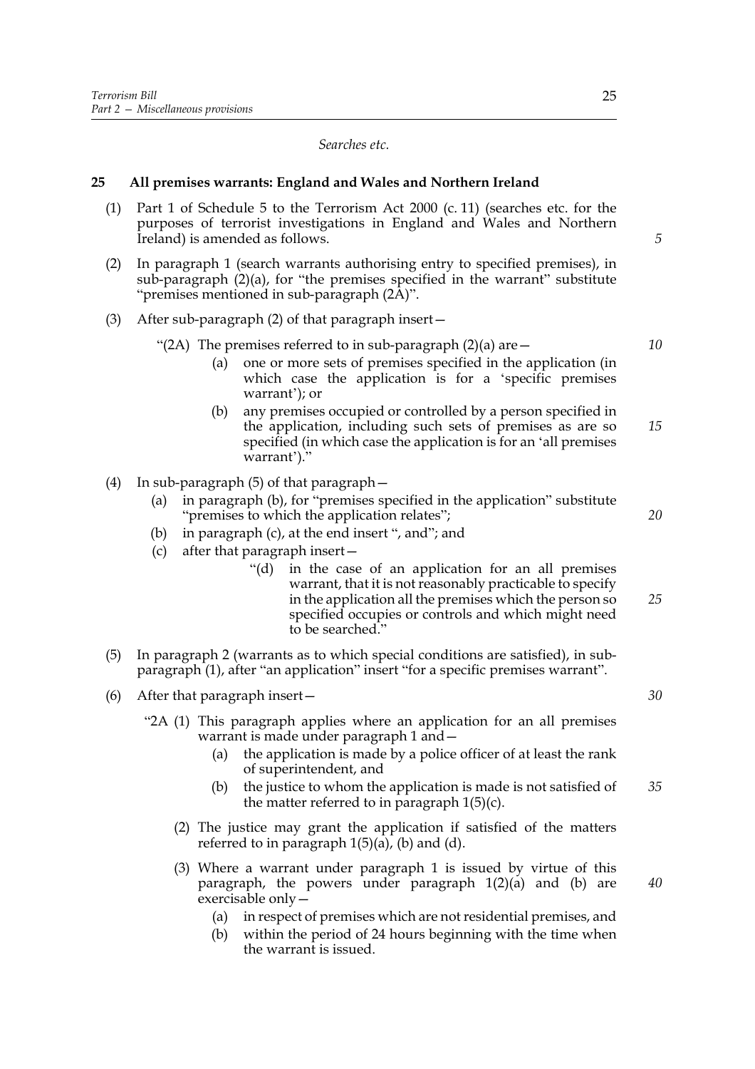*Searches etc.*

**25 All premises warrants: England and Wales and Northern Ireland**

(1) Part 1 of Schedule 5 to the Terrorism Act 2000 (c. 11) (searches etc. for the purposes of terrorist investigations in England and Wales and Northern Ireland) is amended as follows.

(2) In paragraph 1 (search warrants authorising entry to specified premises), in sub-paragraph (2)(a), for "the premises specified in the warrant" substitute "premises mentioned in sub-paragraph (2A)".

(3) After sub-paragraph (2) of that paragraph insert—

"(2A) The premises referred to in sub-paragraph (2)(a) are—

(a) one or more sets of premises specified in the application (in which case the application is for a 'specific premises warrant'); or

(b) any premises occupied or controlled by a person specified in the application, including such sets of premises as are so specified (in which case the application is for an 'all premises warrant')."

(4) In sub-paragraph (5) of that paragraph—

(a) in paragraph (b), for "premises specified in the application" substitute "premises to which the application relates";

(b) in paragraph (c), at the end insert ", and"; and

(c) after that paragraph insert—

"(d) in the case of an application for an all premises warrant, that it is not reasonably practicable to specify in the application all the premises which the person so specified occupies or controls and which might need to be searched."

(5) In paragraph 2 (warrants as to which special conditions are satisfied), in sub-paragraph (1), after "an application" insert "for a specific premises warrant".

(6) After that paragraph insert—

"2A (1) This paragraph applies where an application for an all premises warrant is made under paragraph 1 and—

(a) the application is made by a police officer of at least the rank of superintendent, and

(b) the justice to whom the application is made is not satisfied of the matter referred to in paragraph 1(5)(c).

(2) The justice may grant the application if satisfied of the matters referred to in paragraph 1(5)(a), (b) and (d).

(3) Where a warrant under paragraph 1 is issued by virtue of this paragraph, the powers under paragraph 1(2)(a) and (b) are exercisable only—

(a) in respect of premises which are not residential premises, and

(b) within the period of 24 hours beginning with the time when the warrant is issued.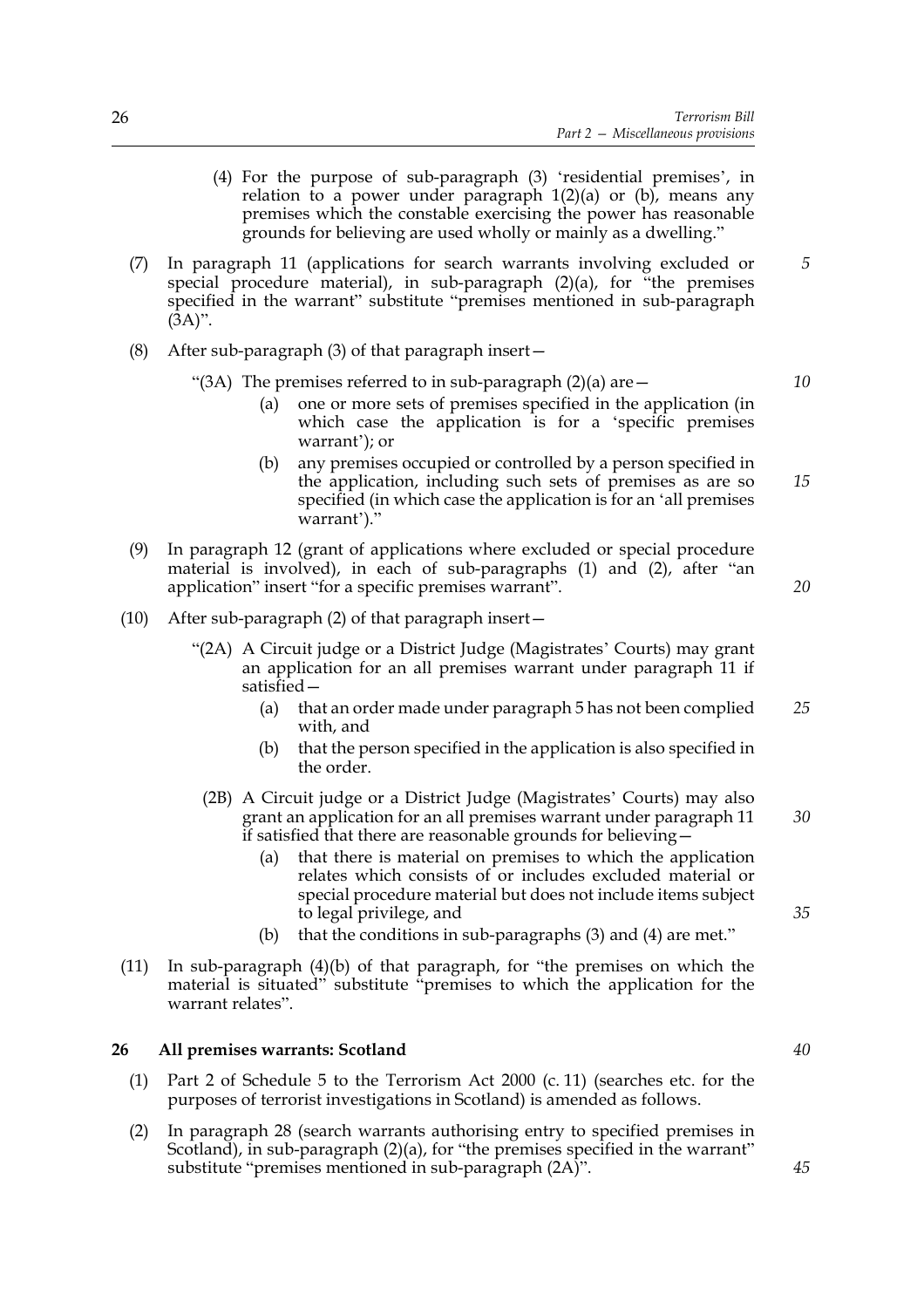(4) For the purpose of sub-paragraph (3) 'residential premises', in relation to a power under paragraph 1(2)(a) or (b), means any premises which the constable exercising the power has reasonable grounds for believing are used wholly or mainly as a dwelling."

(7) In paragraph 11 (applications for search warrants involving excluded or special procedure material), in sub-paragraph (2)(a), for "the premises specified in the warrant" substitute "premises mentioned in sub-paragraph (3A)".

(8) After sub-paragraph (3) of that paragraph insert—

"(3A) The premises referred to in sub-paragraph (2)(a) are—

(a) one or more sets of premises specified in the application (in which case the application is for a 'specific premises warrant'); or

(b) any premises occupied or controlled by a person specified in the application, including such sets of premises as are so specified (in which case the application is for an 'all premises warrant')."

(9) In paragraph 12 (grant of applications where excluded or special procedure material is involved), in each of sub-paragraphs (1) and (2), after "an application" insert "for a specific premises warrant".

(10) After sub-paragraph (2) of that paragraph insert—

"(2A) A Circuit judge or a District Judge (Magistrates' Courts) may grant an application for an all premises warrant under paragraph 11 if satisfied—

(a) that an order made under paragraph 5 has not been complied with, and

(b) that the person specified in the application is also specified in the order.

(2B) A Circuit judge or a District Judge (Magistrates' Courts) may also grant an application for an all premises warrant under paragraph 11 if satisfied that there are reasonable grounds for believing—

(a) that there is material on premises to which the application relates which consists of or includes excluded material or special procedure material but does not include items subject to legal privilege, and

(b) that the conditions in sub-paragraphs (3) and (4) are met."

(11) In sub-paragraph (4)(b) of that paragraph, for "the premises on which the material is situated" substitute "premises to which the application for the warrant relates".

**26 All premises warrants: Scotland**

(1) Part 2 of Schedule 5 to the Terrorism Act 2000 (c. 11) (searches etc. for the purposes of terrorist investigations in Scotland) is amended as follows.

(2) In paragraph 28 (search warrants authorising entry to specified premises in Scotland), in sub-paragraph (2)(a), for "the premises specified in the warrant" substitute "premises mentioned in sub-paragraph (2A)".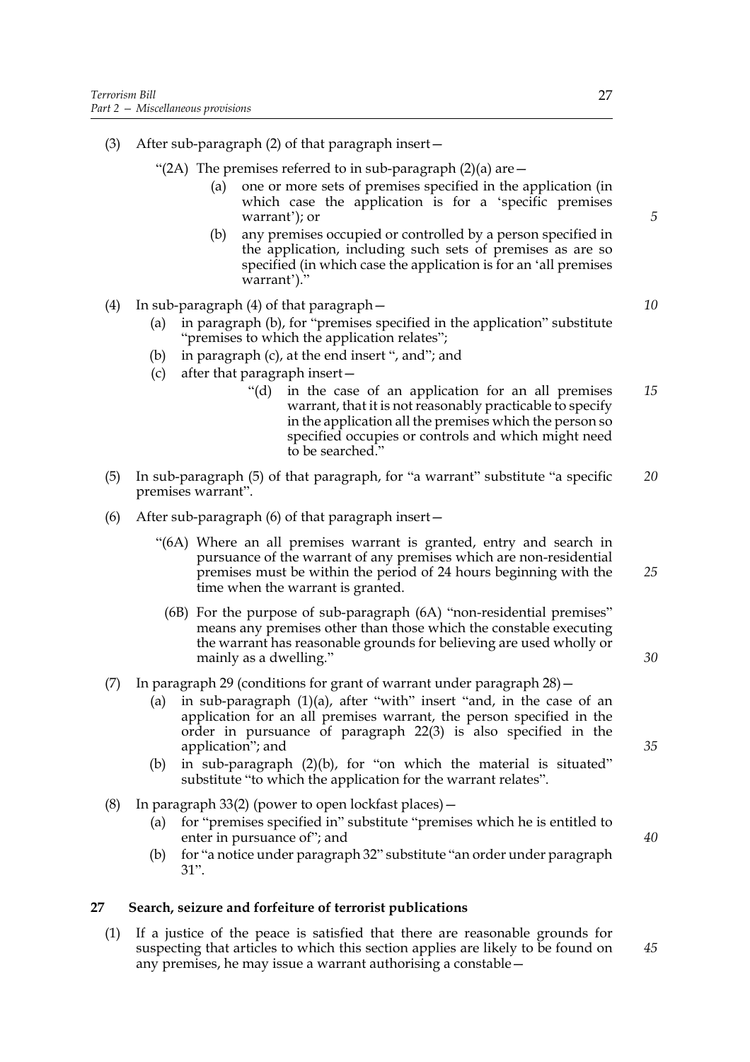(3) After sub-paragraph (2) of that paragraph insert—

"(2A) The premises referred to in sub-paragraph (2)(a) are—

(a) one or more sets of premises specified in the application (in which case the application is for a 'specific premises warrant'); or

(b) any premises occupied or controlled by a person specified in the application, including such sets of premises as are so specified (in which case the application is for an 'all premises warrant')."

(4) In sub-paragraph (4) of that paragraph—

(a) in paragraph (b), for "premises specified in the application" substitute "premises to which the application relates";

(b) in paragraph (c), at the end insert ", and"; and

(c) after that paragraph insert—

"(d) in the case of an application for an all premises warrant, that it is not reasonably practicable to specify in the application all the premises which the person so specified occupies or controls and which might need to be searched."

(5) In sub-paragraph (5) of that paragraph, for "a warrant" substitute "a specific premises warrant".

(6) After sub-paragraph (6) of that paragraph insert—

"(6A) Where an all premises warrant is granted, entry and search in pursuance of the warrant of any premises which are non-residential premises must be within the period of 24 hours beginning with the time when the warrant is granted.

(6B) For the purpose of sub-paragraph (6A) "non-residential premises" means any premises other than those which the constable executing the warrant has reasonable grounds for believing are used wholly or mainly as a dwelling."

(7) In paragraph 29 (conditions for grant of warrant under paragraph 28)—

(a) in sub-paragraph (1)(a), after "with" insert "and, in the case of an application for an all premises warrant, the person specified in the order in pursuance of paragraph 22(3) is also specified in the application"; and

(b) in sub-paragraph (2)(b), for "on which the material is situated" substitute "to which the application for the warrant relates".

(8) In paragraph 33(2) (power to open lockfast places)—

(a) for "premises specified in" substitute "premises which he is entitled to enter in pursuance of"; and

(b) for "a notice under paragraph 32" substitute "an order under paragraph 31".

## 27 Search, seizure and forfeiture of terrorist publications

(1) If a justice of the peace is satisfied that there are reasonable grounds for suspecting that articles to which this section applies are likely to be found on any premises, he may issue a warrant authorising a constable—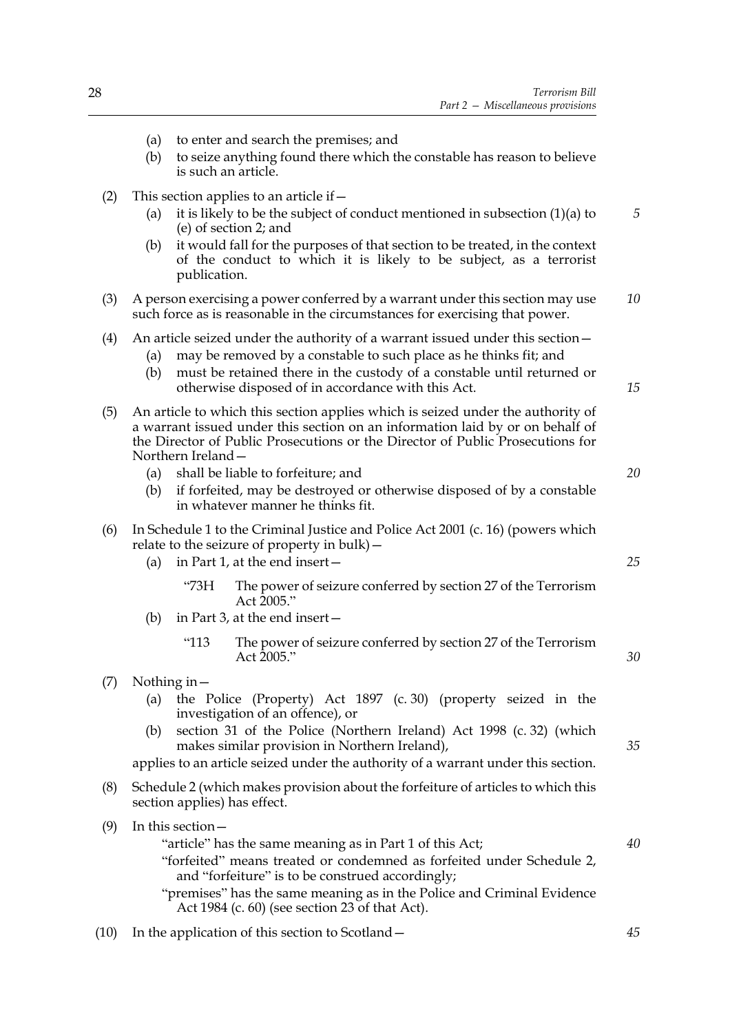(a) to enter and search the premises; and

(b) to seize anything found there which the constable has reason to believe is such an article.

(2) This section applies to an article if—

(a) it is likely to be the subject of conduct mentioned in subsection (1)(a) to (e) of section 2; and

(b) it would fall for the purposes of that section to be treated, in the context of the conduct to which it is likely to be subject, as a terrorist publication.

(3) A person exercising a power conferred by a warrant under this section may use such force as is reasonable in the circumstances for exercising that power.

(4) An article seized under the authority of a warrant issued under this section—

(a) may be removed by a constable to such place as he thinks fit; and

(b) must be retained there in the custody of a constable until returned or otherwise disposed of in accordance with this Act.

(5) An article to which this section applies which is seized under the authority of a warrant issued under this section on an information laid by or on behalf of the Director of Public Prosecutions or the Director of Public Prosecutions for Northern Ireland—

(a) shall be liable to forfeiture; and

(b) if forfeited, may be destroyed or otherwise disposed of by a constable in whatever manner he thinks fit.

(6) In Schedule 1 to the Criminal Justice and Police Act 2001 (c. 16) (powers which relate to the seizure of property in bulk)—

(a) in Part 1, at the end insert—

"73H The power of seizure conferred by section 27 of the Terrorism Act 2005."

(b) in Part 3, at the end insert—

"113 The power of seizure conferred by section 27 of the Terrorism Act 2005."

(7) Nothing in—

(a) the Police (Property) Act 1897 (c. 30) (property seized in the investigation of an offence), or

(b) section 31 of the Police (Northern Ireland) Act 1998 (c. 32) (which makes similar provision in Northern Ireland),

applies to an article seized under the authority of a warrant under this section.

(8) Schedule 2 (which makes provision about the forfeiture of articles to which this section applies) has effect.

(9) In this section—

"article" has the same meaning as in Part 1 of this Act;

"forfeited" means treated or condemned as forfeited under Schedule 2, and "forfeiture" is to be construed accordingly;

"premises" has the same meaning as in the Police and Criminal Evidence Act 1984 (c. 60) (see section 23 of that Act).

(10) In the application of this section to Scotland—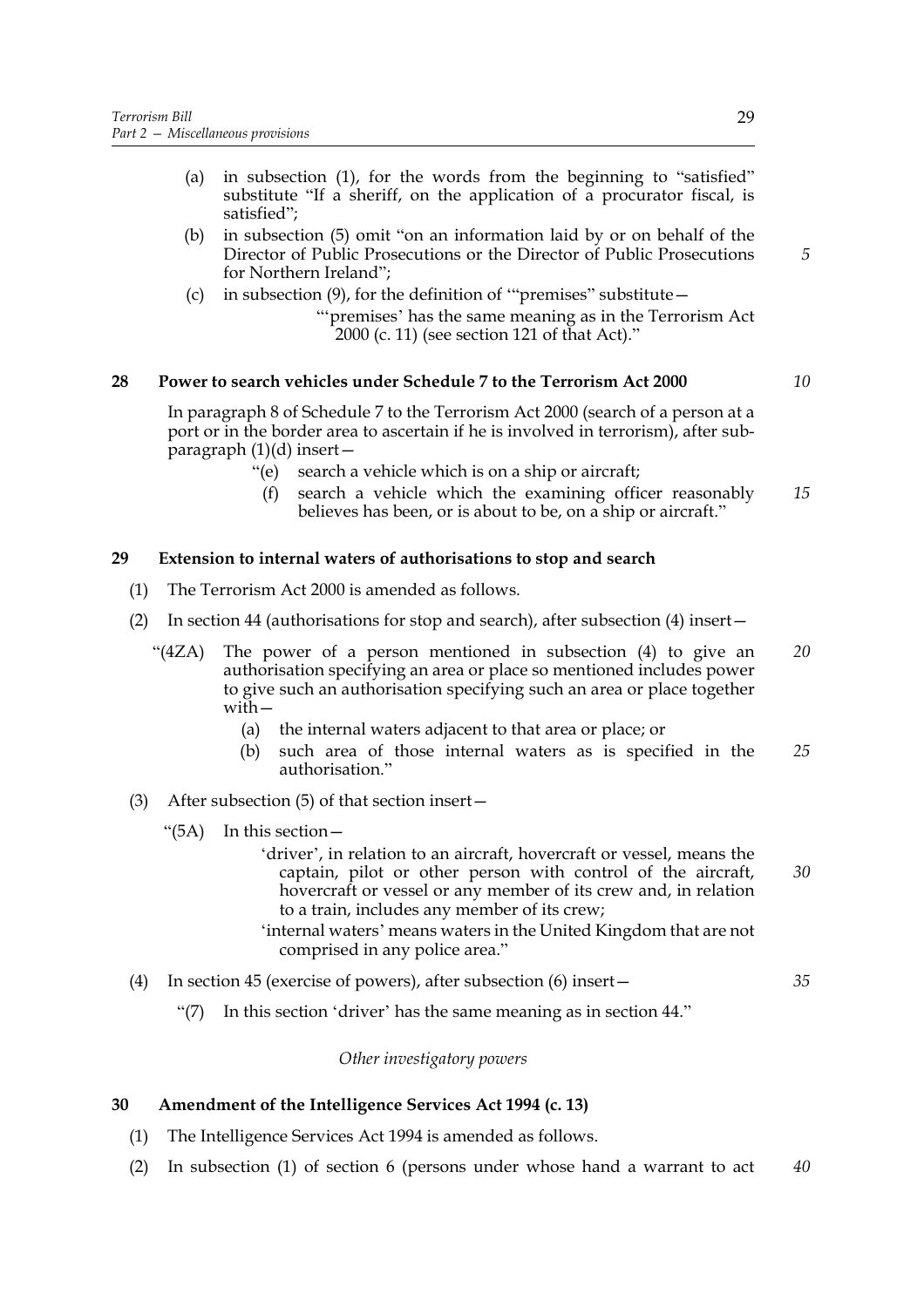(a) in subsection (1), for the words from the beginning to "satisfied" substitute "If a sheriff, on the application of a procurator fiscal, is satisfied";

(b) in subsection (5) omit "on an information laid by or on behalf of the Director of Public Prosecutions or the Director of Public Prosecutions for Northern Ireland";

(c) in subsection (9), for the definition of '"premises" substitute—

"'premises' has the same meaning as in the Terrorism Act 2000 (c. 11) (see section 121 of that Act)."

**28 Power to search vehicles under Schedule 7 to the Terrorism Act 2000**

In paragraph 8 of Schedule 7 to the Terrorism Act 2000 (search of a person at a port or in the border area to ascertain if he is involved in terrorism), after sub-paragraph (1)(d) insert—

"(e) search a vehicle which is on a ship or aircraft;

(f) search a vehicle which the examining officer reasonably believes has been, or is about to be, on a ship or aircraft."

**29 Extension to internal waters of authorisations to stop and search**

(1) The Terrorism Act 2000 is amended as follows.

(2) In section 44 (authorisations for stop and search), after subsection (4) insert—

"(4ZA) The power of a person mentioned in subsection (4) to give an authorisation specifying an area or place so mentioned includes power to give such an authorisation specifying such an area or place together with—

(a) the internal waters adjacent to that area or place; or

(b) such area of those internal waters as is specified in the authorisation."

(3) After subsection (5) of that section insert—

"(5A) In this section—

'driver', in relation to an aircraft, hovercraft or vessel, means the captain, pilot or other person with control of the aircraft, hovercraft or vessel or any member of its crew and, in relation to a train, includes any member of its crew;

'internal waters' means waters in the United Kingdom that are not comprised in any police area."

(4) In section 45 (exercise of powers), after subsection (6) insert—

"(7) In this section 'driver' has the same meaning as in section 44."

*Other investigatory powers*

**30 Amendment of the Intelligence Services Act 1994 (c. 13)**

(1) The Intelligence Services Act 1994 is amended as follows.

(2) In subsection (1) of section 6 (persons under whose hand a warrant to act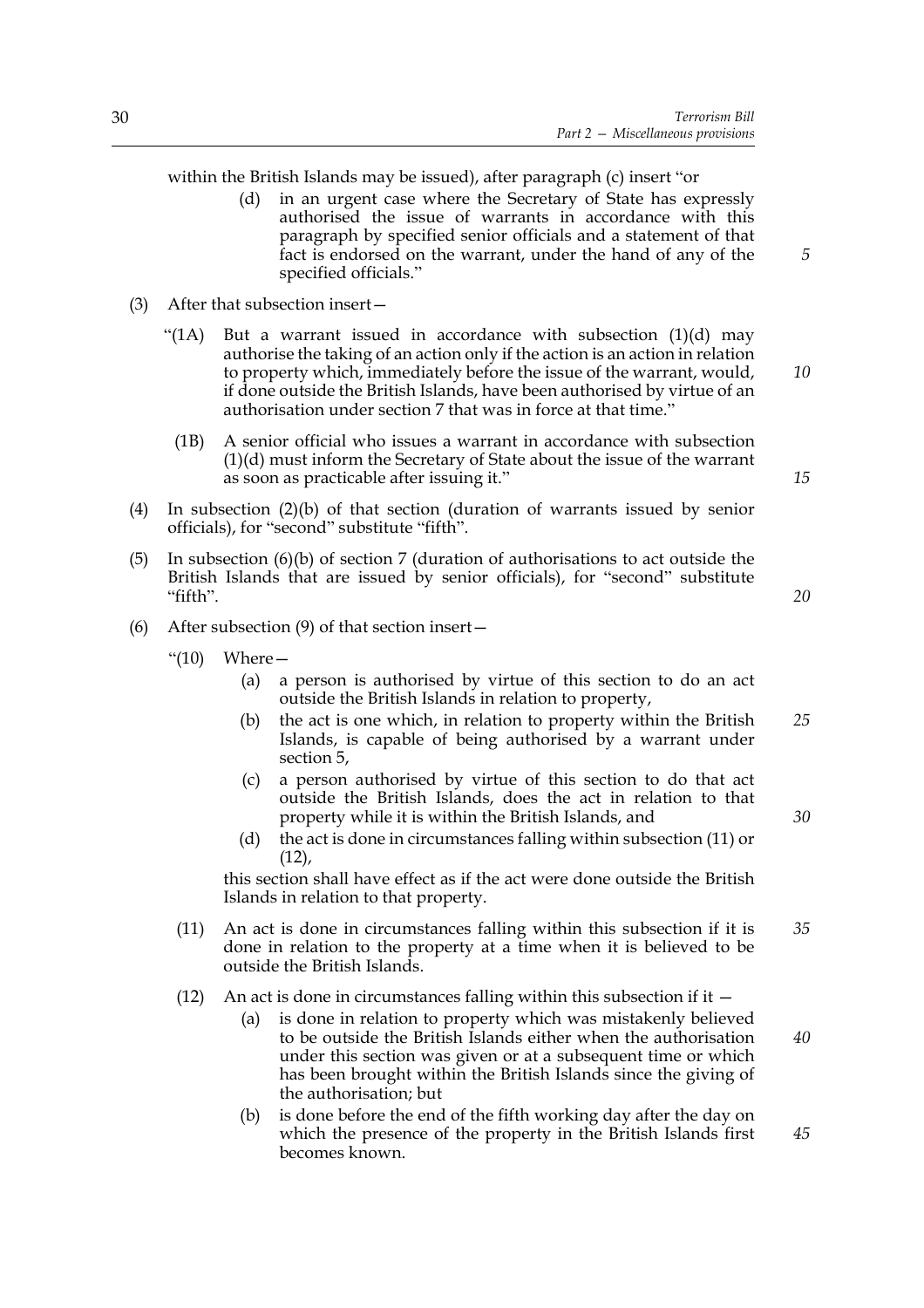within the British Islands may be issued), after paragraph (c) insert "or

(d) in an urgent case where the Secretary of State has expressly authorised the issue of warrants in accordance with this paragraph by specified senior officials and a statement of that fact is endorsed on the warrant, under the hand of any of the specified officials."

(3) After that subsection insert—

"(1A) But a warrant issued in accordance with subsection (1)(d) may authorise the taking of an action only if the action is an action in relation to property which, immediately before the issue of the warrant, would, if done outside the British Islands, have been authorised by virtue of an authorisation under section 7 that was in force at that time."

(1B) A senior official who issues a warrant in accordance with subsection (1)(d) must inform the Secretary of State about the issue of the warrant as soon as practicable after issuing it."

(4) In subsection (2)(b) of that section (duration of warrants issued by senior officials), for "second" substitute "fifth".

(5) In subsection (6)(b) of section 7 (duration of authorisations to act outside the British Islands that are issued by senior officials), for "second" substitute "fifth".

(6) After subsection (9) of that section insert—

"(10) Where—

(a) a person is authorised by virtue of this section to do an act outside the British Islands in relation to property,

(b) the act is one which, in relation to property within the British Islands, is capable of being authorised by a warrant under section 5,

(c) a person authorised by virtue of this section to do that act outside the British Islands, does the act in relation to that property while it is within the British Islands, and

(d) the act is done in circumstances falling within subsection (11) or (12),

this section shall have effect as if the act were done outside the British Islands in relation to that property.

(11) An act is done in circumstances falling within this subsection if it is done in relation to the property at a time when it is believed to be outside the British Islands.

(12) An act is done in circumstances falling within this subsection if it —

(a) is done in relation to property which was mistakenly believed to be outside the British Islands either when the authorisation under this section was given or at a subsequent time or which has been brought within the British Islands since the giving of the authorisation; but

(b) is done before the end of the fifth working day after the day on which the presence of the property in the British Islands first becomes known.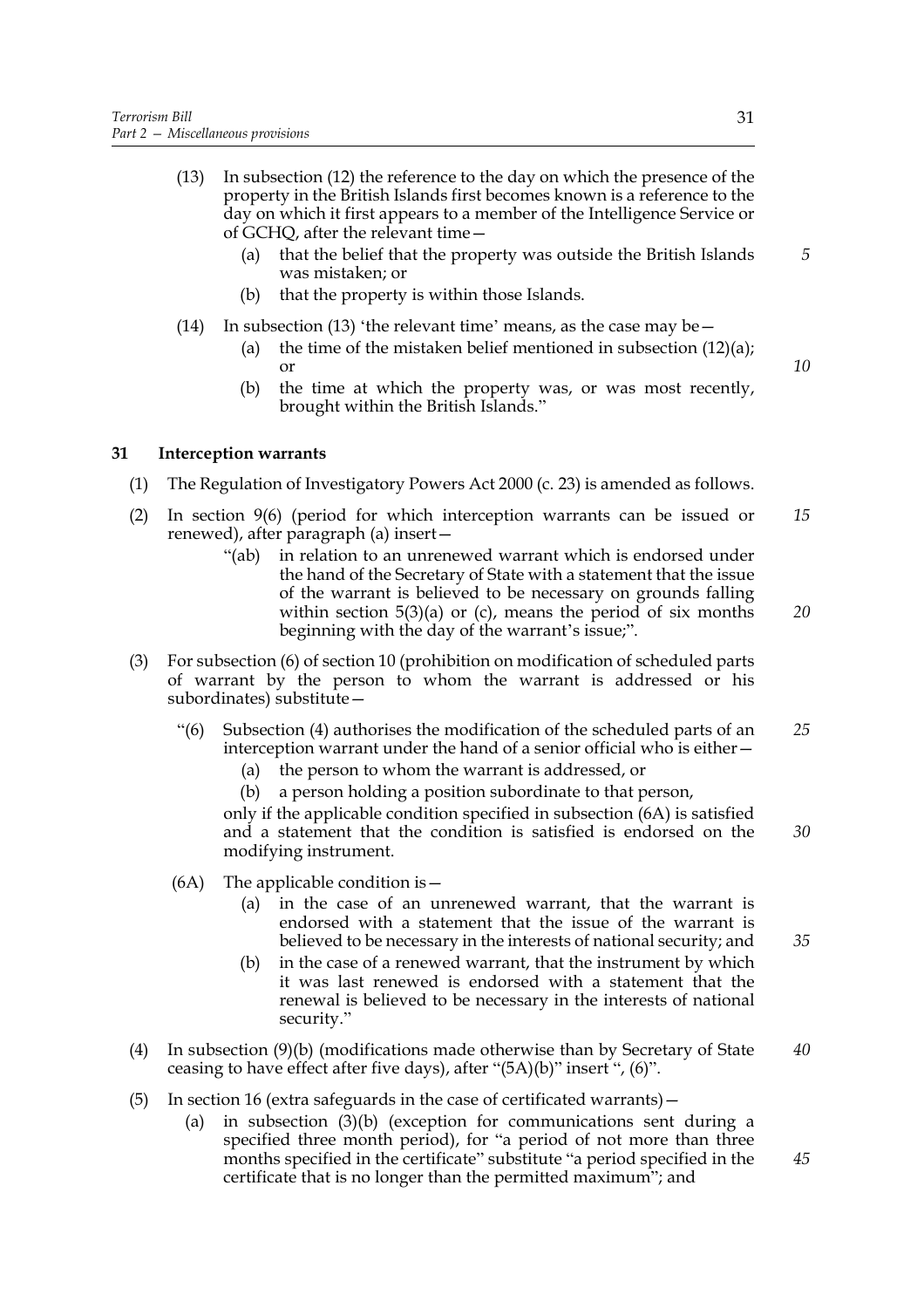(13) In subsection (12) the reference to the day on which the presence of the property in the British Islands first becomes known is a reference to the day on which it first appears to a member of the Intelligence Service or of GCHQ, after the relevant time—

(a) that the belief that the property was outside the British Islands was mistaken; or

(b) that the property is within those Islands.

(14) In subsection (13) 'the relevant time' means, as the case may be—

(a) the time of the mistaken belief mentioned in subsection (12)(a); or

(b) the time at which the property was, or was most recently, brought within the British Islands."

## 31 Interception warrants

(1) The Regulation of Investigatory Powers Act 2000 (c. 23) is amended as follows.

(2) In section 9(6) (period for which interception warrants can be issued or renewed), after paragraph (a) insert—

"(ab) in relation to an unrenewed warrant which is endorsed under the hand of the Secretary of State with a statement that the issue of the warrant is believed to be necessary on grounds falling within section 5(3)(a) or (c), means the period of six months beginning with the day of the warrant's issue;".

(3) For subsection (6) of section 10 (prohibition on modification of scheduled parts of warrant by the person to whom the warrant is addressed or his subordinates) substitute—

"(6) Subsection (4) authorises the modification of the scheduled parts of an interception warrant under the hand of a senior official who is either—

(a) the person to whom the warrant is addressed, or

(b) a person holding a position subordinate to that person,

only if the applicable condition specified in subsection (6A) is satisfied and a statement that the condition is satisfied is endorsed on the modifying instrument.

(6A) The applicable condition is—

(a) in the case of an unrenewed warrant, that the warrant is endorsed with a statement that the issue of the warrant is believed to be necessary in the interests of national security; and

(b) in the case of a renewed warrant, that the instrument by which it was last renewed is endorsed with a statement that the renewal is believed to be necessary in the interests of national security."

(4) In subsection (9)(b) (modifications made otherwise than by Secretary of State ceasing to have effect after five days), after "(5A)(b)" insert ", (6)".

(5) In section 16 (extra safeguards in the case of certificated warrants)—

(a) in subsection (3)(b) (exception for communications sent during a specified three month period), for "a period of not more than three months specified in the certificate" substitute "a period specified in the certificate that is no longer than the permitted maximum"; and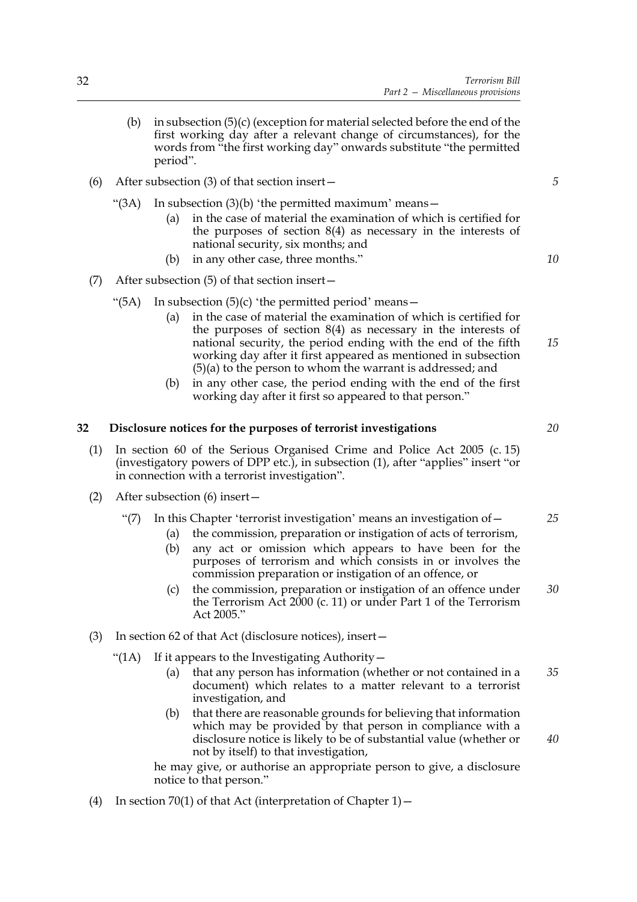(b) in subsection (5)(c) (exception for material selected before the end of the first working day after a relevant change of circumstances), for the words from "the first working day" onwards substitute "the permitted period".

(6) After subsection (3) of that section insert—

"(3A) In subsection (3)(b) 'the permitted maximum' means—

(a) in the case of material the examination of which is certified for the purposes of section 8(4) as necessary in the interests of national security, six months; and

(b) in any other case, three months."

(7) After subsection (5) of that section insert—

"(5A) In subsection (5)(c) 'the permitted period' means—

(a) in the case of material the examination of which is certified for the purposes of section 8(4) as necessary in the interests of national security, the period ending with the end of the fifth working day after it first appeared as mentioned in subsection (5)(a) to the person to whom the warrant is addressed; and

(b) in any other case, the period ending with the end of the first working day after it first so appeared to that person."

## 32 Disclosure notices for the purposes of terrorist investigations

(1) In section 60 of the Serious Organised Crime and Police Act 2005 (c. 15) (investigatory powers of DPP etc.), in subsection (1), after "applies" insert "or in connection with a terrorist investigation".

(2) After subsection (6) insert—

"(7) In this Chapter 'terrorist investigation' means an investigation of—

(a) the commission, preparation or instigation of acts of terrorism,

(b) any act or omission which appears to have been for the purposes of terrorism and which consists in or involves the commission preparation or instigation of an offence, or

(c) the commission, preparation or instigation of an offence under the Terrorism Act 2000 (c. 11) or under Part 1 of the Terrorism Act 2005."

(3) In section 62 of that Act (disclosure notices), insert—

"(1A) If it appears to the Investigating Authority—

(a) that any person has information (whether or not contained in a document) which relates to a matter relevant to a terrorist investigation, and

(b) that there are reasonable grounds for believing that information which may be provided by that person in compliance with a disclosure notice is likely to be of substantial value (whether or not by itself) to that investigation,

he may give, or authorise an appropriate person to give, a disclosure notice to that person."

(4) In section 70(1) of that Act (interpretation of Chapter 1)—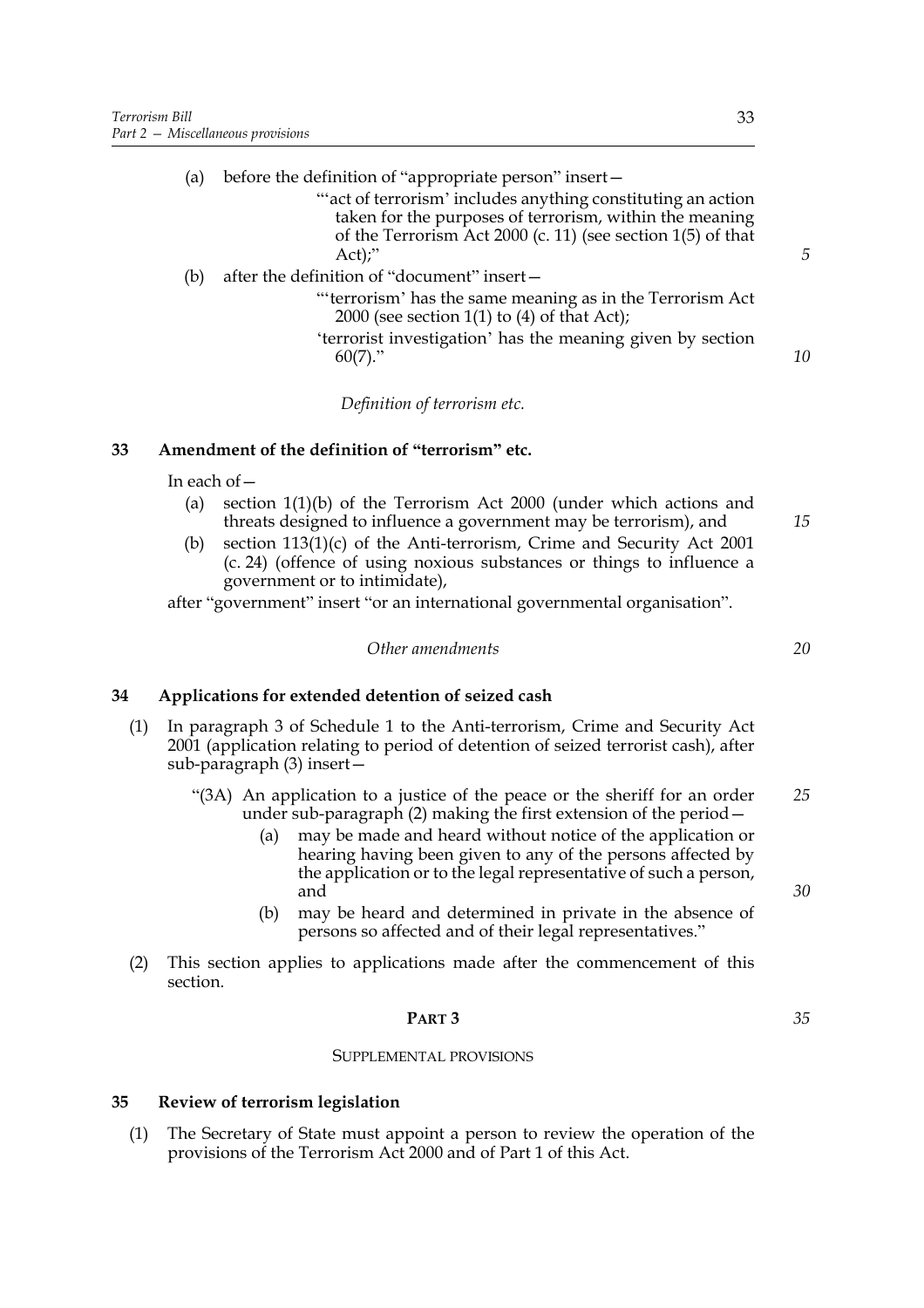(a) before the definition of "appropriate person" insert—

"'act of terrorism' includes anything constituting an action taken for the purposes of terrorism, within the meaning of the Terrorism Act 2000 (c. 11) (see section 1(5) of that Act);"

(b) after the definition of "document" insert—

"'terrorism' has the same meaning as in the Terrorism Act 2000 (see section 1(1) to (4) of that Act);

'terrorist investigation' has the meaning given by section 60(7)."

*Definition of terrorism etc.*

### 33 Amendment of the definition of "terrorism" etc.

In each of—

(a) section 1(1)(b) of the Terrorism Act 2000 (under which actions and threats designed to influence a government may be terrorism), and

(b) section 113(1)(c) of the Anti-terrorism, Crime and Security Act 2001 (c. 24) (offence of using noxious substances or things to influence a government or to intimidate),

after "government" insert "or an international governmental organisation".

*Other amendments*

### 34 Applications for extended detention of seized cash

(1) In paragraph 3 of Schedule 1 to the Anti-terrorism, Crime and Security Act 2001 (application relating to period of detention of seized terrorist cash), after sub-paragraph (3) insert—

"(3A) An application to a justice of the peace or the sheriff for an order under sub-paragraph (2) making the first extension of the period—

(a) may be made and heard without notice of the application or hearing having been given to any of the persons affected by the application or to the legal representative of such a person, and

(b) may be heard and determined in private in the absence of persons so affected and of their legal representatives."

(2) This section applies to applications made after the commencement of this section.

## PART 3

## SUPPLEMENTAL PROVISIONS

### 35 Review of terrorism legislation

(1) The Secretary of State must appoint a person to review the operation of the provisions of the Terrorism Act 2000 and of Part 1 of this Act.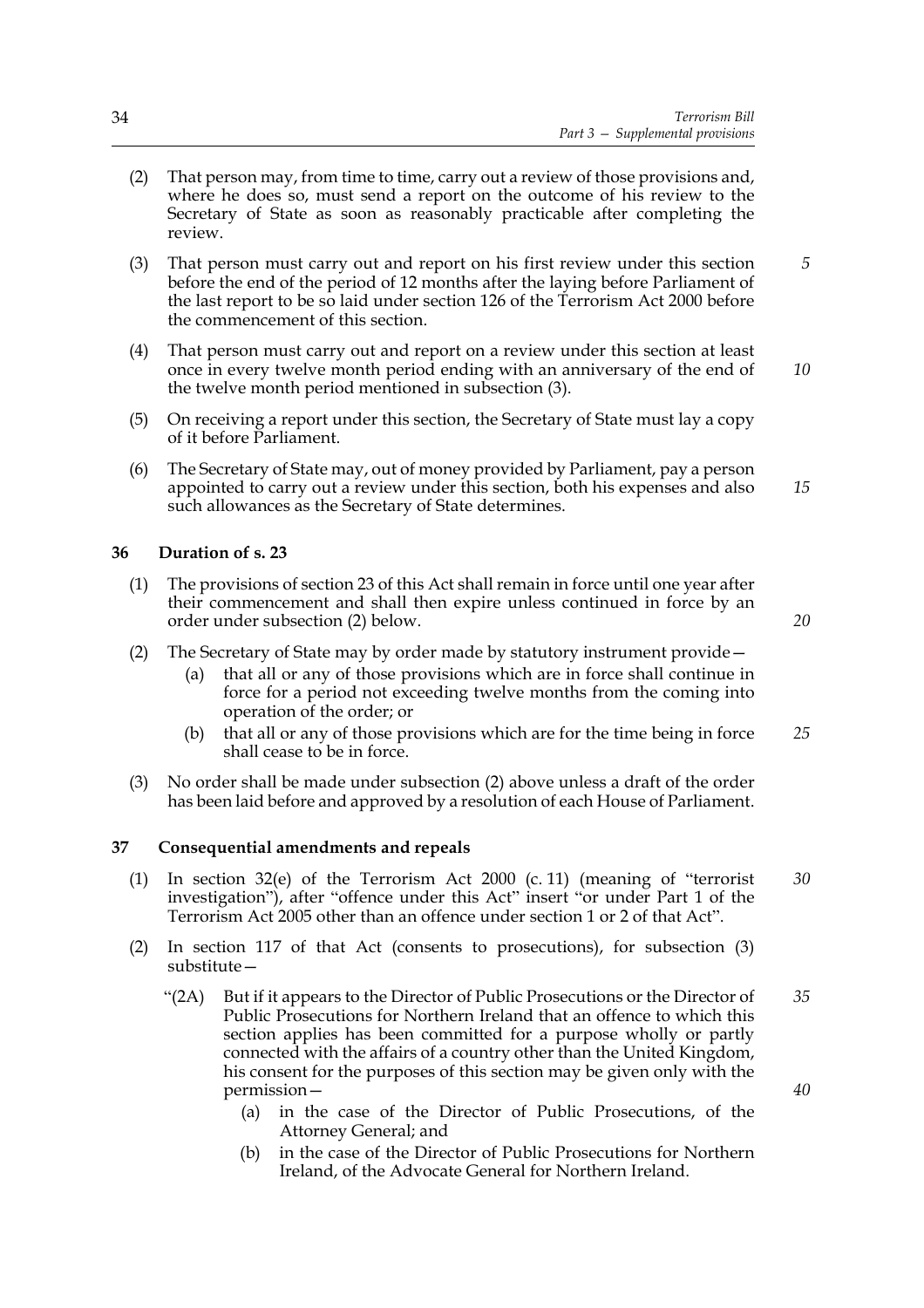(2) That person may, from time to time, carry out a review of those provisions and, where he does so, must send a report on the outcome of his review to the Secretary of State as soon as reasonably practicable after completing the review.

(3) That person must carry out and report on his first review under this section before the end of the period of 12 months after the laying before Parliament of the last report to be so laid under section 126 of the Terrorism Act 2000 before the commencement of this section.

(4) That person must carry out and report on a review under this section at least once in every twelve month period ending with an anniversary of the end of the twelve month period mentioned in subsection (3).

(5) On receiving a report under this section, the Secretary of State must lay a copy of it before Parliament.

(6) The Secretary of State may, out of money provided by Parliament, pay a person appointed to carry out a review under this section, both his expenses and also such allowances as the Secretary of State determines.

## 36 Duration of s. 23

(1) The provisions of section 23 of this Act shall remain in force until one year after their commencement and shall then expire unless continued in force by an order under subsection (2) below.

(2) The Secretary of State may by order made by statutory instrument provide—

- (a) that all or any of those provisions which are in force shall continue in force for a period not exceeding twelve months from the coming into operation of the order; or
- (b) that all or any of those provisions which are for the time being in force shall cease to be in force.

(3) No order shall be made under subsection (2) above unless a draft of the order has been laid before and approved by a resolution of each House of Parliament.

## 37 Consequential amendments and repeals

(1) In section 32(e) of the Terrorism Act 2000 (c. 11) (meaning of "terrorist investigation"), after "offence under this Act" insert "or under Part 1 of the Terrorism Act 2005 other than an offence under section 1 or 2 of that Act".

(2) In section 117 of that Act (consents to prosecutions), for subsection (3) substitute—

"(2A) But if it appears to the Director of Public Prosecutions or the Director of Public Prosecutions for Northern Ireland that an offence to which this section applies has been committed for a purpose wholly or partly connected with the affairs of a country other than the United Kingdom, his consent for the purposes of this section may be given only with the permission—

- (a) in the case of the Director of Public Prosecutions, of the Attorney General; and
- (b) in the case of the Director of Public Prosecutions for Northern Ireland, of the Advocate General for Northern Ireland.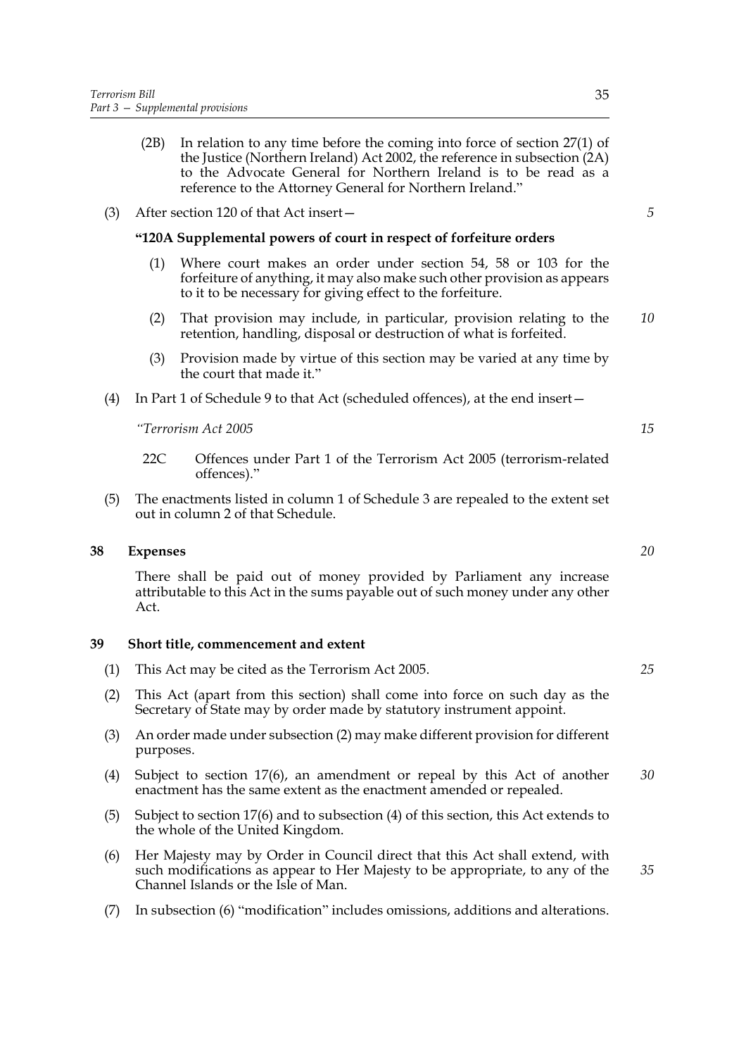(2B) In relation to any time before the coming into force of section 27(1) of the Justice (Northern Ireland) Act 2002, the reference in subsection (2A) to the Advocate General for Northern Ireland is to be read as a reference to the Attorney General for Northern Ireland."

(3) After section 120 of that Act insert—

**"120A Supplemental powers of court in respect of forfeiture orders**

(1) Where court makes an order under section 54, 58 or 103 for the forfeiture of anything, it may also make such other provision as appears to it to be necessary for giving effect to the forfeiture.

(2) That provision may include, in particular, provision relating to the retention, handling, disposal or destruction of what is forfeited.

(3) Provision made by virtue of this section may be varied at any time by the court that made it."

(4) In Part 1 of Schedule 9 to that Act (scheduled offences), at the end insert—

*"Terrorism Act 2005*

22C Offences under Part 1 of the Terrorism Act 2005 (terrorism-related offences)."

(5) The enactments listed in column 1 of Schedule 3 are repealed to the extent set out in column 2 of that Schedule.

## 38 Expenses

There shall be paid out of money provided by Parliament any increase attributable to this Act in the sums payable out of such money under any other Act.

## 39 Short title, commencement and extent

(1) This Act may be cited as the Terrorism Act 2005.

(2) This Act (apart from this section) shall come into force on such day as the Secretary of State may by order made by statutory instrument appoint.

(3) An order made under subsection (2) may make different provision for different purposes.

(4) Subject to section 17(6), an amendment or repeal by this Act of another enactment has the same extent as the enactment amended or repealed.

(5) Subject to section 17(6) and to subsection (4) of this section, this Act extends to the whole of the United Kingdom.

(6) Her Majesty may by Order in Council direct that this Act shall extend, with such modifications as appear to Her Majesty to be appropriate, to any of the Channel Islands or the Isle of Man.

(7) In subsection (6) "modification" includes omissions, additions and alterations.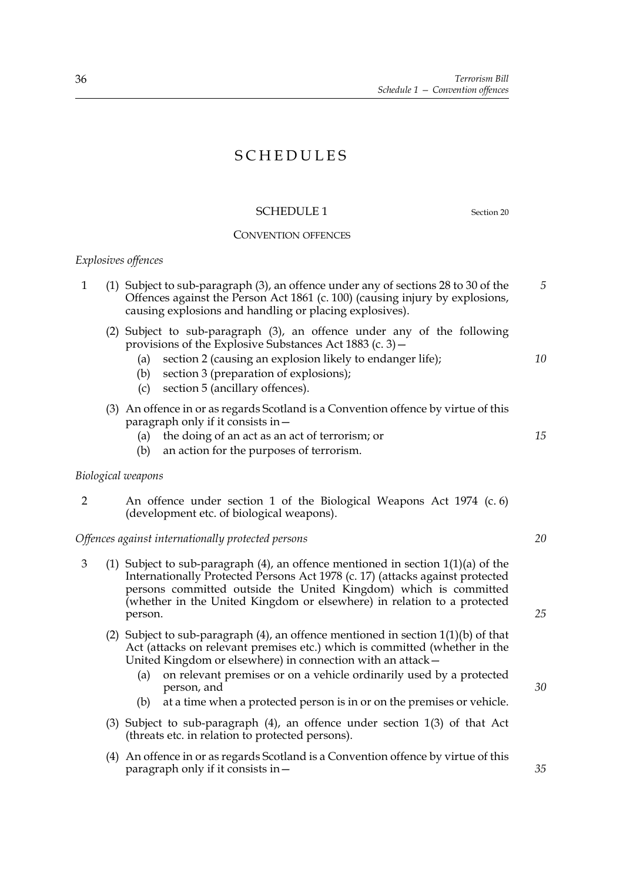# SCHEDULES

## SCHEDULE 1

Section 20

### CONVENTION OFFENCES

*Explosives offences*

1 (1) Subject to sub-paragraph (3), an offence under any of sections 28 to 30 of the Offences against the Person Act 1861 (c. 100) (causing injury by explosions, causing explosions and handling or placing explosives).

(2) Subject to sub-paragraph (3), an offence under any of the following provisions of the Explosive Substances Act 1883 (c. 3)—

- (a) section 2 (causing an explosion likely to endanger life);
- (b) section 3 (preparation of explosions);
- (c) section 5 (ancillary offences).

(3) An offence in or as regards Scotland is a Convention offence by virtue of this paragraph only if it consists in—

- (a) the doing of an act as an act of terrorism; or
- (b) an action for the purposes of terrorism.

*Biological weapons*

2 An offence under section 1 of the Biological Weapons Act 1974 (c. 6) (development etc. of biological weapons).

*Offences against internationally protected persons*

3 (1) Subject to sub-paragraph (4), an offence mentioned in section 1(1)(a) of the Internationally Protected Persons Act 1978 (c. 17) (attacks against protected persons committed outside the United Kingdom) which is committed (whether in the United Kingdom or elsewhere) in relation to a protected person.

(2) Subject to sub-paragraph (4), an offence mentioned in section 1(1)(b) of that Act (attacks on relevant premises etc.) which is committed (whether in the United Kingdom or elsewhere) in connection with an attack—

- (a) on relevant premises or on a vehicle ordinarily used by a protected person, and
- (b) at a time when a protected person is in or on the premises or vehicle.

(3) Subject to sub-paragraph (4), an offence under section 1(3) of that Act (threats etc. in relation to protected persons).

(4) An offence in or as regards Scotland is a Convention offence by virtue of this paragraph only if it consists in—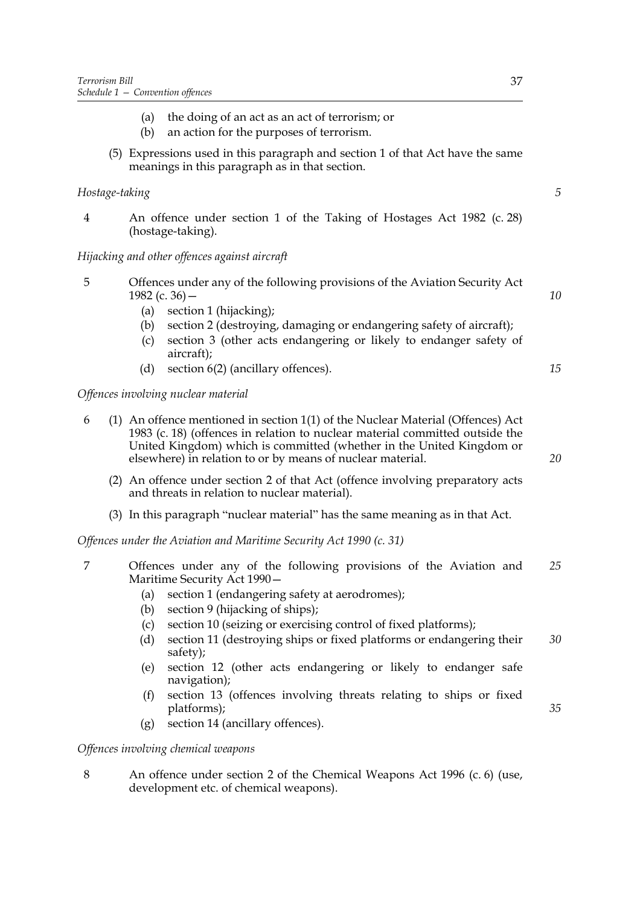(a) the doing of an act as an act of terrorism; or
(b) an action for the purposes of terrorism.

(5) Expressions used in this paragraph and section 1 of that Act have the same meanings in this paragraph as in that section.

*Hostage-taking*

4 An offence under section 1 of the Taking of Hostages Act 1982 (c. 28) (hostage-taking).

*Hijacking and other offences against aircraft*

5 Offences under any of the following provisions of the Aviation Security Act 1982 (c. 36)—
(a) section 1 (hijacking);
(b) section 2 (destroying, damaging or endangering safety of aircraft);
(c) section 3 (other acts endangering or likely to endanger safety of aircraft);
(d) section 6(2) (ancillary offences).

*Offences involving nuclear material*

6 (1) An offence mentioned in section 1(1) of the Nuclear Material (Offences) Act 1983 (c. 18) (offences in relation to nuclear material committed outside the United Kingdom) which is committed (whether in the United Kingdom or elsewhere) in relation to or by means of nuclear material.

(2) An offence under section 2 of that Act (offence involving preparatory acts and threats in relation to nuclear material).

(3) In this paragraph "nuclear material" has the same meaning as in that Act.

*Offences under the Aviation and Maritime Security Act 1990 (c. 31)*

7 Offences under any of the following provisions of the Aviation and Maritime Security Act 1990—
(a) section 1 (endangering safety at aerodromes);
(b) section 9 (hijacking of ships);
(c) section 10 (seizing or exercising control of fixed platforms);
(d) section 11 (destroying ships or fixed platforms or endangering their safety);
(e) section 12 (other acts endangering or likely to endanger safe navigation);
(f) section 13 (offences involving threats relating to ships or fixed platforms);
(g) section 14 (ancillary offences).

*Offences involving chemical weapons*

8 An offence under section 2 of the Chemical Weapons Act 1996 (c. 6) (use, development etc. of chemical weapons).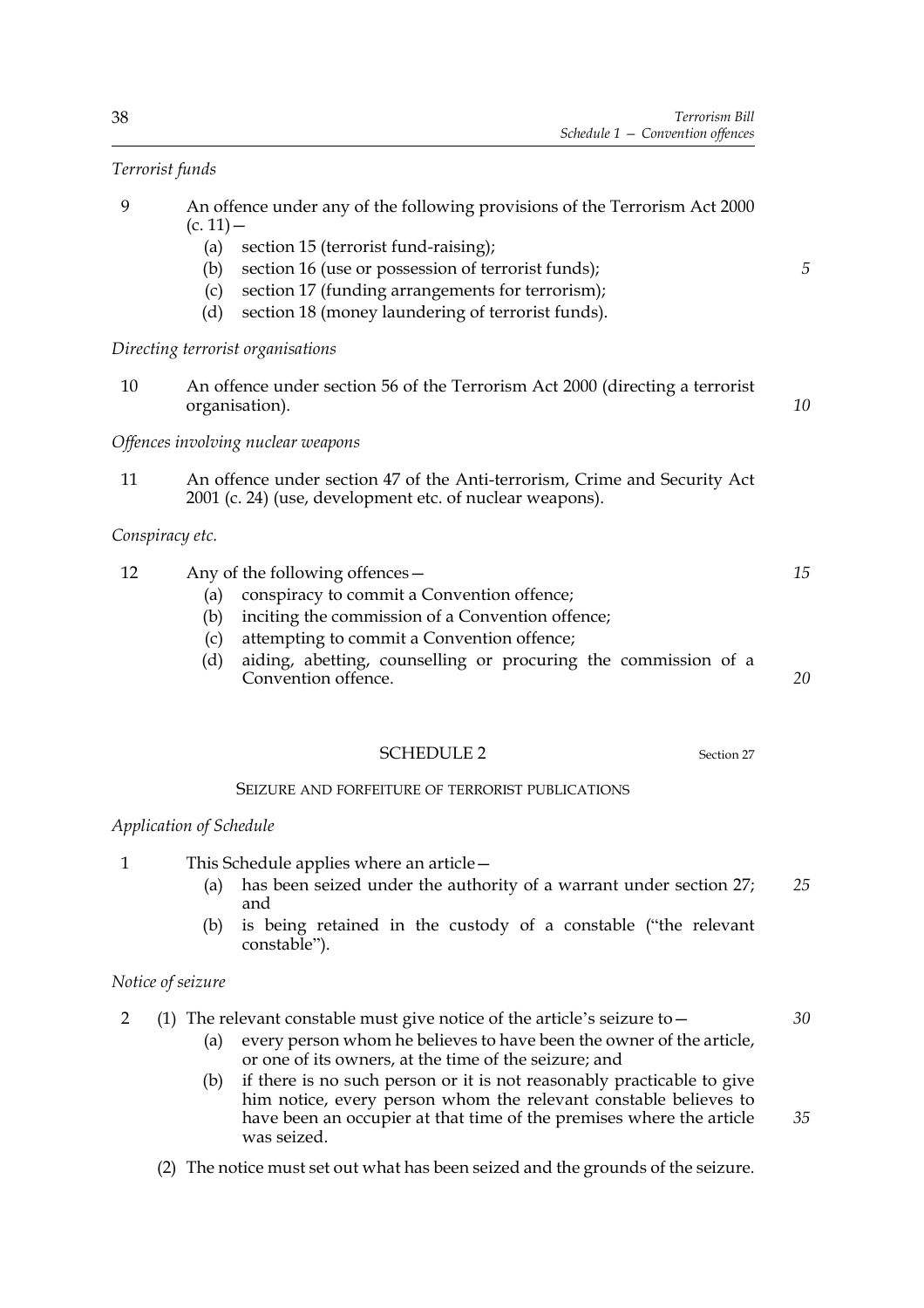*Terrorist funds*

9 An offence under any of the following provisions of the Terrorism Act 2000 (c. 11)—

  (a) section 15 (terrorist fund-raising);
  (b) section 16 (use or possession of terrorist funds);
  (c) section 17 (funding arrangements for terrorism);
  (d) section 18 (money laundering of terrorist funds).

*Directing terrorist organisations*

10 An offence under section 56 of the Terrorism Act 2000 (directing a terrorist organisation).

*Offences involving nuclear weapons*

11 An offence under section 47 of the Anti-terrorism, Crime and Security Act 2001 (c. 24) (use, development etc. of nuclear weapons).

*Conspiracy etc.*

12 Any of the following offences—

  (a) conspiracy to commit a Convention offence;
  (b) inciting the commission of a Convention offence;
  (c) attempting to commit a Convention offence;
  (d) aiding, abetting, counselling or procuring the commission of a Convention offence.

## SCHEDULE 2

Section 27

### SEIZURE AND FORFEITURE OF TERRORIST PUBLICATIONS

*Application of Schedule*

1 This Schedule applies where an article—

  (a) has been seized under the authority of a warrant under section 27; and
  (b) is being retained in the custody of a constable ("the relevant constable").

*Notice of seizure*

2 (1) The relevant constable must give notice of the article's seizure to—

  (a) every person whom he believes to have been the owner of the article, or one of its owners, at the time of the seizure; and
  (b) if there is no such person or it is not reasonably practicable to give him notice, every person whom the relevant constable believes to have been an occupier at that time of the premises where the article was seized.

(2) The notice must set out what has been seized and the grounds of the seizure.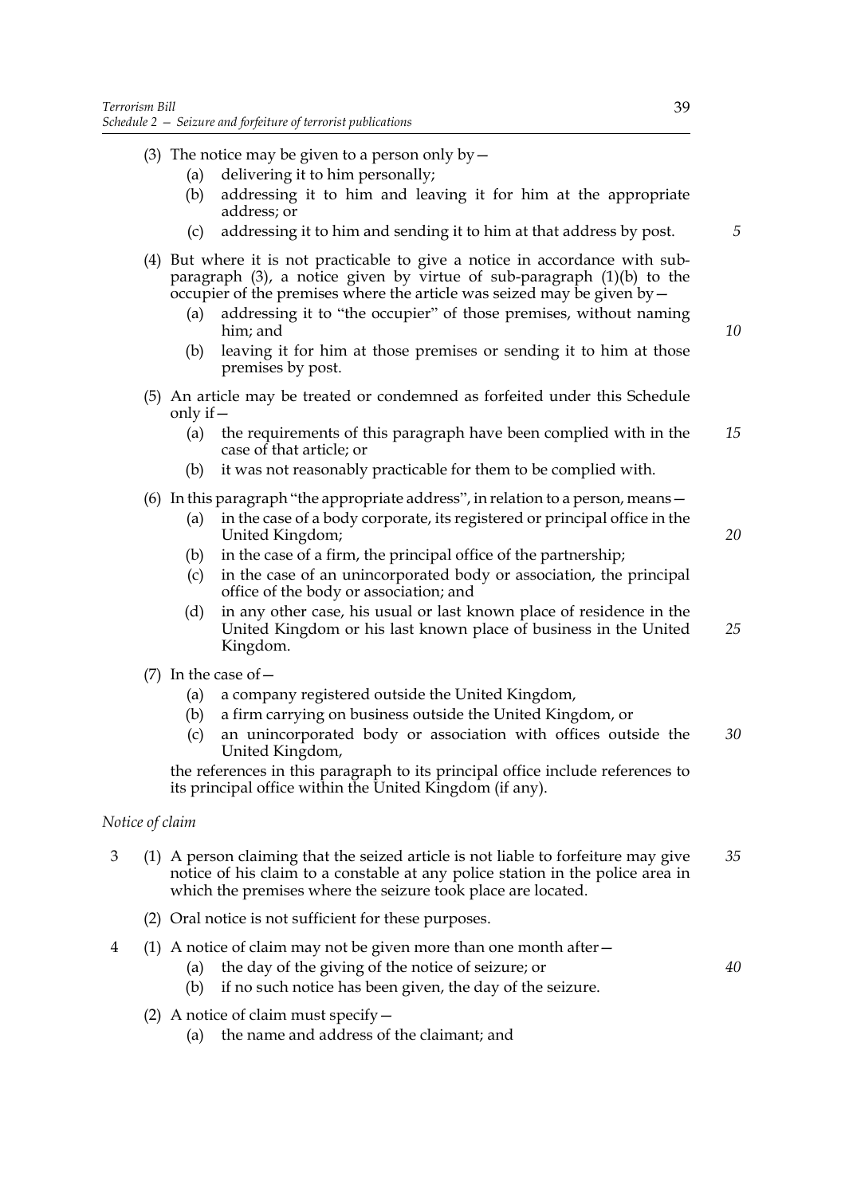(3) The notice may be given to a person only by—

   (a) delivering it to him personally;

   (b) addressing it to him and leaving it for him at the appropriate address; or

   (c) addressing it to him and sending it to him at that address by post.

(4) But where it is not practicable to give a notice in accordance with sub-paragraph (3), a notice given by virtue of sub-paragraph (1)(b) to the occupier of the premises where the article was seized may be given by—

   (a) addressing it to "the occupier" of those premises, without naming him; and

   (b) leaving it for him at those premises or sending it to him at those premises by post.

(5) An article may be treated or condemned as forfeited under this Schedule only if—

   (a) the requirements of this paragraph have been complied with in the case of that article; or

   (b) it was not reasonably practicable for them to be complied with.

(6) In this paragraph "the appropriate address", in relation to a person, means—

   (a) in the case of a body corporate, its registered or principal office in the United Kingdom;

   (b) in the case of a firm, the principal office of the partnership;

   (c) in the case of an unincorporated body or association, the principal office of the body or association; and

   (d) in any other case, his usual or last known place of residence in the United Kingdom or his last known place of business in the United Kingdom.

(7) In the case of—

   (a) a company registered outside the United Kingdom,

   (b) a firm carrying on business outside the United Kingdom, or

   (c) an unincorporated body or association with offices outside the United Kingdom,

the references in this paragraph to its principal office include references to its principal office within the United Kingdom (if any).

*Notice of claim*

3 (1) A person claiming that the seized article is not liable to forfeiture may give notice of his claim to a constable at any police station in the police area in which the premises where the seizure took place are located.

(2) Oral notice is not sufficient for these purposes.

4 (1) A notice of claim may not be given more than one month after—

   (a) the day of the giving of the notice of seizure; or

   (b) if no such notice has been given, the day of the seizure.

(2) A notice of claim must specify—

   (a) the name and address of the claimant; and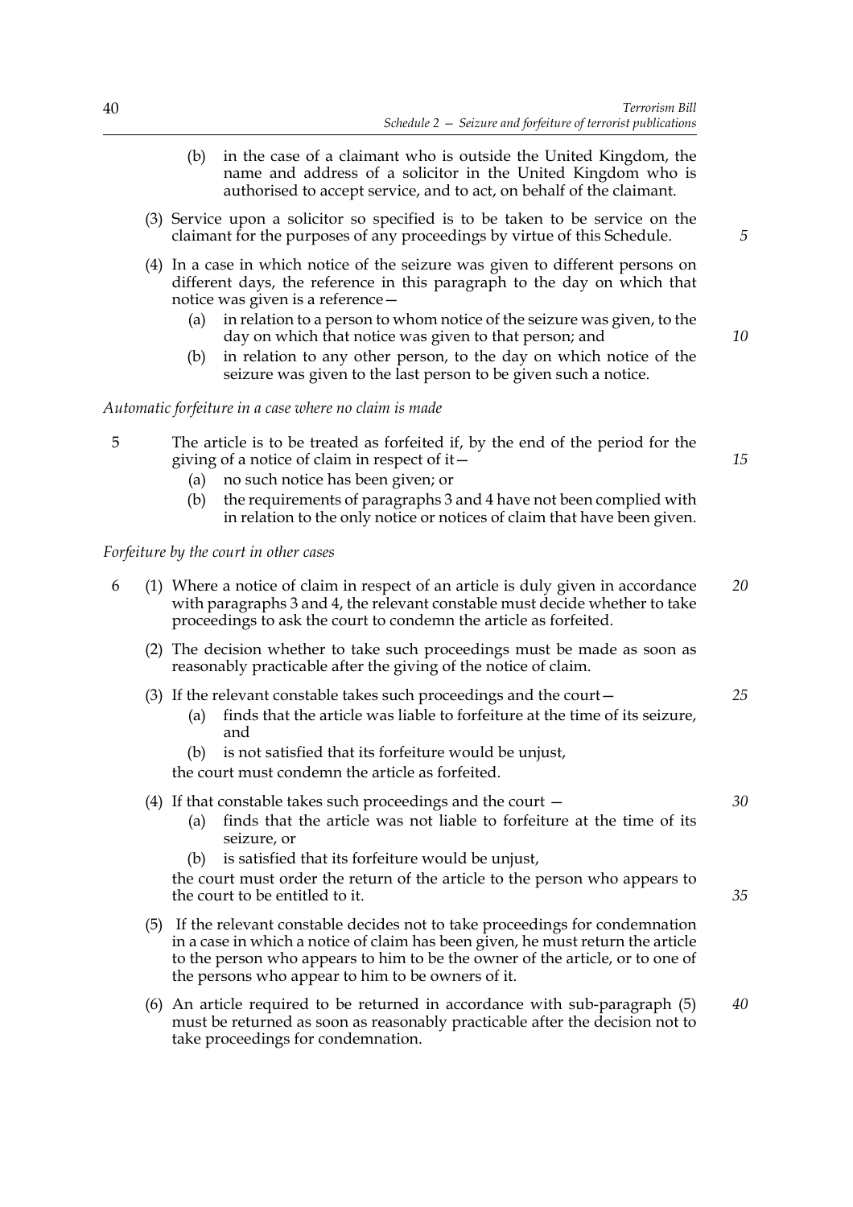(b) in the case of a claimant who is outside the United Kingdom, the name and address of a solicitor in the United Kingdom who is authorised to accept service, and to act, on behalf of the claimant.

(3) Service upon a solicitor so specified is to be taken to be service on the claimant for the purposes of any proceedings by virtue of this Schedule.

(4) In a case in which notice of the seizure was given to different persons on different days, the reference in this paragraph to the day on which that notice was given is a reference—

(a) in relation to a person to whom notice of the seizure was given, to the day on which that notice was given to that person; and

(b) in relation to any other person, to the day on which notice of the seizure was given to the last person to be given such a notice.

*Automatic forfeiture in a case where no claim is made*

5 The article is to be treated as forfeited if, by the end of the period for the giving of a notice of claim in respect of it—

(a) no such notice has been given; or

(b) the requirements of paragraphs 3 and 4 have not been complied with in relation to the only notice or notices of claim that have been given.

*Forfeiture by the court in other cases*

6 (1) Where a notice of claim in respect of an article is duly given in accordance with paragraphs 3 and 4, the relevant constable must decide whether to take proceedings to ask the court to condemn the article as forfeited.

(2) The decision whether to take such proceedings must be made as soon as reasonably practicable after the giving of the notice of claim.

(3) If the relevant constable takes such proceedings and the court—

(a) finds that the article was liable to forfeiture at the time of its seizure, and

(b) is not satisfied that its forfeiture would be unjust,

the court must condemn the article as forfeited.

(4) If that constable takes such proceedings and the court —

(a) finds that the article was not liable to forfeiture at the time of its seizure, or

(b) is satisfied that its forfeiture would be unjust,

the court must order the return of the article to the person who appears to the court to be entitled to it.

(5) If the relevant constable decides not to take proceedings for condemnation in a case in which a notice of claim has been given, he must return the article to the person who appears to him to be the owner of the article, or to one of the persons who appear to him to be owners of it.

(6) An article required to be returned in accordance with sub-paragraph (5) must be returned as soon as reasonably practicable after the decision not to take proceedings for condemnation.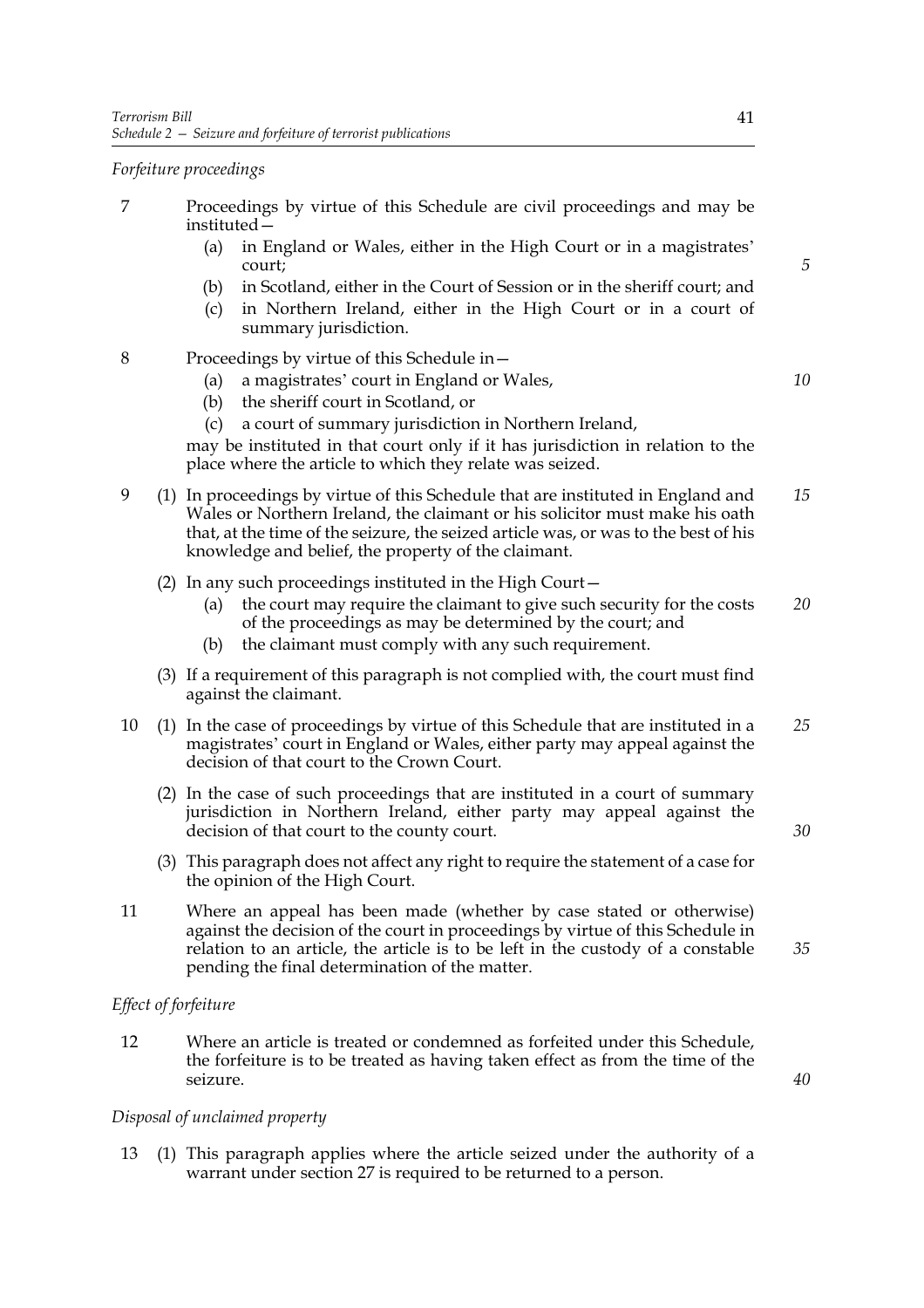*Forfeiture proceedings*

7 Proceedings by virtue of this Schedule are civil proceedings and may be instituted—

(a) in England or Wales, either in the High Court or in a magistrates' court;

(b) in Scotland, either in the Court of Session or in the sheriff court; and

(c) in Northern Ireland, either in the High Court or in a court of summary jurisdiction.

8 Proceedings by virtue of this Schedule in—

(a) a magistrates' court in England or Wales,

(b) the sheriff court in Scotland, or

(c) a court of summary jurisdiction in Northern Ireland,

may be instituted in that court only if it has jurisdiction in relation to the place where the article to which they relate was seized.

9 (1) In proceedings by virtue of this Schedule that are instituted in England and Wales or Northern Ireland, the claimant or his solicitor must make his oath that, at the time of the seizure, the seized article was, or was to the best of his knowledge and belief, the property of the claimant.

(2) In any such proceedings instituted in the High Court—

(a) the court may require the claimant to give such security for the costs of the proceedings as may be determined by the court; and

(b) the claimant must comply with any such requirement.

(3) If a requirement of this paragraph is not complied with, the court must find against the claimant.

10 (1) In the case of proceedings by virtue of this Schedule that are instituted in a magistrates' court in England or Wales, either party may appeal against the decision of that court to the Crown Court.

(2) In the case of such proceedings that are instituted in a court of summary jurisdiction in Northern Ireland, either party may appeal against the decision of that court to the county court.

(3) This paragraph does not affect any right to require the statement of a case for the opinion of the High Court.

11 Where an appeal has been made (whether by case stated or otherwise) against the decision of the court in proceedings by virtue of this Schedule in relation to an article, the article is to be left in the custody of a constable pending the final determination of the matter.

*Effect of forfeiture*

12 Where an article is treated or condemned as forfeited under this Schedule, the forfeiture is to be treated as having taken effect as from the time of the seizure.

*Disposal of unclaimed property*

13 (1) This paragraph applies where the article seized under the authority of a warrant under section 27 is required to be returned to a person.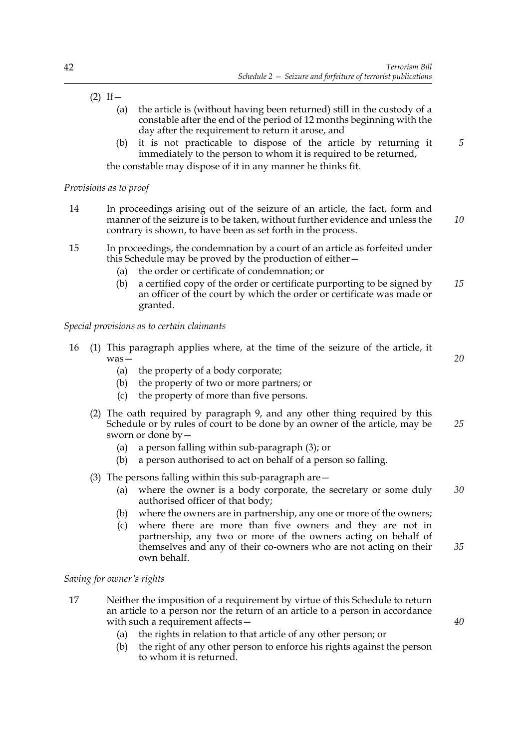(2) If—

- (a) the article is (without having been returned) still in the custody of a constable after the end of the period of 12 months beginning with the day after the requirement to return it arose, and
- (b) it is not practicable to dispose of the article by returning it immediately to the person to whom it is required to be returned,

the constable may dispose of it in any manner he thinks fit.

*Provisions as to proof*

14 In proceedings arising out of the seizure of an article, the fact, form and manner of the seizure is to be taken, without further evidence and unless the contrary is shown, to have been as set forth in the process.

15 In proceedings, the condemnation by a court of an article as forfeited under this Schedule may be proved by the production of either—

- (a) the order or certificate of condemnation; or
- (b) a certified copy of the order or certificate purporting to be signed by an officer of the court by which the order or certificate was made or granted.

*Special provisions as to certain claimants*

16 (1) This paragraph applies where, at the time of the seizure of the article, it was—

- (a) the property of a body corporate;
- (b) the property of two or more partners; or
- (c) the property of more than five persons.

(2) The oath required by paragraph 9, and any other thing required by this Schedule or by rules of court to be done by an owner of the article, may be sworn or done by—

- (a) a person falling within sub-paragraph (3); or
- (b) a person authorised to act on behalf of a person so falling.

(3) The persons falling within this sub-paragraph are—

- (a) where the owner is a body corporate, the secretary or some duly authorised officer of that body;
- (b) where the owners are in partnership, any one or more of the owners;
- (c) where there are more than five owners and they are not in partnership, any two or more of the owners acting on behalf of themselves and any of their co-owners who are not acting on their own behalf.

*Saving for owner's rights*

17 Neither the imposition of a requirement by virtue of this Schedule to return an article to a person nor the return of an article to a person in accordance with such a requirement affects—

- (a) the rights in relation to that article of any other person; or
- (b) the right of any other person to enforce his rights against the person to whom it is returned.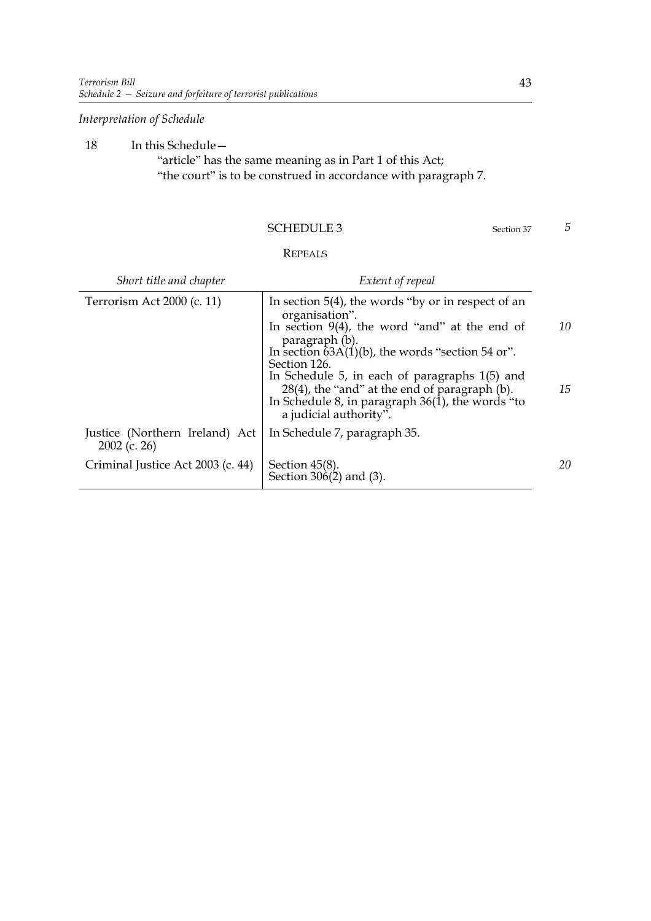*Interpretation of Schedule*

18 In this Schedule—

"article" has the same meaning as in Part 1 of this Act;

"the court" is to be construed in accordance with paragraph 7.

## SCHEDULE 3

Section 37

### REPEALS

| *Short title and chapter* | *Extent of repeal* |
|---|---|
| Terrorism Act 2000 (c. 11) | In section 5(4), the words "by or in respect of an organisation".<br>In section 9(4), the word "and" at the end of paragraph (b).<br>In section 63A(1)(b), the words "section 54 or".<br>Section 126.<br>In Schedule 5, in each of paragraphs 1(5) and 28(4), the "and" at the end of paragraph (b).<br>In Schedule 8, in paragraph 36(1), the words "to a judicial authority". |
| Justice (Northern Ireland) Act 2002 (c. 26) | In Schedule 7, paragraph 35. |
| Criminal Justice Act 2003 (c. 44) | Section 45(8).<br>Section 306(2) and (3). |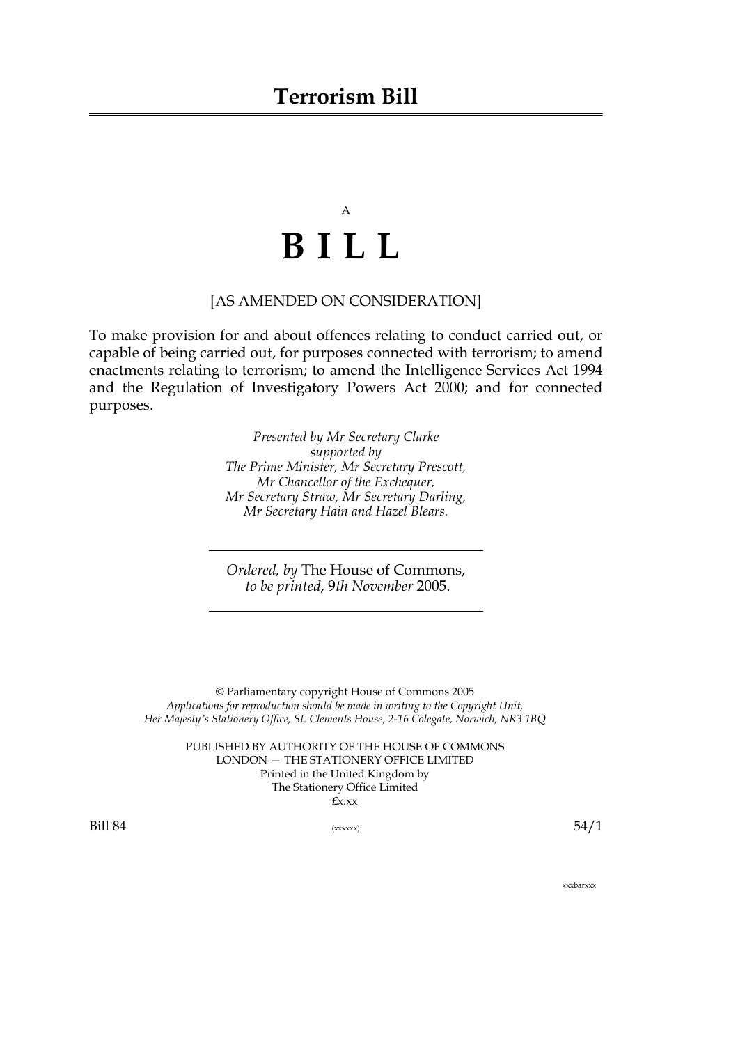# Terrorism Bill

A

# B I L L

[AS AMENDED ON CONSIDERATION]

To make provision for and about offences relating to conduct carried out, or capable of being carried out, for purposes connected with terrorism; to amend enactments relating to terrorism; to amend the Intelligence Services Act 1994 and the Regulation of Investigatory Powers Act 2000; and for connected purposes.

*Presented by Mr Secretary Clarke*
*supported by*
*The Prime Minister, Mr Secretary Prescott,*
*Mr Chancellor of the Exchequer,*
*Mr Secretary Straw, Mr Secretary Darling,*
*Mr Secretary Hain and Hazel Blears.*

---

*Ordered, by* The House of Commons,
*to be printed*, 9*th November* 2005.

---

© Parliamentary copyright House of Commons 2005
*Applications for reproduction should be made in writing to the Copyright Unit,*
*Her Majesty's Stationery Office, St. Clements House, 2-16 Colegate, Norwich, NR3 1BQ*

PUBLISHED BY AUTHORITY OF THE HOUSE OF COMMONS
LONDON — THE STATIONERY OFFICE LIMITED
Printed in the United Kingdom by
The Stationery Office Limited
£x.xx

Bill 84 (xxxxxx) 54/1

xxxbarxxx